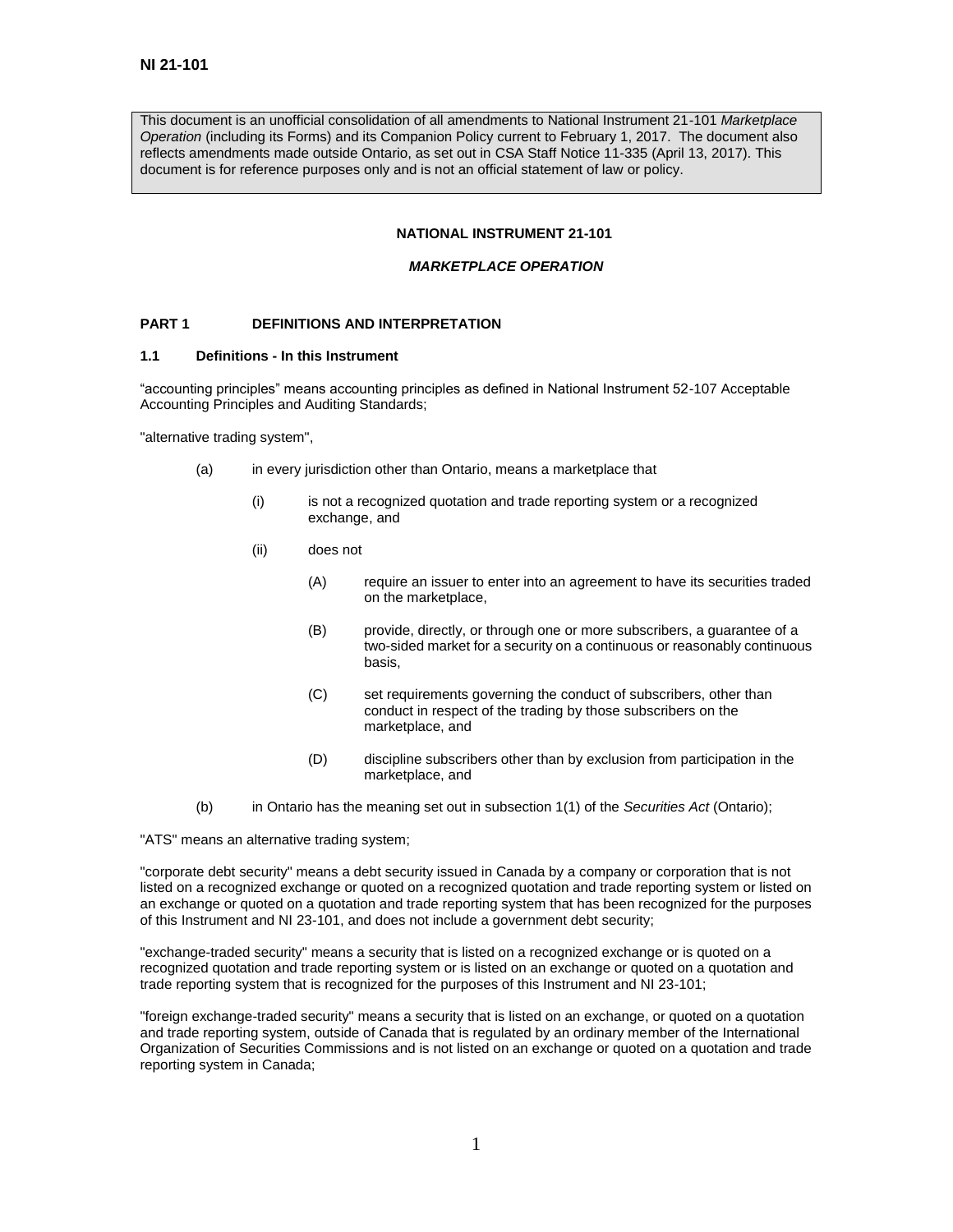This document is an unofficial consolidation of all amendments to National Instrument 21-101 *Marketplace Operation* (including its Forms) and its Companion Policy current to February 1, 2017. The document also reflects amendments made outside Ontario, as set out in CSA Staff Notice 11-335 (April 13, 2017). This document is for reference purposes only and is not an official statement of law or policy.

# NATIONAL INSTRUMENT 21-101

## *MARKETPLACE OPERATION*

## PART 1 DEFINITIONS AND INTERPRETATION

### 1.1 Definitions - In this Instrument

"accounting principles" means accounting principles as defined in National Instrument 52-107 Acceptable Accounting Principles and Auditing Standards;

"alternative trading system",

- (a) in every jurisdiction other than Ontario, means a marketplace that
  - (i) is not a recognized quotation and trade reporting system or a recognized exchange, and
  - (ii) does not
    - (A) require an issuer to enter into an agreement to have its securities traded on the marketplace,
    - (B) provide, directly, or through one or more subscribers, a guarantee of a two-sided market for a security on a continuous or reasonably continuous basis,
    - (C) set requirements governing the conduct of subscribers, other than conduct in respect of the trading by those subscribers on the marketplace, and
    - (D) discipline subscribers other than by exclusion from participation in the marketplace, and
- (b) in Ontario has the meaning set out in subsection 1(1) of the *Securities Act* (Ontario);

"ATS" means an alternative trading system;

"corporate debt security" means a debt security issued in Canada by a company or corporation that is not listed on a recognized exchange or quoted on a recognized quotation and trade reporting system or listed on an exchange or quoted on a quotation and trade reporting system that has been recognized for the purposes of this Instrument and NI 23-101, and does not include a government debt security;

"exchange-traded security" means a security that is listed on a recognized exchange or is quoted on a recognized quotation and trade reporting system or is listed on an exchange or quoted on a quotation and trade reporting system that is recognized for the purposes of this Instrument and NI 23-101;

"foreign exchange-traded security" means a security that is listed on an exchange, or quoted on a quotation and trade reporting system, outside of Canada that is regulated by an ordinary member of the International Organization of Securities Commissions and is not listed on an exchange or quoted on a quotation and trade reporting system in Canada;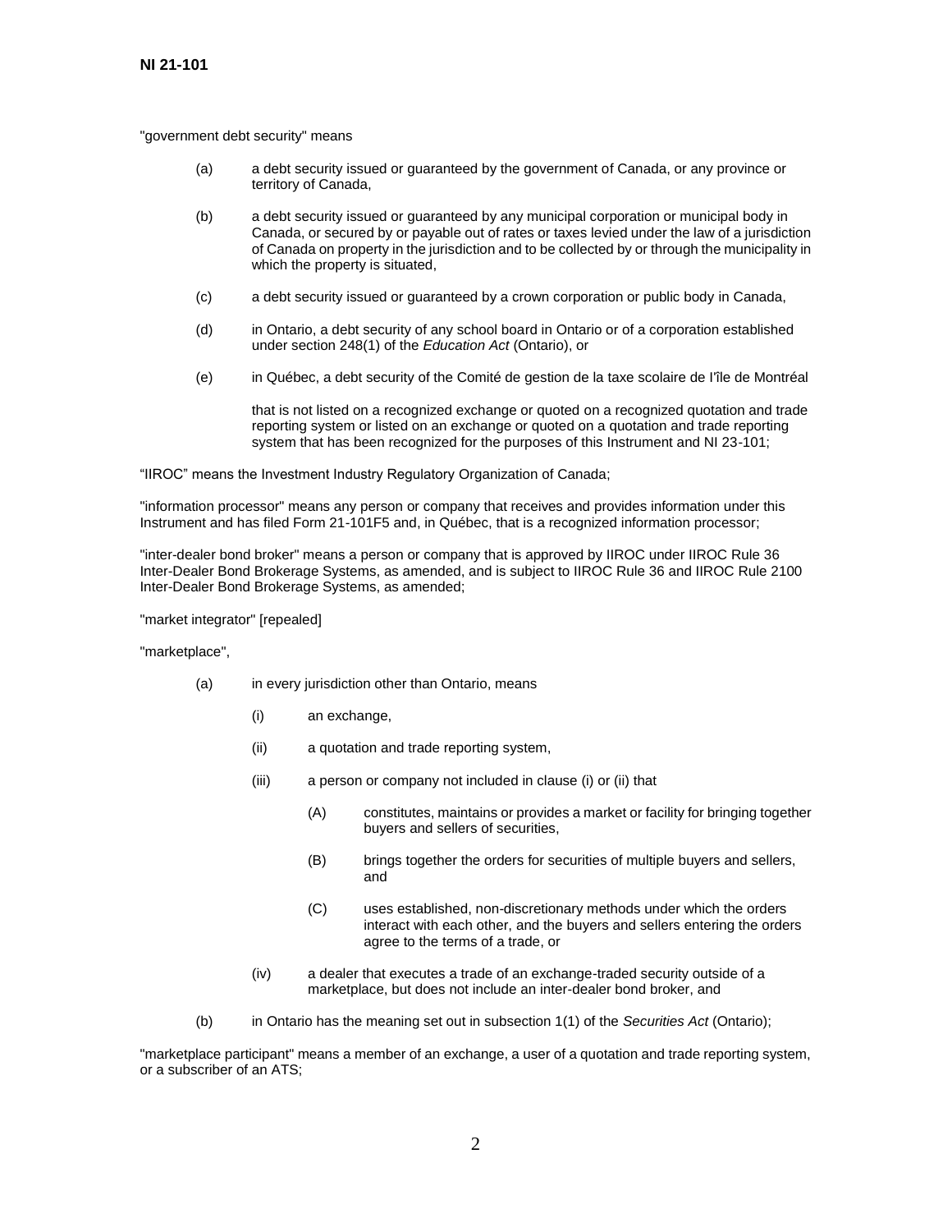"government debt security" means

(a) a debt security issued or guaranteed by the government of Canada, or any province or territory of Canada,

(b) a debt security issued or guaranteed by any municipal corporation or municipal body in Canada, or secured by or payable out of rates or taxes levied under the law of a jurisdiction of Canada on property in the jurisdiction and to be collected by or through the municipality in which the property is situated,

(c) a debt security issued or guaranteed by a crown corporation or public body in Canada,

(d) in Ontario, a debt security of any school board in Ontario or of a corporation established under section 248(1) of the *Education Act* (Ontario), or

(e) in Québec, a debt security of the Comité de gestion de la taxe scolaire de l'île de Montréal

that is not listed on a recognized exchange or quoted on a recognized quotation and trade reporting system or listed on an exchange or quoted on a quotation and trade reporting system that has been recognized for the purposes of this Instrument and NI 23-101;

"IIROC" means the Investment Industry Regulatory Organization of Canada;

"information processor" means any person or company that receives and provides information under this Instrument and has filed Form 21-101F5 and, in Québec, that is a recognized information processor;

"inter-dealer bond broker" means a person or company that is approved by IIROC under IIROC Rule 36 Inter-Dealer Bond Brokerage Systems, as amended, and is subject to IIROC Rule 36 and IIROC Rule 2100 Inter-Dealer Bond Brokerage Systems, as amended;

"market integrator" [repealed]

"marketplace",

(a) in every jurisdiction other than Ontario, means

(i) an exchange,

(ii) a quotation and trade reporting system,

(iii) a person or company not included in clause (i) or (ii) that

(A) constitutes, maintains or provides a market or facility for bringing together buyers and sellers of securities,

(B) brings together the orders for securities of multiple buyers and sellers, and

(C) uses established, non-discretionary methods under which the orders interact with each other, and the buyers and sellers entering the orders agree to the terms of a trade, or

(iv) a dealer that executes a trade of an exchange-traded security outside of a marketplace, but does not include an inter-dealer bond broker, and

(b) in Ontario has the meaning set out in subsection 1(1) of the *Securities Act* (Ontario);

"marketplace participant" means a member of an exchange, a user of a quotation and trade reporting system, or a subscriber of an ATS;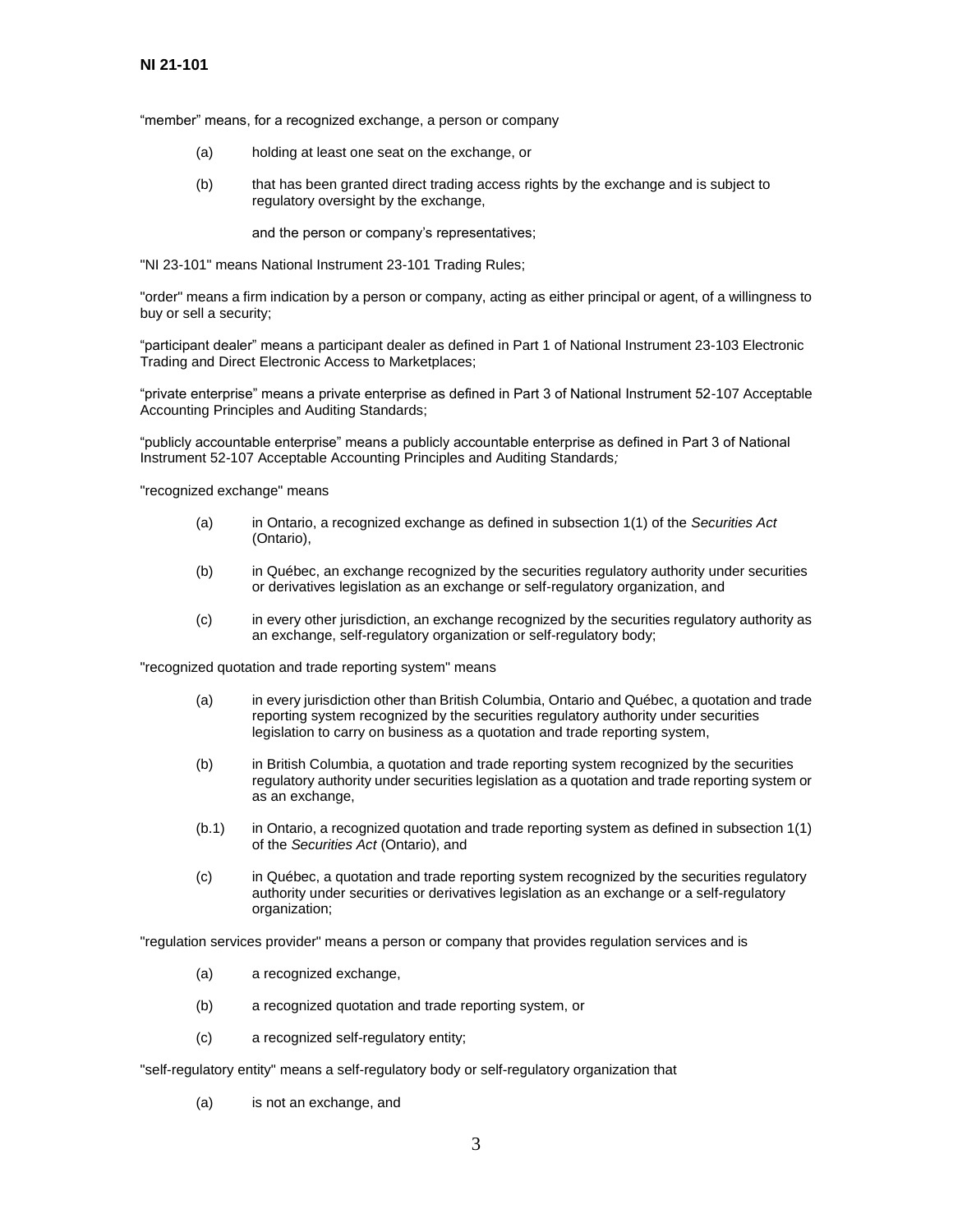"member" means, for a recognized exchange, a person or company

(a) holding at least one seat on the exchange, or

(b) that has been granted direct trading access rights by the exchange and is subject to regulatory oversight by the exchange,

and the person or company's representatives;

"NI 23-101" means National Instrument 23-101 Trading Rules;

"order" means a firm indication by a person or company, acting as either principal or agent, of a willingness to buy or sell a security;

"participant dealer" means a participant dealer as defined in Part 1 of National Instrument 23-103 Electronic Trading and Direct Electronic Access to Marketplaces;

"private enterprise" means a private enterprise as defined in Part 3 of National Instrument 52-107 Acceptable Accounting Principles and Auditing Standards;

"publicly accountable enterprise" means a publicly accountable enterprise as defined in Part 3 of National Instrument 52-107 Acceptable Accounting Principles and Auditing Standards;

"recognized exchange" means

(a) in Ontario, a recognized exchange as defined in subsection 1(1) of the *Securities Act* (Ontario),

(b) in Québec, an exchange recognized by the securities regulatory authority under securities or derivatives legislation as an exchange or self-regulatory organization, and

(c) in every other jurisdiction, an exchange recognized by the securities regulatory authority as an exchange, self-regulatory organization or self-regulatory body;

"recognized quotation and trade reporting system" means

(a) in every jurisdiction other than British Columbia, Ontario and Québec, a quotation and trade reporting system recognized by the securities regulatory authority under securities legislation to carry on business as a quotation and trade reporting system,

(b) in British Columbia, a quotation and trade reporting system recognized by the securities regulatory authority under securities legislation as a quotation and trade reporting system or as an exchange,

(b.1) in Ontario, a recognized quotation and trade reporting system as defined in subsection 1(1) of the *Securities Act* (Ontario), and

(c) in Québec, a quotation and trade reporting system recognized by the securities regulatory authority under securities or derivatives legislation as an exchange or a self-regulatory organization;

"regulation services provider" means a person or company that provides regulation services and is

(a) a recognized exchange,

(b) a recognized quotation and trade reporting system, or

(c) a recognized self-regulatory entity;

"self-regulatory entity" means a self-regulatory body or self-regulatory organization that

(a) is not an exchange, and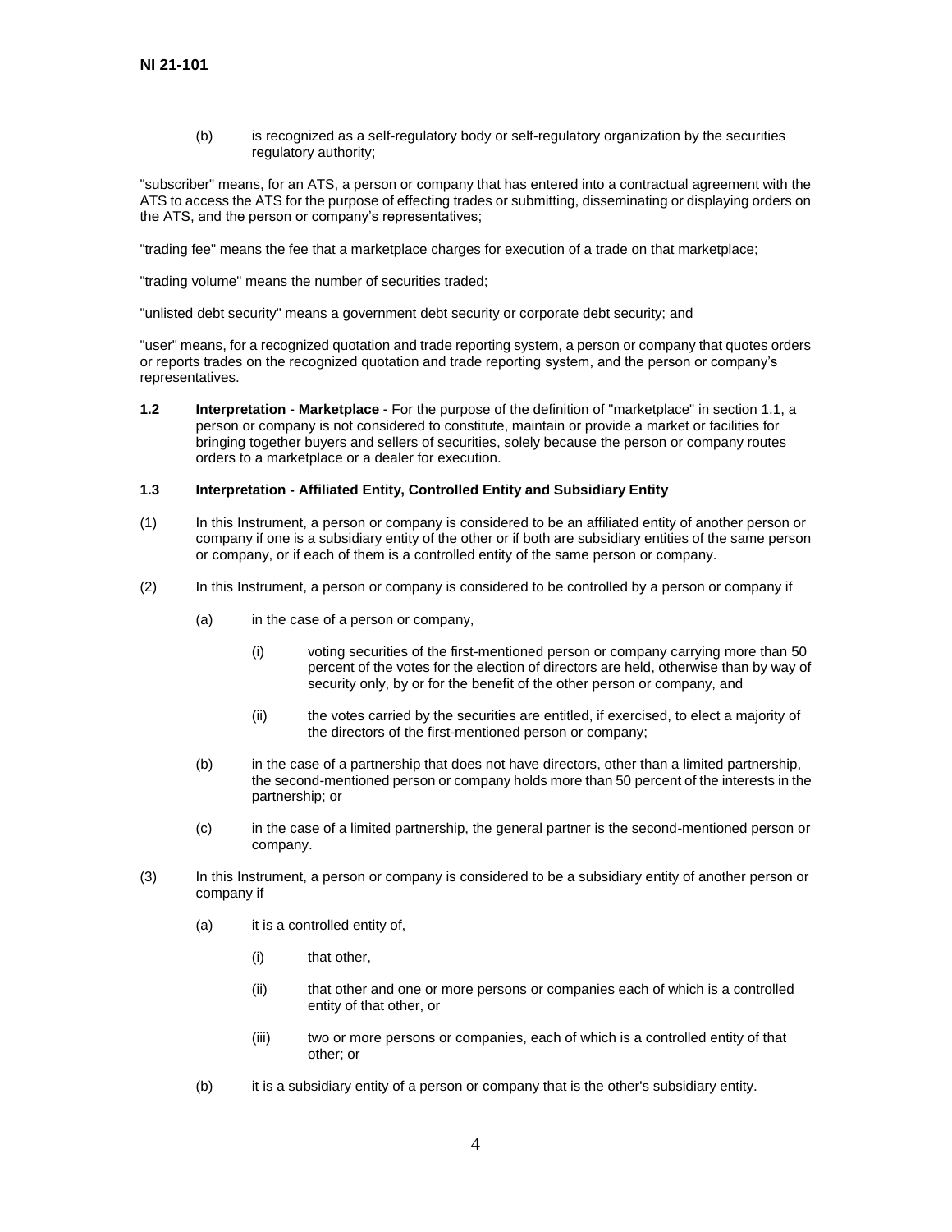(b) is recognized as a self-regulatory body or self-regulatory organization by the securities regulatory authority;

"subscriber" means, for an ATS, a person or company that has entered into a contractual agreement with the ATS to access the ATS for the purpose of effecting trades or submitting, disseminating or displaying orders on the ATS, and the person or company's representatives;

"trading fee" means the fee that a marketplace charges for execution of a trade on that marketplace;

"trading volume" means the number of securities traded;

"unlisted debt security" means a government debt security or corporate debt security; and

"user" means, for a recognized quotation and trade reporting system, a person or company that quotes orders or reports trades on the recognized quotation and trade reporting system, and the person or company's representatives.

**1.2 Interpretation - Marketplace -** For the purpose of the definition of "marketplace" in section 1.1, a person or company is not considered to constitute, maintain or provide a market or facilities for bringing together buyers and sellers of securities, solely because the person or company routes orders to a marketplace or a dealer for execution.

**1.3 Interpretation - Affiliated Entity, Controlled Entity and Subsidiary Entity**

(1) In this Instrument, a person or company is considered to be an affiliated entity of another person or company if one is a subsidiary entity of the other or if both are subsidiary entities of the same person or company, or if each of them is a controlled entity of the same person or company.

(2) In this Instrument, a person or company is considered to be controlled by a person or company if

(a) in the case of a person or company,

(i) voting securities of the first-mentioned person or company carrying more than 50 percent of the votes for the election of directors are held, otherwise than by way of security only, by or for the benefit of the other person or company, and

(ii) the votes carried by the securities are entitled, if exercised, to elect a majority of the directors of the first-mentioned person or company;

(b) in the case of a partnership that does not have directors, other than a limited partnership, the second-mentioned person or company holds more than 50 percent of the interests in the partnership; or

(c) in the case of a limited partnership, the general partner is the second-mentioned person or company.

(3) In this Instrument, a person or company is considered to be a subsidiary entity of another person or company if

(a) it is a controlled entity of,

(i) that other,

(ii) that other and one or more persons or companies each of which is a controlled entity of that other, or

(iii) two or more persons or companies, each of which is a controlled entity of that other; or

(b) it is a subsidiary entity of a person or company that is the other's subsidiary entity.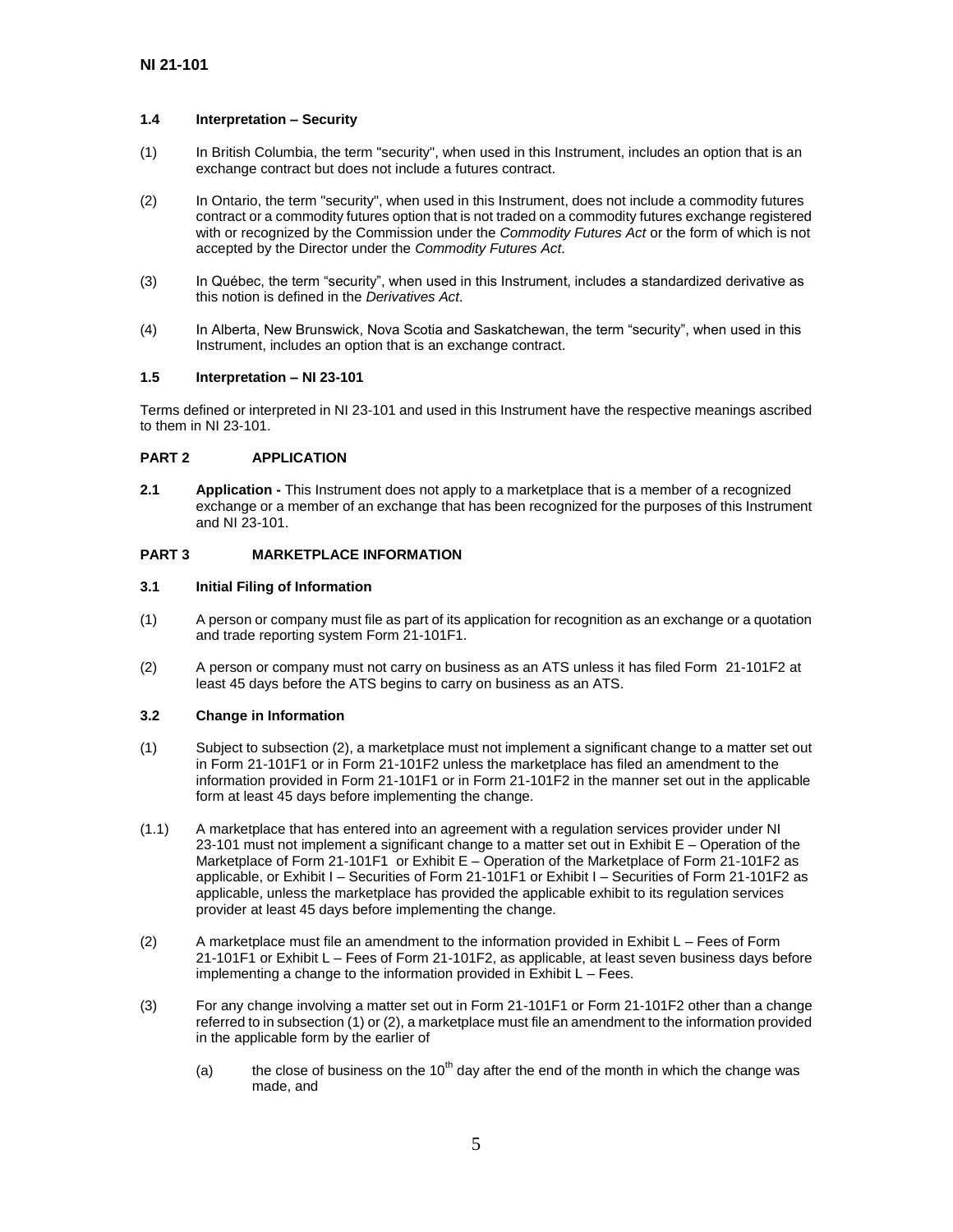### 1.4 Interpretation – Security

(1) In British Columbia, the term "security", when used in this Instrument, includes an option that is an exchange contract but does not include a futures contract.

(2) In Ontario, the term "security", when used in this Instrument, does not include a commodity futures contract or a commodity futures option that is not traded on a commodity futures exchange registered with or recognized by the Commission under the *Commodity Futures Act* or the form of which is not accepted by the Director under the *Commodity Futures Act*.

(3) In Québec, the term "security", when used in this Instrument, includes a standardized derivative as this notion is defined in the *Derivatives Act*.

(4) In Alberta, New Brunswick, Nova Scotia and Saskatchewan, the term "security", when used in this Instrument, includes an option that is an exchange contract.

### 1.5 Interpretation – NI 23-101

Terms defined or interpreted in NI 23-101 and used in this Instrument have the respective meanings ascribed to them in NI 23-101.

## PART 2 APPLICATION

**2.1 Application -** This Instrument does not apply to a marketplace that is a member of a recognized exchange or a member of an exchange that has been recognized for the purposes of this Instrument and NI 23-101.

## PART 3 MARKETPLACE INFORMATION

### 3.1 Initial Filing of Information

(1) A person or company must file as part of its application for recognition as an exchange or a quotation and trade reporting system Form 21-101F1.

(2) A person or company must not carry on business as an ATS unless it has filed Form 21-101F2 at least 45 days before the ATS begins to carry on business as an ATS.

### 3.2 Change in Information

(1) Subject to subsection (2), a marketplace must not implement a significant change to a matter set out in Form 21-101F1 or in Form 21-101F2 unless the marketplace has filed an amendment to the information provided in Form 21-101F1 or in Form 21-101F2 in the manner set out in the applicable form at least 45 days before implementing the change.

(1.1) A marketplace that has entered into an agreement with a regulation services provider under NI 23-101 must not implement a significant change to a matter set out in Exhibit E – Operation of the Marketplace of Form 21-101F1 or Exhibit E – Operation of the Marketplace of Form 21-101F2 as applicable, or Exhibit I – Securities of Form 21-101F1 or Exhibit I – Securities of Form 21-101F2 as applicable, unless the marketplace has provided the applicable exhibit to its regulation services provider at least 45 days before implementing the change.

(2) A marketplace must file an amendment to the information provided in Exhibit L – Fees of Form 21-101F1 or Exhibit L – Fees of Form 21-101F2, as applicable, at least seven business days before implementing a change to the information provided in Exhibit L – Fees.

(3) For any change involving a matter set out in Form 21-101F1 or Form 21-101F2 other than a change referred to in subsection (1) or (2), a marketplace must file an amendment to the information provided in the applicable form by the earlier of

(a) the close of business on the 10th day after the end of the month in which the change was made, and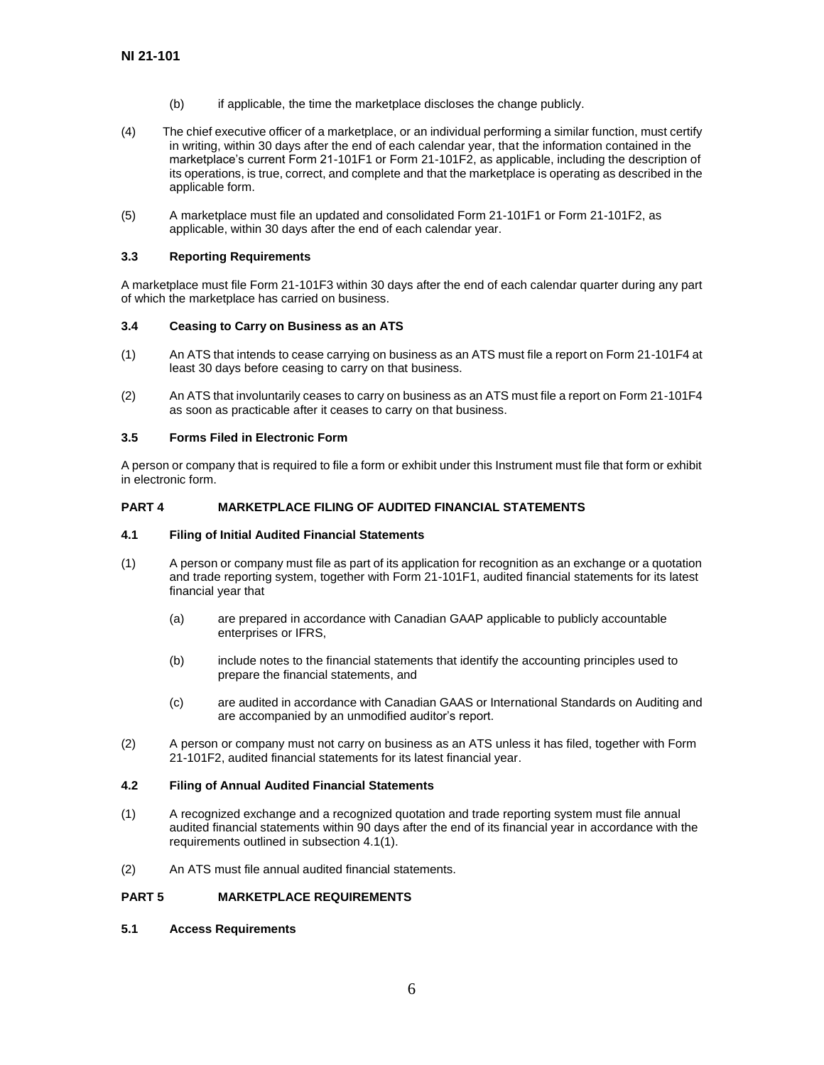(b) if applicable, the time the marketplace discloses the change publicly.

(4) The chief executive officer of a marketplace, or an individual performing a similar function, must certify in writing, within 30 days after the end of each calendar year, that the information contained in the marketplace's current Form 21-101F1 or Form 21-101F2, as applicable, including the description of its operations, is true, correct, and complete and that the marketplace is operating as described in the applicable form.

(5) A marketplace must file an updated and consolidated Form 21-101F1 or Form 21-101F2, as applicable, within 30 days after the end of each calendar year.

### 3.3 Reporting Requirements

A marketplace must file Form 21-101F3 within 30 days after the end of each calendar quarter during any part of which the marketplace has carried on business.

### 3.4 Ceasing to Carry on Business as an ATS

(1) An ATS that intends to cease carrying on business as an ATS must file a report on Form 21-101F4 at least 30 days before ceasing to carry on that business.

(2) An ATS that involuntarily ceases to carry on business as an ATS must file a report on Form 21-101F4 as soon as practicable after it ceases to carry on that business.

### 3.5 Forms Filed in Electronic Form

A person or company that is required to file a form or exhibit under this Instrument must file that form or exhibit in electronic form.

## PART 4 MARKETPLACE FILING OF AUDITED FINANCIAL STATEMENTS

### 4.1 Filing of Initial Audited Financial Statements

(1) A person or company must file as part of its application for recognition as an exchange or a quotation and trade reporting system, together with Form 21-101F1, audited financial statements for its latest financial year that

(a) are prepared in accordance with Canadian GAAP applicable to publicly accountable enterprises or IFRS,

(b) include notes to the financial statements that identify the accounting principles used to prepare the financial statements, and

(c) are audited in accordance with Canadian GAAS or International Standards on Auditing and are accompanied by an unmodified auditor's report.

(2) A person or company must not carry on business as an ATS unless it has filed, together with Form 21-101F2, audited financial statements for its latest financial year.

### 4.2 Filing of Annual Audited Financial Statements

(1) A recognized exchange and a recognized quotation and trade reporting system must file annual audited financial statements within 90 days after the end of its financial year in accordance with the requirements outlined in subsection 4.1(1).

(2) An ATS must file annual audited financial statements.

## PART 5 MARKETPLACE REQUIREMENTS

### 5.1 Access Requirements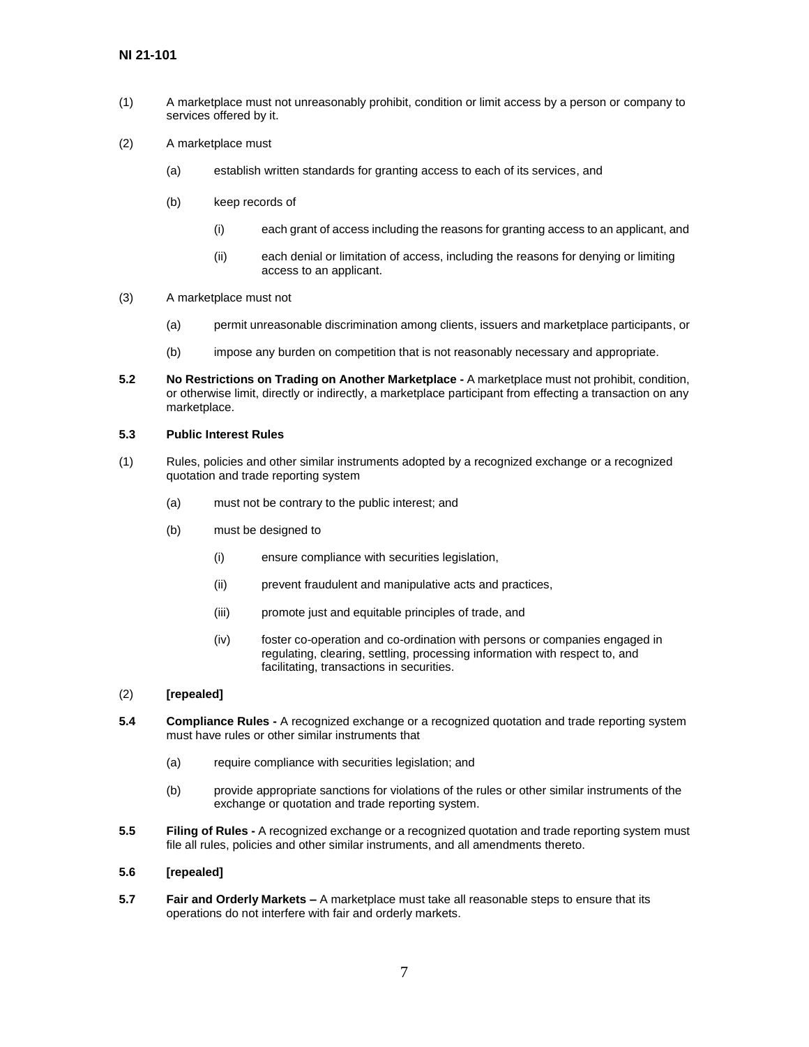(1) A marketplace must not unreasonably prohibit, condition or limit access by a person or company to services offered by it.

(2) A marketplace must

(a) establish written standards for granting access to each of its services, and

(b) keep records of

(i) each grant of access including the reasons for granting access to an applicant, and

(ii) each denial or limitation of access, including the reasons for denying or limiting access to an applicant.

(3) A marketplace must not

(a) permit unreasonable discrimination among clients, issuers and marketplace participants, or

(b) impose any burden on competition that is not reasonably necessary and appropriate.

**5.2 No Restrictions on Trading on Another Marketplace -** A marketplace must not prohibit, condition, or otherwise limit, directly or indirectly, a marketplace participant from effecting a transaction on any marketplace.

**5.3 Public Interest Rules**

(1) Rules, policies and other similar instruments adopted by a recognized exchange or a recognized quotation and trade reporting system

(a) must not be contrary to the public interest; and

(b) must be designed to

(i) ensure compliance with securities legislation,

(ii) prevent fraudulent and manipulative acts and practices,

(iii) promote just and equitable principles of trade, and

(iv) foster co-operation and co-ordination with persons or companies engaged in regulating, clearing, settling, processing information with respect to, and facilitating, transactions in securities.

(2) **[repealed]**

**5.4 Compliance Rules -** A recognized exchange or a recognized quotation and trade reporting system must have rules or other similar instruments that

(a) require compliance with securities legislation; and

(b) provide appropriate sanctions for violations of the rules or other similar instruments of the exchange or quotation and trade reporting system.

**5.5 Filing of Rules -** A recognized exchange or a recognized quotation and trade reporting system must file all rules, policies and other similar instruments, and all amendments thereto.

**5.6 [repealed]**

**5.7 Fair and Orderly Markets –** A marketplace must take all reasonable steps to ensure that its operations do not interfere with fair and orderly markets.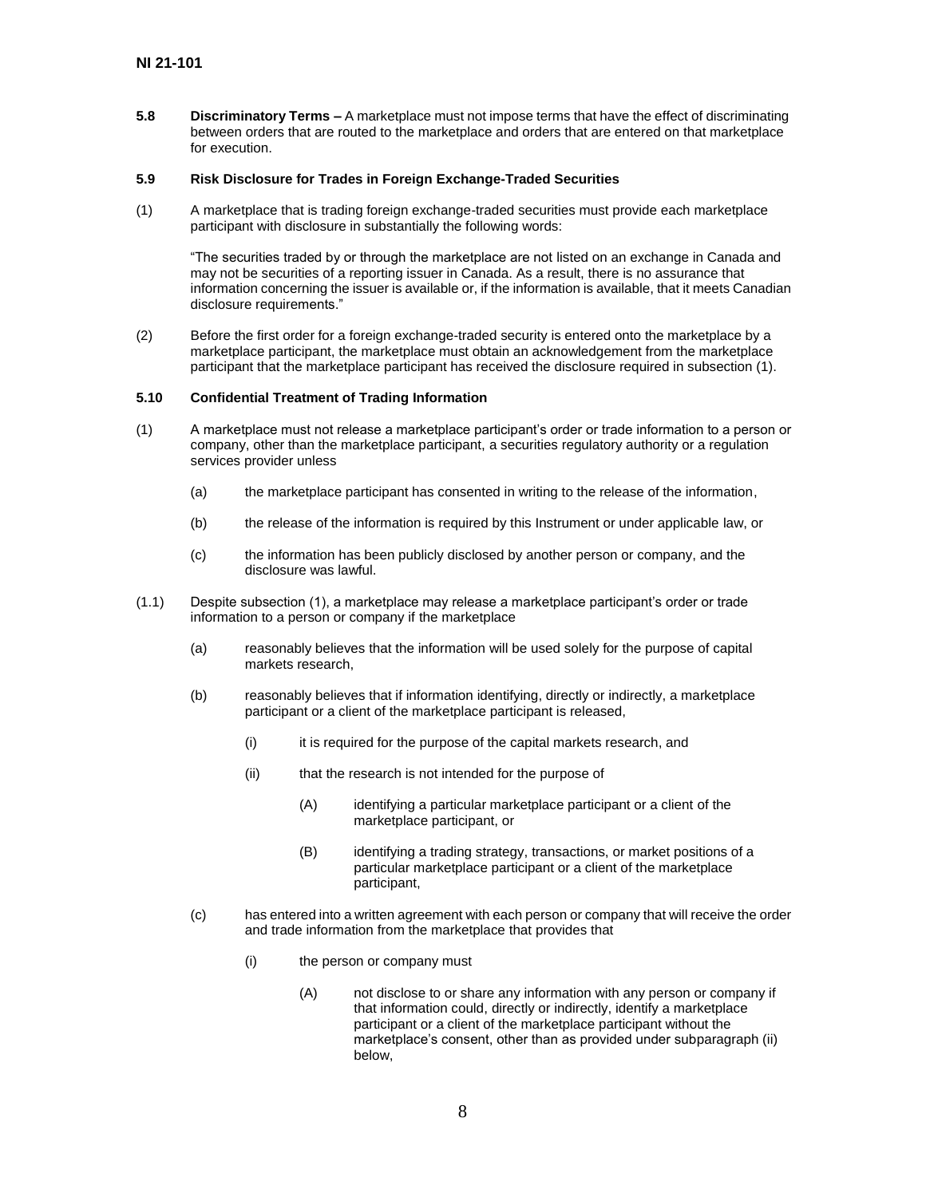**5.8 Discriminatory Terms –** A marketplace must not impose terms that have the effect of discriminating between orders that are routed to the marketplace and orders that are entered on that marketplace for execution.

**5.9 Risk Disclosure for Trades in Foreign Exchange-Traded Securities**

(1) A marketplace that is trading foreign exchange-traded securities must provide each marketplace participant with disclosure in substantially the following words:

"The securities traded by or through the marketplace are not listed on an exchange in Canada and may not be securities of a reporting issuer in Canada. As a result, there is no assurance that information concerning the issuer is available or, if the information is available, that it meets Canadian disclosure requirements."

(2) Before the first order for a foreign exchange-traded security is entered onto the marketplace by a marketplace participant, the marketplace must obtain an acknowledgement from the marketplace participant that the marketplace participant has received the disclosure required in subsection (1).

**5.10 Confidential Treatment of Trading Information**

(1) A marketplace must not release a marketplace participant's order or trade information to a person or company, other than the marketplace participant, a securities regulatory authority or a regulation services provider unless

(a) the marketplace participant has consented in writing to the release of the information,

(b) the release of the information is required by this Instrument or under applicable law, or

(c) the information has been publicly disclosed by another person or company, and the disclosure was lawful.

(1.1) Despite subsection (1), a marketplace may release a marketplace participant's order or trade information to a person or company if the marketplace

(a) reasonably believes that the information will be used solely for the purpose of capital markets research,

(b) reasonably believes that if information identifying, directly or indirectly, a marketplace participant or a client of the marketplace participant is released,

(i) it is required for the purpose of the capital markets research, and

(ii) that the research is not intended for the purpose of

(A) identifying a particular marketplace participant or a client of the marketplace participant, or

(B) identifying a trading strategy, transactions, or market positions of a particular marketplace participant or a client of the marketplace participant,

(c) has entered into a written agreement with each person or company that will receive the order and trade information from the marketplace that provides that

(i) the person or company must

(A) not disclose to or share any information with any person or company if that information could, directly or indirectly, identify a marketplace participant or a client of the marketplace participant without the marketplace's consent, other than as provided under subparagraph (ii) below,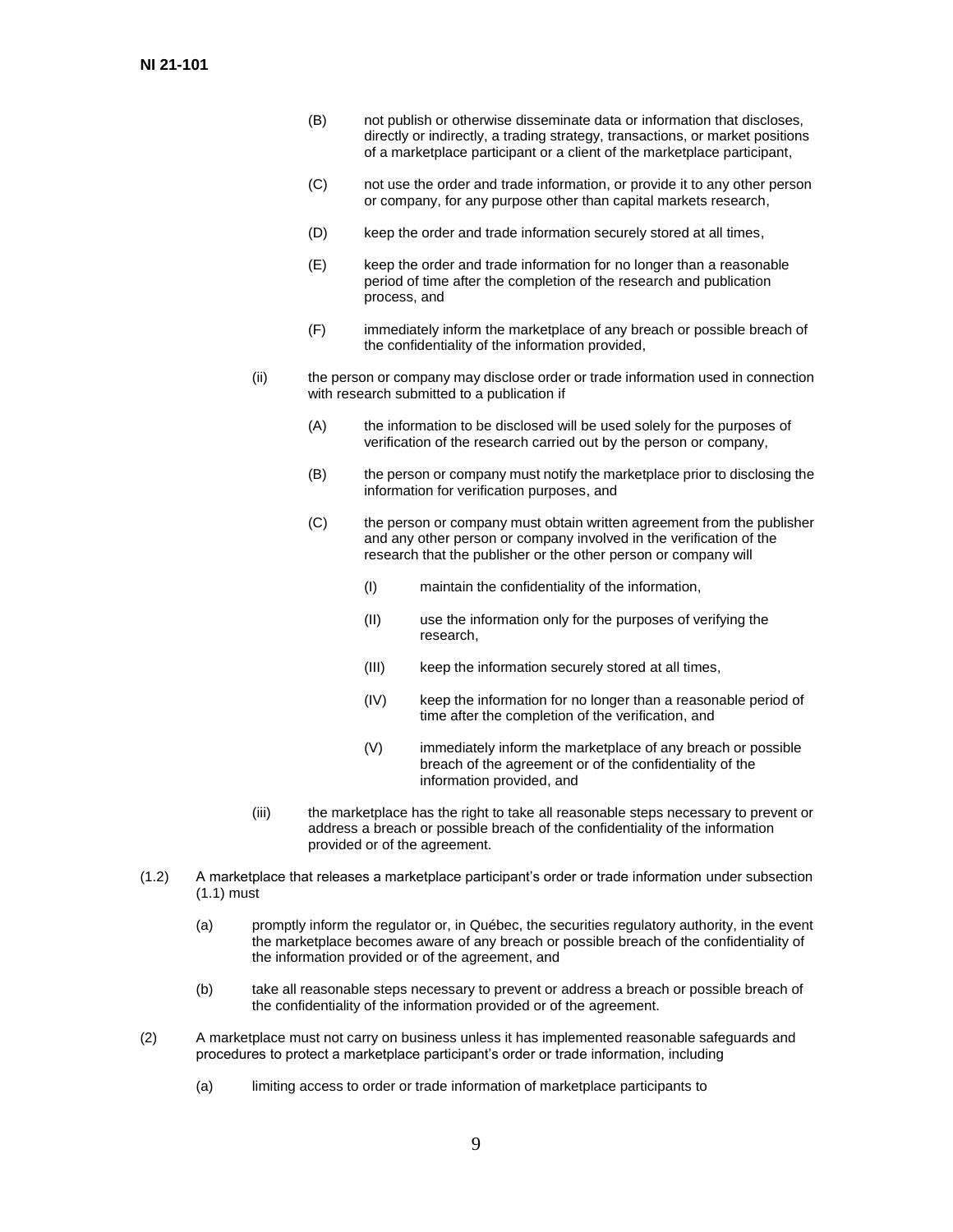(B) not publish or otherwise disseminate data or information that discloses, directly or indirectly, a trading strategy, transactions, or market positions of a marketplace participant or a client of the marketplace participant,

(C) not use the order and trade information, or provide it to any other person or company, for any purpose other than capital markets research,

(D) keep the order and trade information securely stored at all times,

(E) keep the order and trade information for no longer than a reasonable period of time after the completion of the research and publication process, and

(F) immediately inform the marketplace of any breach or possible breach of the confidentiality of the information provided,

(ii) the person or company may disclose order or trade information used in connection with research submitted to a publication if

(A) the information to be disclosed will be used solely for the purposes of verification of the research carried out by the person or company,

(B) the person or company must notify the marketplace prior to disclosing the information for verification purposes, and

(C) the person or company must obtain written agreement from the publisher and any other person or company involved in the verification of the research that the publisher or the other person or company will

(I) maintain the confidentiality of the information,

(II) use the information only for the purposes of verifying the research,

(III) keep the information securely stored at all times,

(IV) keep the information for no longer than a reasonable period of time after the completion of the verification, and

(V) immediately inform the marketplace of any breach or possible breach of the agreement or of the confidentiality of the information provided, and

(iii) the marketplace has the right to take all reasonable steps necessary to prevent or address a breach or possible breach of the confidentiality of the information provided or of the agreement.

(1.2) A marketplace that releases a marketplace participant's order or trade information under subsection (1.1) must

(a) promptly inform the regulator or, in Québec, the securities regulatory authority, in the event the marketplace becomes aware of any breach or possible breach of the confidentiality of the information provided or of the agreement, and

(b) take all reasonable steps necessary to prevent or address a breach or possible breach of the confidentiality of the information provided or of the agreement.

(2) A marketplace must not carry on business unless it has implemented reasonable safeguards and procedures to protect a marketplace participant's order or trade information, including

(a) limiting access to order or trade information of marketplace participants to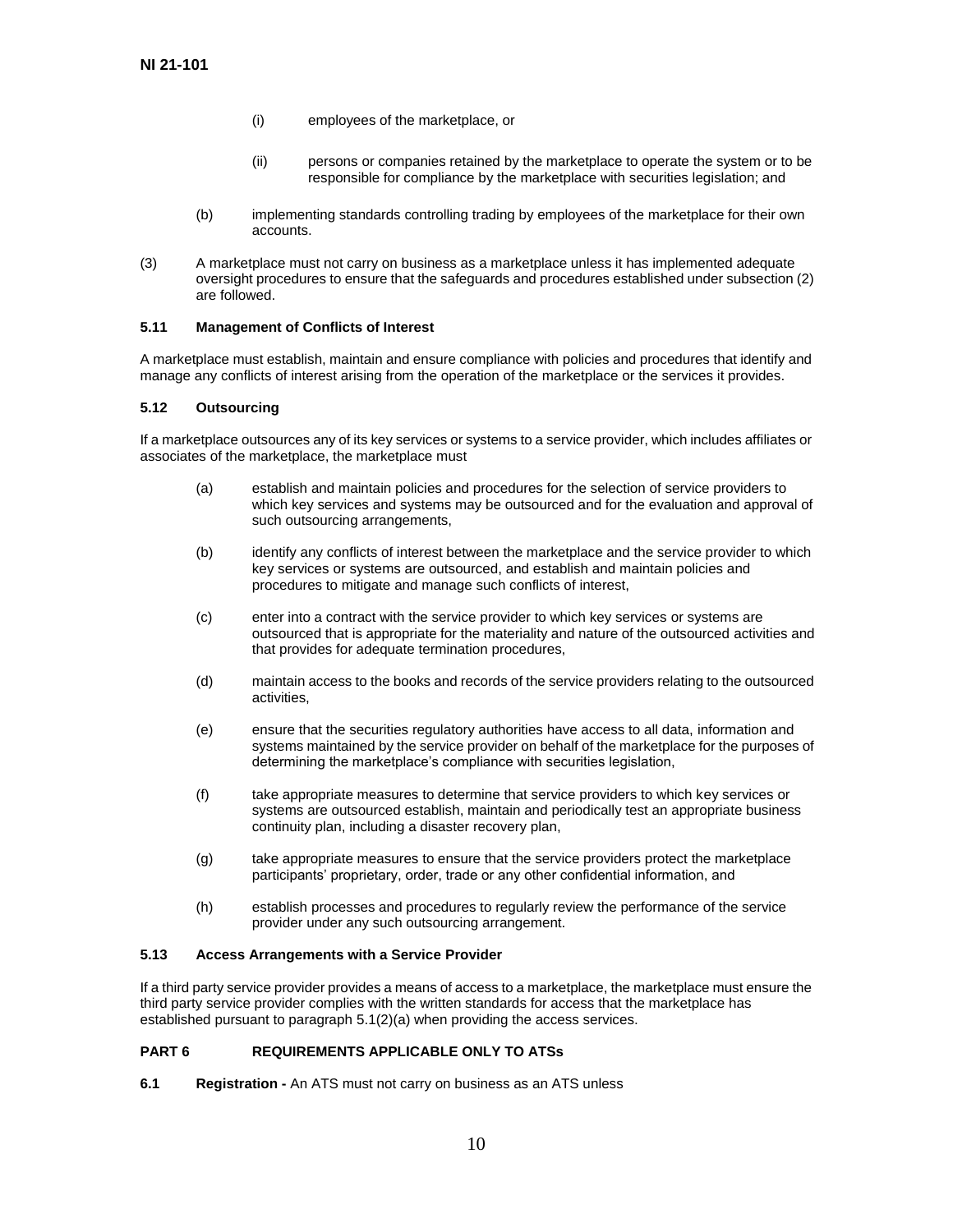(i) employees of the marketplace, or

(ii) persons or companies retained by the marketplace to operate the system or to be responsible for compliance by the marketplace with securities legislation; and

(b) implementing standards controlling trading by employees of the marketplace for their own accounts.

(3) A marketplace must not carry on business as a marketplace unless it has implemented adequate oversight procedures to ensure that the safeguards and procedures established under subsection (2) are followed.

**5.11 Management of Conflicts of Interest**

A marketplace must establish, maintain and ensure compliance with policies and procedures that identify and manage any conflicts of interest arising from the operation of the marketplace or the services it provides.

**5.12 Outsourcing**

If a marketplace outsources any of its key services or systems to a service provider, which includes affiliates or associates of the marketplace, the marketplace must

(a) establish and maintain policies and procedures for the selection of service providers to which key services and systems may be outsourced and for the evaluation and approval of such outsourcing arrangements,

(b) identify any conflicts of interest between the marketplace and the service provider to which key services or systems are outsourced, and establish and maintain policies and procedures to mitigate and manage such conflicts of interest,

(c) enter into a contract with the service provider to which key services or systems are outsourced that is appropriate for the materiality and nature of the outsourced activities and that provides for adequate termination procedures,

(d) maintain access to the books and records of the service providers relating to the outsourced activities,

(e) ensure that the securities regulatory authorities have access to all data, information and systems maintained by the service provider on behalf of the marketplace for the purposes of determining the marketplace's compliance with securities legislation,

(f) take appropriate measures to determine that service providers to which key services or systems are outsourced establish, maintain and periodically test an appropriate business continuity plan, including a disaster recovery plan,

(g) take appropriate measures to ensure that the service providers protect the marketplace participants' proprietary, order, trade or any other confidential information, and

(h) establish processes and procedures to regularly review the performance of the service provider under any such outsourcing arrangement.

**5.13 Access Arrangements with a Service Provider**

If a third party service provider provides a means of access to a marketplace, the marketplace must ensure the third party service provider complies with the written standards for access that the marketplace has established pursuant to paragraph 5.1(2)(a) when providing the access services.

## PART 6 REQUIREMENTS APPLICABLE ONLY TO ATSs

**6.1 Registration -** An ATS must not carry on business as an ATS unless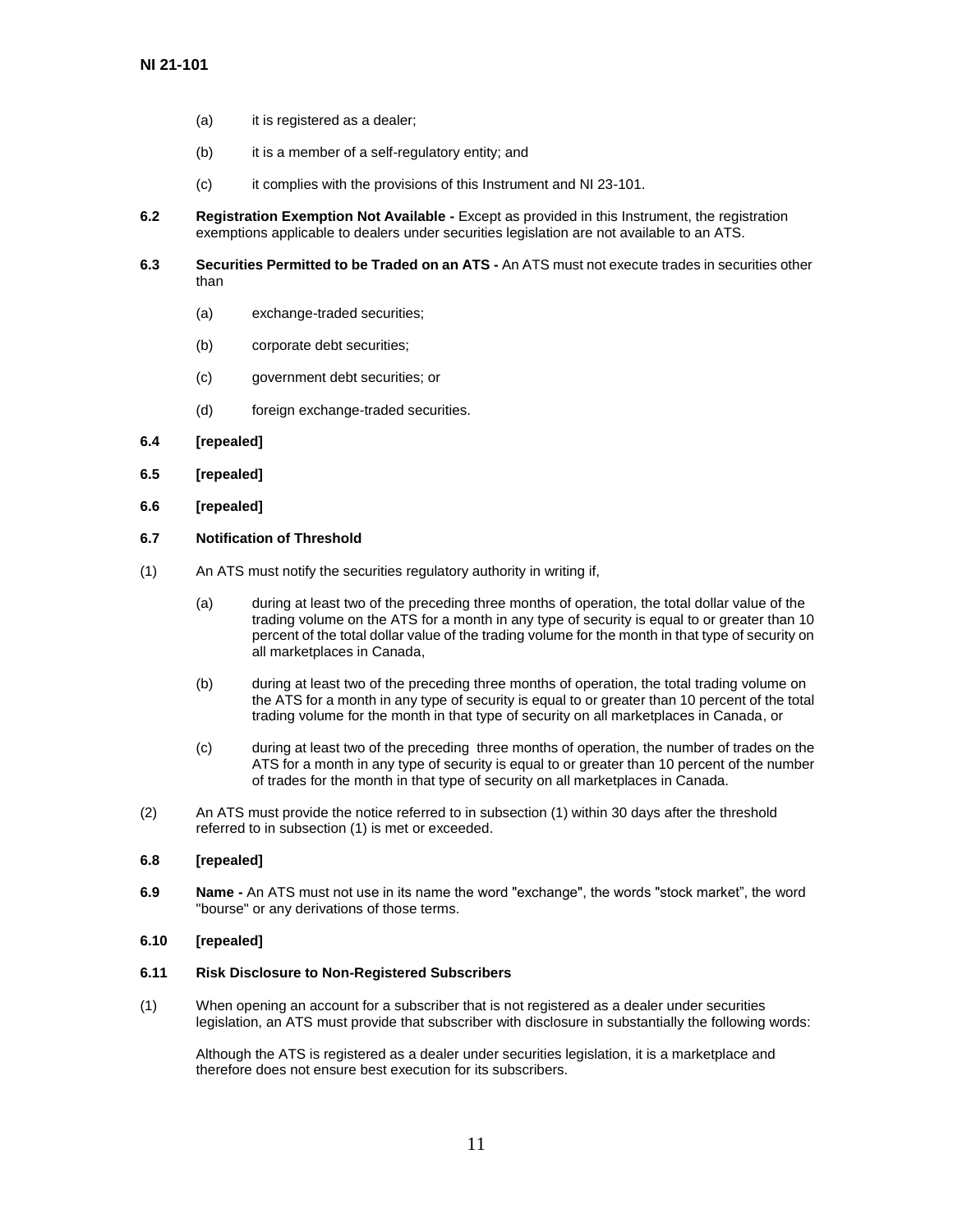(a) it is registered as a dealer;

(b) it is a member of a self-regulatory entity; and

(c) it complies with the provisions of this Instrument and NI 23-101.

**6.2 Registration Exemption Not Available -** Except as provided in this Instrument, the registration exemptions applicable to dealers under securities legislation are not available to an ATS.

**6.3 Securities Permitted to be Traded on an ATS -** An ATS must not execute trades in securities other than

(a) exchange-traded securities;

(b) corporate debt securities;

(c) government debt securities; or

(d) foreign exchange-traded securities.

**6.4 [repealed]**

**6.5 [repealed]**

**6.6 [repealed]**

**6.7 Notification of Threshold**

(1) An ATS must notify the securities regulatory authority in writing if,

(a) during at least two of the preceding three months of operation, the total dollar value of the trading volume on the ATS for a month in any type of security is equal to or greater than 10 percent of the total dollar value of the trading volume for the month in that type of security on all marketplaces in Canada,

(b) during at least two of the preceding three months of operation, the total trading volume on the ATS for a month in any type of security is equal to or greater than 10 percent of the total trading volume for the month in that type of security on all marketplaces in Canada, or

(c) during at least two of the preceding three months of operation, the number of trades on the ATS for a month in any type of security is equal to or greater than 10 percent of the number of trades for the month in that type of security on all marketplaces in Canada.

(2) An ATS must provide the notice referred to in subsection (1) within 30 days after the threshold referred to in subsection (1) is met or exceeded.

**6.8 [repealed]**

**6.9 Name -** An ATS must not use in its name the word "exchange", the words "stock market", the word "bourse" or any derivations of those terms.

**6.10 [repealed]**

**6.11 Risk Disclosure to Non-Registered Subscribers**

(1) When opening an account for a subscriber that is not registered as a dealer under securities legislation, an ATS must provide that subscriber with disclosure in substantially the following words:

Although the ATS is registered as a dealer under securities legislation, it is a marketplace and therefore does not ensure best execution for its subscribers.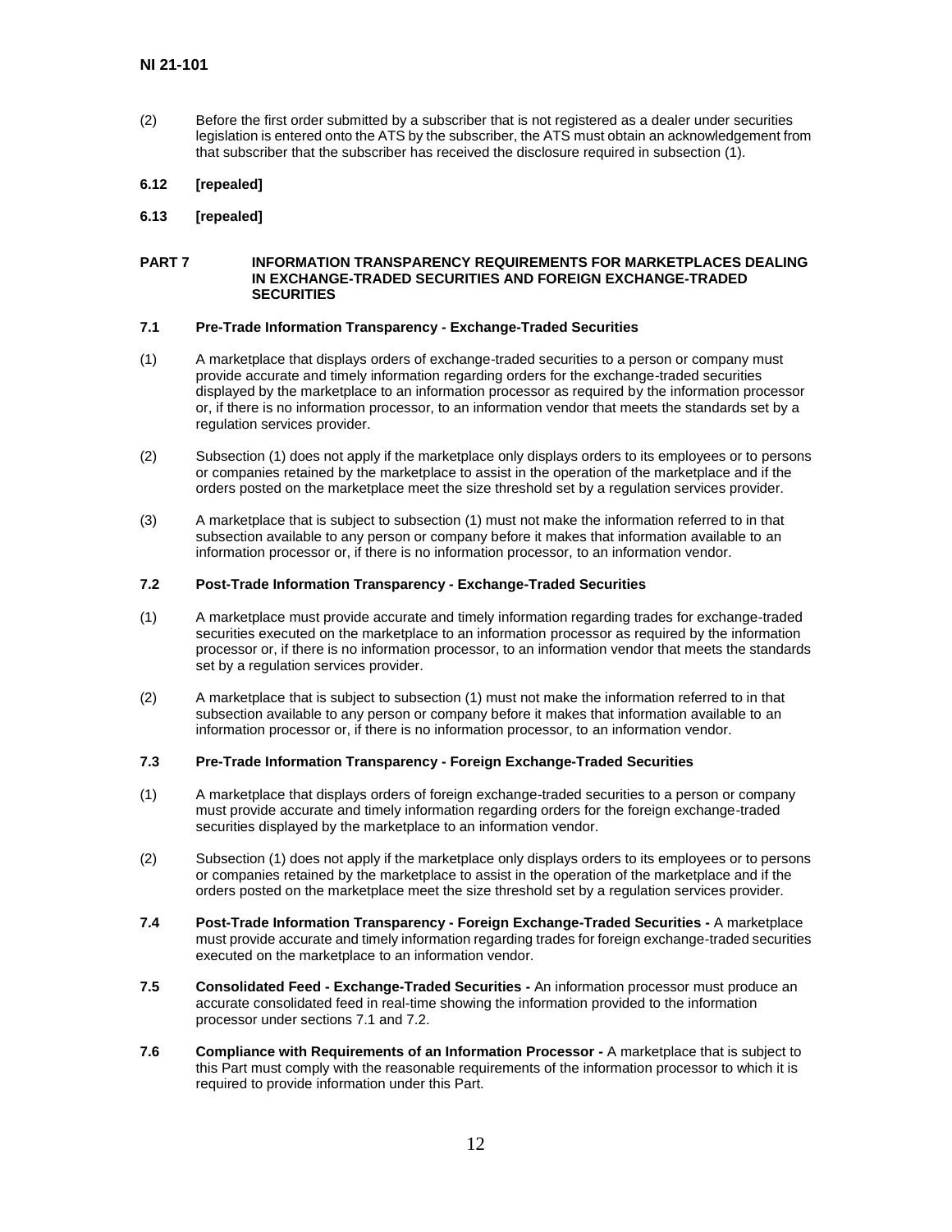(2) Before the first order submitted by a subscriber that is not registered as a dealer under securities legislation is entered onto the ATS by the subscriber, the ATS must obtain an acknowledgement from that subscriber that the subscriber has received the disclosure required in subsection (1).

**6.12 [repealed]**

**6.13 [repealed]**

## PART 7 INFORMATION TRANSPARENCY REQUIREMENTS FOR MARKETPLACES DEALING IN EXCHANGE-TRADED SECURITIES AND FOREIGN EXCHANGE-TRADED SECURITIES

### 7.1 Pre-Trade Information Transparency - Exchange-Traded Securities

(1) A marketplace that displays orders of exchange-traded securities to a person or company must provide accurate and timely information regarding orders for the exchange-traded securities displayed by the marketplace to an information processor as required by the information processor or, if there is no information processor, to an information vendor that meets the standards set by a regulation services provider.

(2) Subsection (1) does not apply if the marketplace only displays orders to its employees or to persons or companies retained by the marketplace to assist in the operation of the marketplace and if the orders posted on the marketplace meet the size threshold set by a regulation services provider.

(3) A marketplace that is subject to subsection (1) must not make the information referred to in that subsection available to any person or company before it makes that information available to an information processor or, if there is no information processor, to an information vendor.

### 7.2 Post-Trade Information Transparency - Exchange-Traded Securities

(1) A marketplace must provide accurate and timely information regarding trades for exchange-traded securities executed on the marketplace to an information processor as required by the information processor or, if there is no information processor, to an information vendor that meets the standards set by a regulation services provider.

(2) A marketplace that is subject to subsection (1) must not make the information referred to in that subsection available to any person or company before it makes that information available to an information processor or, if there is no information processor, to an information vendor.

### 7.3 Pre-Trade Information Transparency - Foreign Exchange-Traded Securities

(1) A marketplace that displays orders of foreign exchange-traded securities to a person or company must provide accurate and timely information regarding orders for the foreign exchange-traded securities displayed by the marketplace to an information vendor.

(2) Subsection (1) does not apply if the marketplace only displays orders to its employees or to persons or companies retained by the marketplace to assist in the operation of the marketplace and if the orders posted on the marketplace meet the size threshold set by a regulation services provider.

**7.4 Post-Trade Information Transparency - Foreign Exchange-Traded Securities -** A marketplace must provide accurate and timely information regarding trades for foreign exchange-traded securities executed on the marketplace to an information vendor.

**7.5 Consolidated Feed - Exchange-Traded Securities -** An information processor must produce an accurate consolidated feed in real-time showing the information provided to the information processor under sections 7.1 and 7.2.

**7.6 Compliance with Requirements of an Information Processor -** A marketplace that is subject to this Part must comply with the reasonable requirements of the information processor to which it is required to provide information under this Part.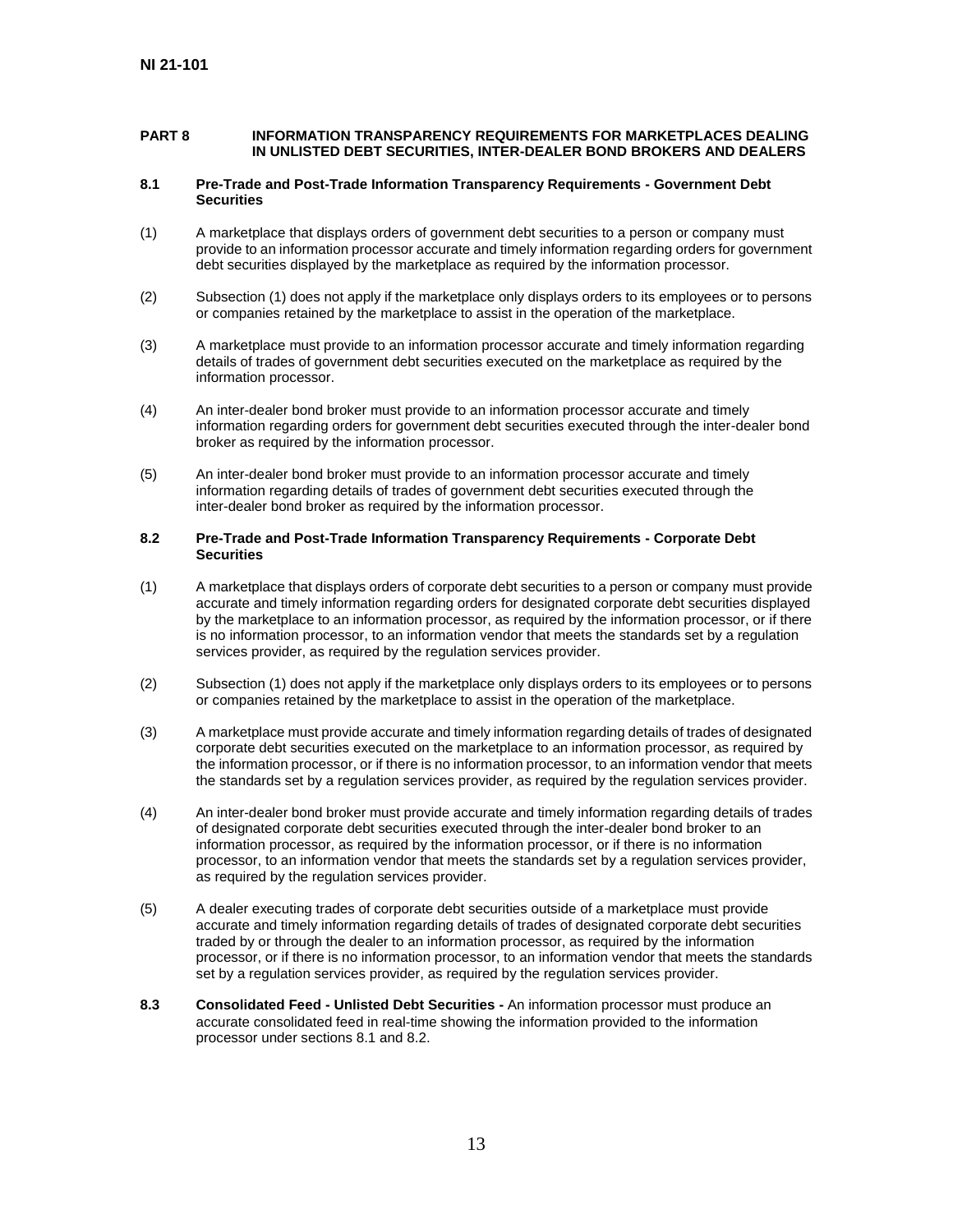## PART 8 INFORMATION TRANSPARENCY REQUIREMENTS FOR MARKETPLACES DEALING IN UNLISTED DEBT SECURITIES, INTER-DEALER BOND BROKERS AND DEALERS

### 8.1 Pre-Trade and Post-Trade Information Transparency Requirements - Government Debt Securities

(1) A marketplace that displays orders of government debt securities to a person or company must provide to an information processor accurate and timely information regarding orders for government debt securities displayed by the marketplace as required by the information processor.

(2) Subsection (1) does not apply if the marketplace only displays orders to its employees or to persons or companies retained by the marketplace to assist in the operation of the marketplace.

(3) A marketplace must provide to an information processor accurate and timely information regarding details of trades of government debt securities executed on the marketplace as required by the information processor.

(4) An inter-dealer bond broker must provide to an information processor accurate and timely information regarding orders for government debt securities executed through the inter-dealer bond broker as required by the information processor.

(5) An inter-dealer bond broker must provide to an information processor accurate and timely information regarding details of trades of government debt securities executed through the inter-dealer bond broker as required by the information processor.

### 8.2 Pre-Trade and Post-Trade Information Transparency Requirements - Corporate Debt Securities

(1) A marketplace that displays orders of corporate debt securities to a person or company must provide accurate and timely information regarding orders for designated corporate debt securities displayed by the marketplace to an information processor, as required by the information processor, or if there is no information processor, to an information vendor that meets the standards set by a regulation services provider, as required by the regulation services provider.

(2) Subsection (1) does not apply if the marketplace only displays orders to its employees or to persons or companies retained by the marketplace to assist in the operation of the marketplace.

(3) A marketplace must provide accurate and timely information regarding details of trades of designated corporate debt securities executed on the marketplace to an information processor, as required by the information processor, or if there is no information processor, to an information vendor that meets the standards set by a regulation services provider, as required by the regulation services provider.

(4) An inter-dealer bond broker must provide accurate and timely information regarding details of trades of designated corporate debt securities executed through the inter-dealer bond broker to an information processor, as required by the information processor, or if there is no information processor, to an information vendor that meets the standards set by a regulation services provider, as required by the regulation services provider.

(5) A dealer executing trades of corporate debt securities outside of a marketplace must provide accurate and timely information regarding details of trades of designated corporate debt securities traded by or through the dealer to an information processor, as required by the information processor, or if there is no information processor, to an information vendor that meets the standards set by a regulation services provider, as required by the regulation services provider.

**8.3 Consolidated Feed - Unlisted Debt Securities -** An information processor must produce an accurate consolidated feed in real-time showing the information provided to the information processor under sections 8.1 and 8.2.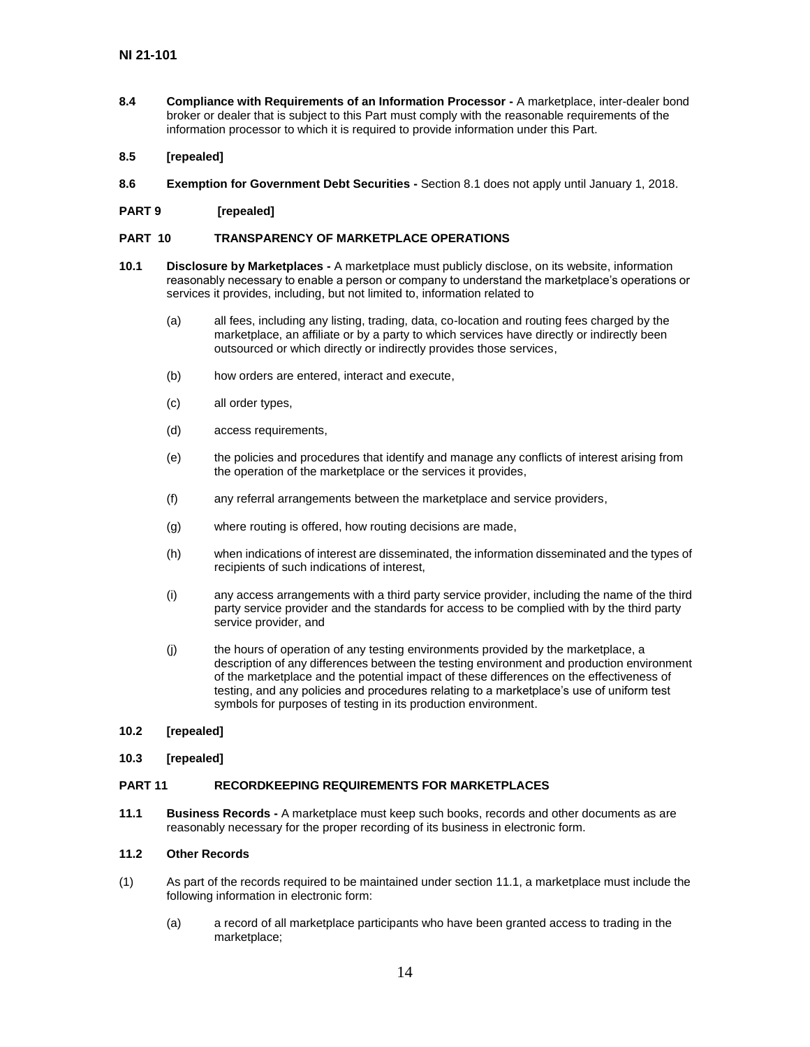**8.4 Compliance with Requirements of an Information Processor -** A marketplace, inter-dealer bond broker or dealer that is subject to this Part must comply with the reasonable requirements of the information processor to which it is required to provide information under this Part.

**8.5 [repealed]**

**8.6 Exemption for Government Debt Securities -** Section 8.1 does not apply until January 1, 2018.

## PART 9 [repealed]

## PART 10 TRANSPARENCY OF MARKETPLACE OPERATIONS

**10.1 Disclosure by Marketplaces -** A marketplace must publicly disclose, on its website, information reasonably necessary to enable a person or company to understand the marketplace's operations or services it provides, including, but not limited to, information related to

(a) all fees, including any listing, trading, data, co-location and routing fees charged by the marketplace, an affiliate or by a party to which services have directly or indirectly been outsourced or which directly or indirectly provides those services,

(b) how orders are entered, interact and execute,

(c) all order types,

(d) access requirements,

(e) the policies and procedures that identify and manage any conflicts of interest arising from the operation of the marketplace or the services it provides,

(f) any referral arrangements between the marketplace and service providers,

(g) where routing is offered, how routing decisions are made,

(h) when indications of interest are disseminated, the information disseminated and the types of recipients of such indications of interest,

(i) any access arrangements with a third party service provider, including the name of the third party service provider and the standards for access to be complied with by the third party service provider, and

(j) the hours of operation of any testing environments provided by the marketplace, a description of any differences between the testing environment and production environment of the marketplace and the potential impact of these differences on the effectiveness of testing, and any policies and procedures relating to a marketplace's use of uniform test symbols for purposes of testing in its production environment.

**10.2 [repealed]**

**10.3 [repealed]**

## PART 11 RECORDKEEPING REQUIREMENTS FOR MARKETPLACES

**11.1 Business Records -** A marketplace must keep such books, records and other documents as are reasonably necessary for the proper recording of its business in electronic form.

**11.2 Other Records**

(1) As part of the records required to be maintained under section 11.1, a marketplace must include the following information in electronic form:

(a) a record of all marketplace participants who have been granted access to trading in the marketplace;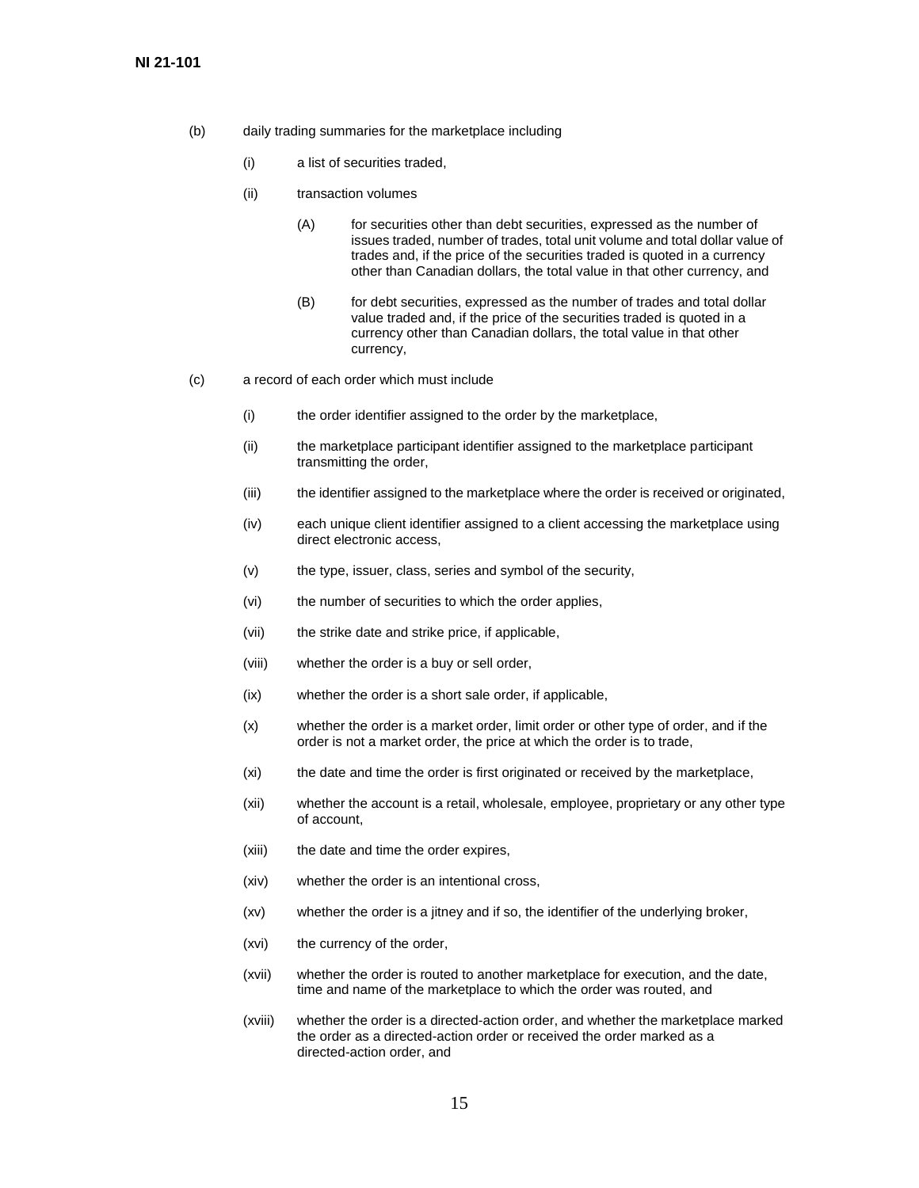(b) daily trading summaries for the marketplace including

(i) a list of securities traded,

(ii) transaction volumes

(A) for securities other than debt securities, expressed as the number of issues traded, number of trades, total unit volume and total dollar value of trades and, if the price of the securities traded is quoted in a currency other than Canadian dollars, the total value in that other currency, and

(B) for debt securities, expressed as the number of trades and total dollar value traded and, if the price of the securities traded is quoted in a currency other than Canadian dollars, the total value in that other currency,

(c) a record of each order which must include

(i) the order identifier assigned to the order by the marketplace,

(ii) the marketplace participant identifier assigned to the marketplace participant transmitting the order,

(iii) the identifier assigned to the marketplace where the order is received or originated,

(iv) each unique client identifier assigned to a client accessing the marketplace using direct electronic access,

(v) the type, issuer, class, series and symbol of the security,

(vi) the number of securities to which the order applies,

(vii) the strike date and strike price, if applicable,

(viii) whether the order is a buy or sell order,

(ix) whether the order is a short sale order, if applicable,

(x) whether the order is a market order, limit order or other type of order, and if the order is not a market order, the price at which the order is to trade,

(xi) the date and time the order is first originated or received by the marketplace,

(xii) whether the account is a retail, wholesale, employee, proprietary or any other type of account,

(xiii) the date and time the order expires,

(xiv) whether the order is an intentional cross,

(xv) whether the order is a jitney and if so, the identifier of the underlying broker,

(xvi) the currency of the order,

(xvii) whether the order is routed to another marketplace for execution, and the date, time and name of the marketplace to which the order was routed, and

(xviii) whether the order is a directed-action order, and whether the marketplace marked the order as a directed-action order or received the order marked as a directed-action order, and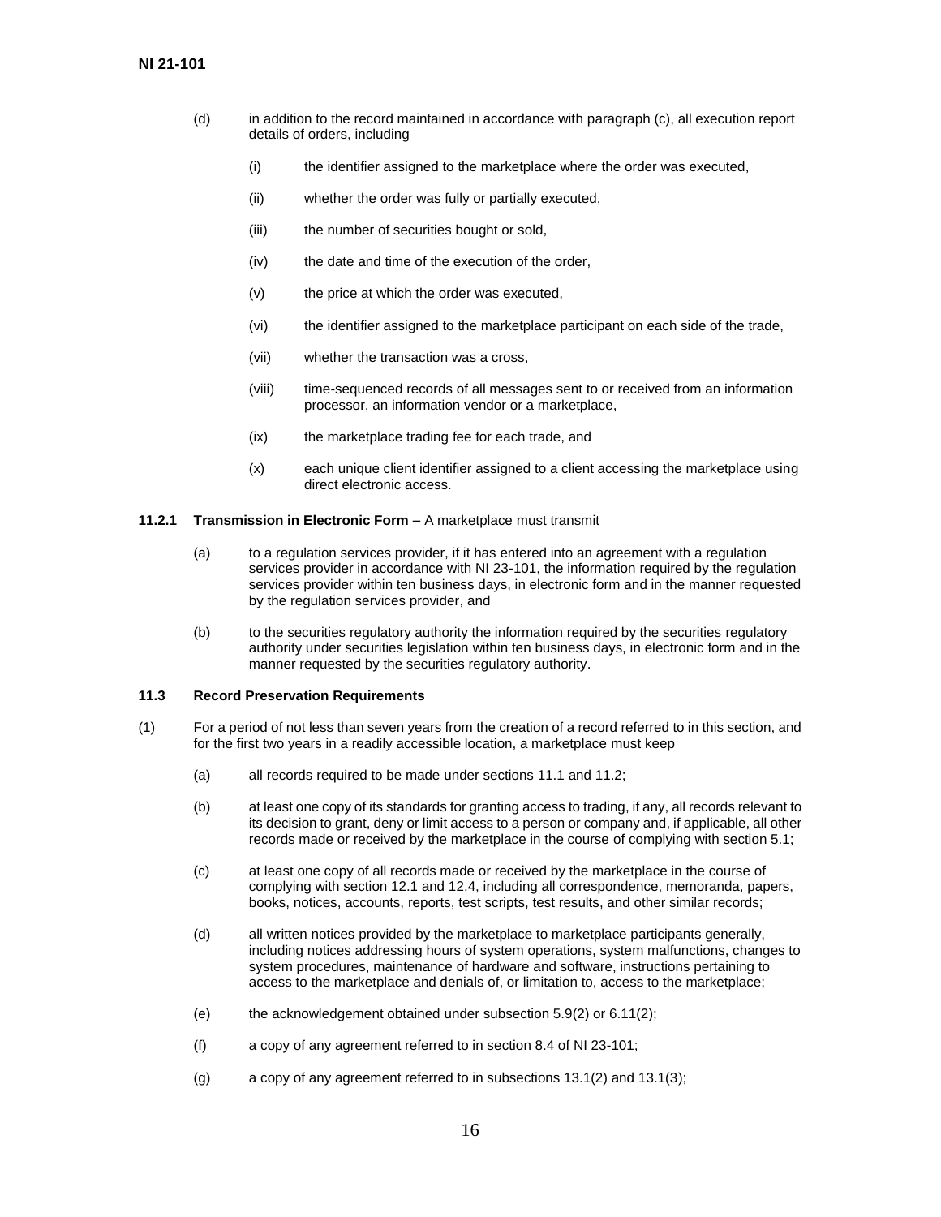(d) in addition to the record maintained in accordance with paragraph (c), all execution report details of orders, including

   (i) the identifier assigned to the marketplace where the order was executed,

   (ii) whether the order was fully or partially executed,

   (iii) the number of securities bought or sold,

   (iv) the date and time of the execution of the order,

   (v) the price at which the order was executed,

   (vi) the identifier assigned to the marketplace participant on each side of the trade,

   (vii) whether the transaction was a cross,

   (viii) time-sequenced records of all messages sent to or received from an information processor, an information vendor or a marketplace,

   (ix) the marketplace trading fee for each trade, and

   (x) each unique client identifier assigned to a client accessing the marketplace using direct electronic access.

**11.2.1 Transmission in Electronic Form –** A marketplace must transmit

(a) to a regulation services provider, if it has entered into an agreement with a regulation services provider in accordance with NI 23-101, the information required by the regulation services provider within ten business days, in electronic form and in the manner requested by the regulation services provider, and

(b) to the securities regulatory authority the information required by the securities regulatory authority under securities legislation within ten business days, in electronic form and in the manner requested by the securities regulatory authority.

**11.3 Record Preservation Requirements**

(1) For a period of not less than seven years from the creation of a record referred to in this section, and for the first two years in a readily accessible location, a marketplace must keep

(a) all records required to be made under sections 11.1 and 11.2;

(b) at least one copy of its standards for granting access to trading, if any, all records relevant to its decision to grant, deny or limit access to a person or company and, if applicable, all other records made or received by the marketplace in the course of complying with section 5.1;

(c) at least one copy of all records made or received by the marketplace in the course of complying with section 12.1 and 12.4, including all correspondence, memoranda, papers, books, notices, accounts, reports, test scripts, test results, and other similar records;

(d) all written notices provided by the marketplace to marketplace participants generally, including notices addressing hours of system operations, system malfunctions, changes to system procedures, maintenance of hardware and software, instructions pertaining to access to the marketplace and denials of, or limitation to, access to the marketplace;

(e) the acknowledgement obtained under subsection 5.9(2) or 6.11(2);

(f) a copy of any agreement referred to in section 8.4 of NI 23-101;

(g) a copy of any agreement referred to in subsections 13.1(2) and 13.1(3);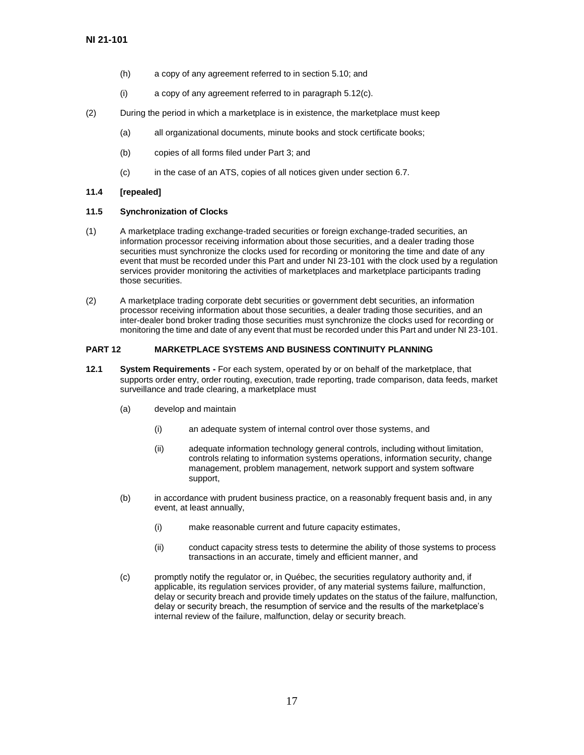(h) a copy of any agreement referred to in section 5.10; and

(i) a copy of any agreement referred to in paragraph 5.12(c).

(2) During the period in which a marketplace is in existence, the marketplace must keep

(a) all organizational documents, minute books and stock certificate books;

(b) copies of all forms filed under Part 3; and

(c) in the case of an ATS, copies of all notices given under section 6.7.

**11.4 [repealed]**

**11.5 Synchronization of Clocks**

(1) A marketplace trading exchange-traded securities or foreign exchange-traded securities, an information processor receiving information about those securities, and a dealer trading those securities must synchronize the clocks used for recording or monitoring the time and date of any event that must be recorded under this Part and under NI 23-101 with the clock used by a regulation services provider monitoring the activities of marketplaces and marketplace participants trading those securities.

(2) A marketplace trading corporate debt securities or government debt securities, an information processor receiving information about those securities, a dealer trading those securities, and an inter-dealer bond broker trading those securities must synchronize the clocks used for recording or monitoring the time and date of any event that must be recorded under this Part and under NI 23-101.

## PART 12 MARKETPLACE SYSTEMS AND BUSINESS CONTINUITY PLANNING

**12.1 System Requirements -** For each system, operated by or on behalf of the marketplace, that supports order entry, order routing, execution, trade reporting, trade comparison, data feeds, market surveillance and trade clearing, a marketplace must

(a) develop and maintain

(i) an adequate system of internal control over those systems, and

(ii) adequate information technology general controls, including without limitation, controls relating to information systems operations, information security, change management, problem management, network support and system software support,

(b) in accordance with prudent business practice, on a reasonably frequent basis and, in any event, at least annually,

(i) make reasonable current and future capacity estimates,

(ii) conduct capacity stress tests to determine the ability of those systems to process transactions in an accurate, timely and efficient manner, and

(c) promptly notify the regulator or, in Québec, the securities regulatory authority and, if applicable, its regulation services provider, of any material systems failure, malfunction, delay or security breach and provide timely updates on the status of the failure, malfunction, delay or security breach, the resumption of service and the results of the marketplace's internal review of the failure, malfunction, delay or security breach.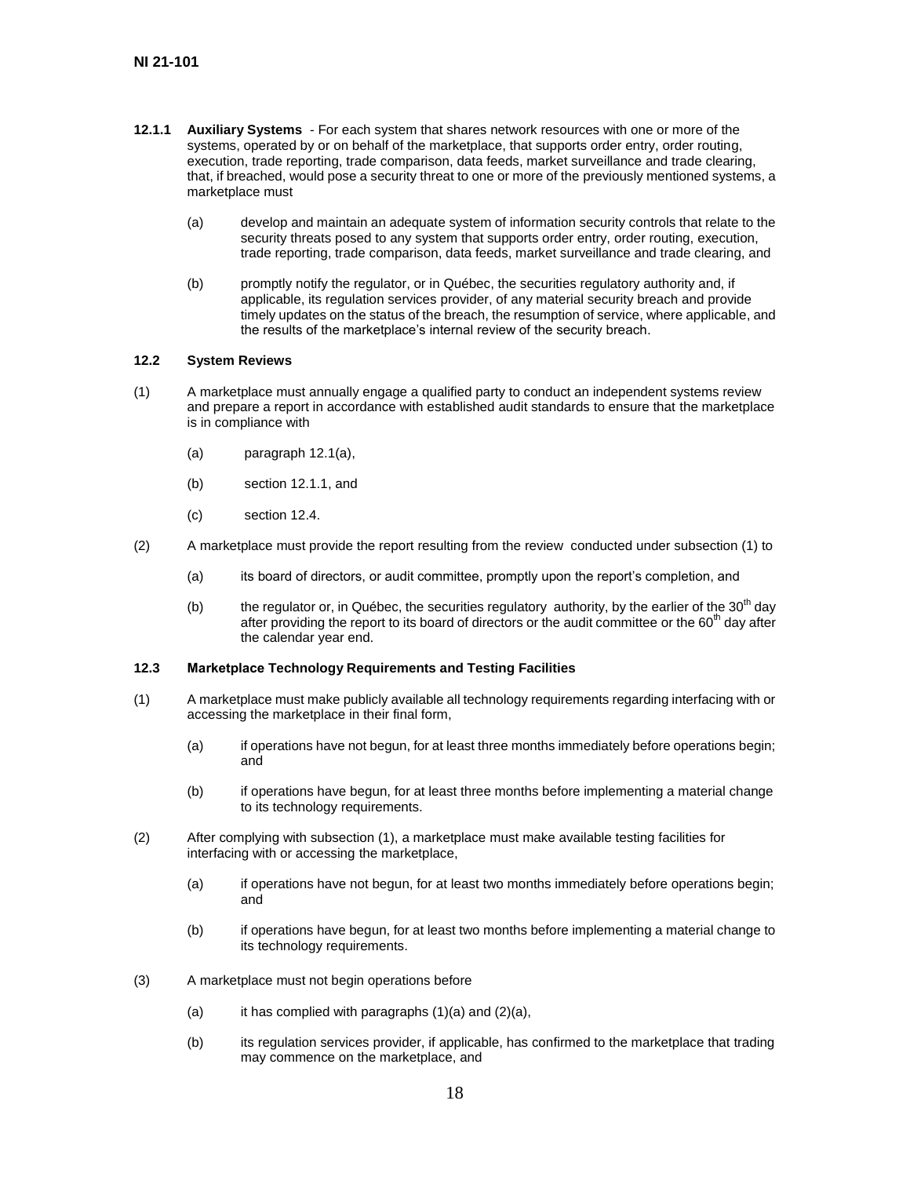**12.1.1 Auxiliary Systems** - For each system that shares network resources with one or more of the systems, operated by or on behalf of the marketplace, that supports order entry, order routing, execution, trade reporting, trade comparison, data feeds, market surveillance and trade clearing, that, if breached, would pose a security threat to one or more of the previously mentioned systems, a marketplace must

(a) develop and maintain an adequate system of information security controls that relate to the security threats posed to any system that supports order entry, order routing, execution, trade reporting, trade comparison, data feeds, market surveillance and trade clearing, and

(b) promptly notify the regulator, or in Québec, the securities regulatory authority and, if applicable, its regulation services provider, of any material security breach and provide timely updates on the status of the breach, the resumption of service, where applicable, and the results of the marketplace's internal review of the security breach.

**12.2 System Reviews**

(1) A marketplace must annually engage a qualified party to conduct an independent systems review and prepare a report in accordance with established audit standards to ensure that the marketplace is in compliance with

(a) paragraph 12.1(a),

(b) section 12.1.1, and

(c) section 12.4.

(2) A marketplace must provide the report resulting from the review conducted under subsection (1) to

(a) its board of directors, or audit committee, promptly upon the report's completion, and

(b) the regulator or, in Québec, the securities regulatory authority, by the earlier of the 30th day after providing the report to its board of directors or the audit committee or the 60th day after the calendar year end.

**12.3 Marketplace Technology Requirements and Testing Facilities**

(1) A marketplace must make publicly available all technology requirements regarding interfacing with or accessing the marketplace in their final form,

(a) if operations have not begun, for at least three months immediately before operations begin; and

(b) if operations have begun, for at least three months before implementing a material change to its technology requirements.

(2) After complying with subsection (1), a marketplace must make available testing facilities for interfacing with or accessing the marketplace,

(a) if operations have not begun, for at least two months immediately before operations begin; and

(b) if operations have begun, for at least two months before implementing a material change to its technology requirements.

(3) A marketplace must not begin operations before

(a) it has complied with paragraphs (1)(a) and (2)(a),

(b) its regulation services provider, if applicable, has confirmed to the marketplace that trading may commence on the marketplace, and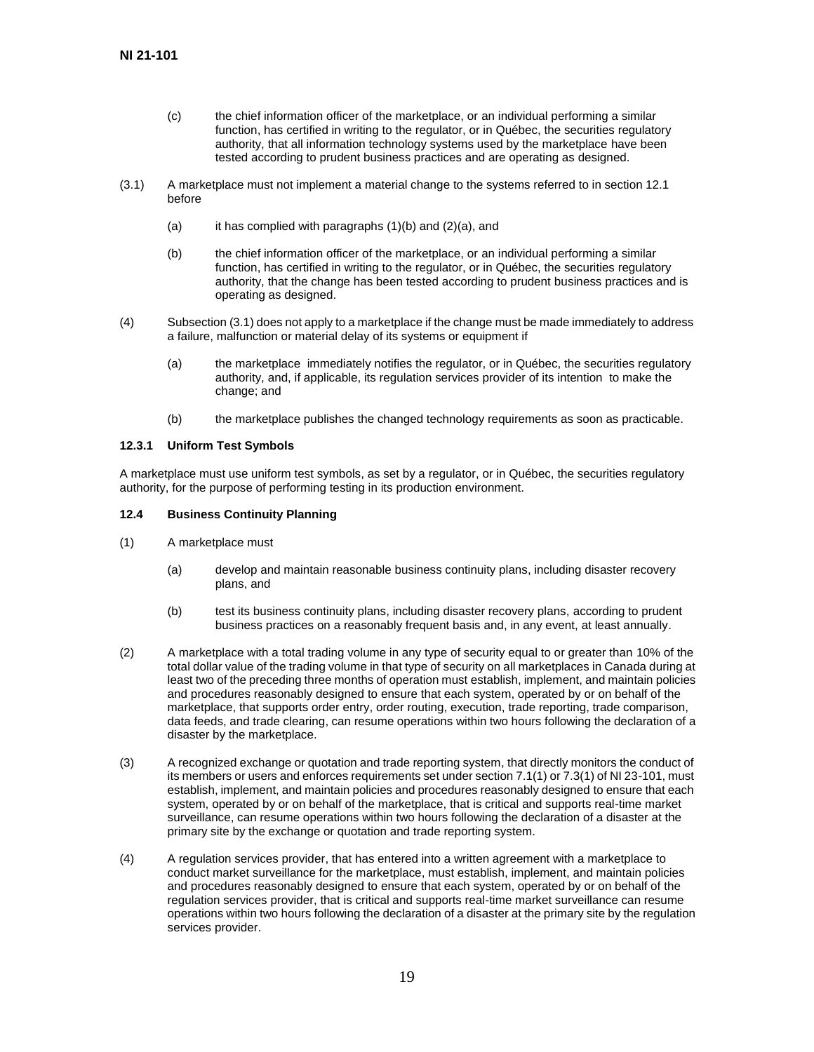(c) the chief information officer of the marketplace, or an individual performing a similar function, has certified in writing to the regulator, or in Québec, the securities regulatory authority, that all information technology systems used by the marketplace have been tested according to prudent business practices and are operating as designed.

(3.1) A marketplace must not implement a material change to the systems referred to in section 12.1 before

(a) it has complied with paragraphs (1)(b) and (2)(a), and

(b) the chief information officer of the marketplace, or an individual performing a similar function, has certified in writing to the regulator, or in Québec, the securities regulatory authority, that the change has been tested according to prudent business practices and is operating as designed.

(4) Subsection (3.1) does not apply to a marketplace if the change must be made immediately to address a failure, malfunction or material delay of its systems or equipment if

(a) the marketplace immediately notifies the regulator, or in Québec, the securities regulatory authority, and, if applicable, its regulation services provider of its intention to make the change; and

(b) the marketplace publishes the changed technology requirements as soon as practicable.

**12.3.1 Uniform Test Symbols**

A marketplace must use uniform test symbols, as set by a regulator, or in Québec, the securities regulatory authority, for the purpose of performing testing in its production environment.

**12.4 Business Continuity Planning**

(1) A marketplace must

(a) develop and maintain reasonable business continuity plans, including disaster recovery plans, and

(b) test its business continuity plans, including disaster recovery plans, according to prudent business practices on a reasonably frequent basis and, in any event, at least annually.

(2) A marketplace with a total trading volume in any type of security equal to or greater than 10% of the total dollar value of the trading volume in that type of security on all marketplaces in Canada during at least two of the preceding three months of operation must establish, implement, and maintain policies and procedures reasonably designed to ensure that each system, operated by or on behalf of the marketplace, that supports order entry, order routing, execution, trade reporting, trade comparison, data feeds, and trade clearing, can resume operations within two hours following the declaration of a disaster by the marketplace.

(3) A recognized exchange or quotation and trade reporting system, that directly monitors the conduct of its members or users and enforces requirements set under section 7.1(1) or 7.3(1) of NI 23-101, must establish, implement, and maintain policies and procedures reasonably designed to ensure that each system, operated by or on behalf of the marketplace, that is critical and supports real-time market surveillance, can resume operations within two hours following the declaration of a disaster at the primary site by the exchange or quotation and trade reporting system.

(4) A regulation services provider, that has entered into a written agreement with a marketplace to conduct market surveillance for the marketplace, must establish, implement, and maintain policies and procedures reasonably designed to ensure that each system, operated by or on behalf of the regulation services provider, that is critical and supports real-time market surveillance can resume operations within two hours following the declaration of a disaster at the primary site by the regulation services provider.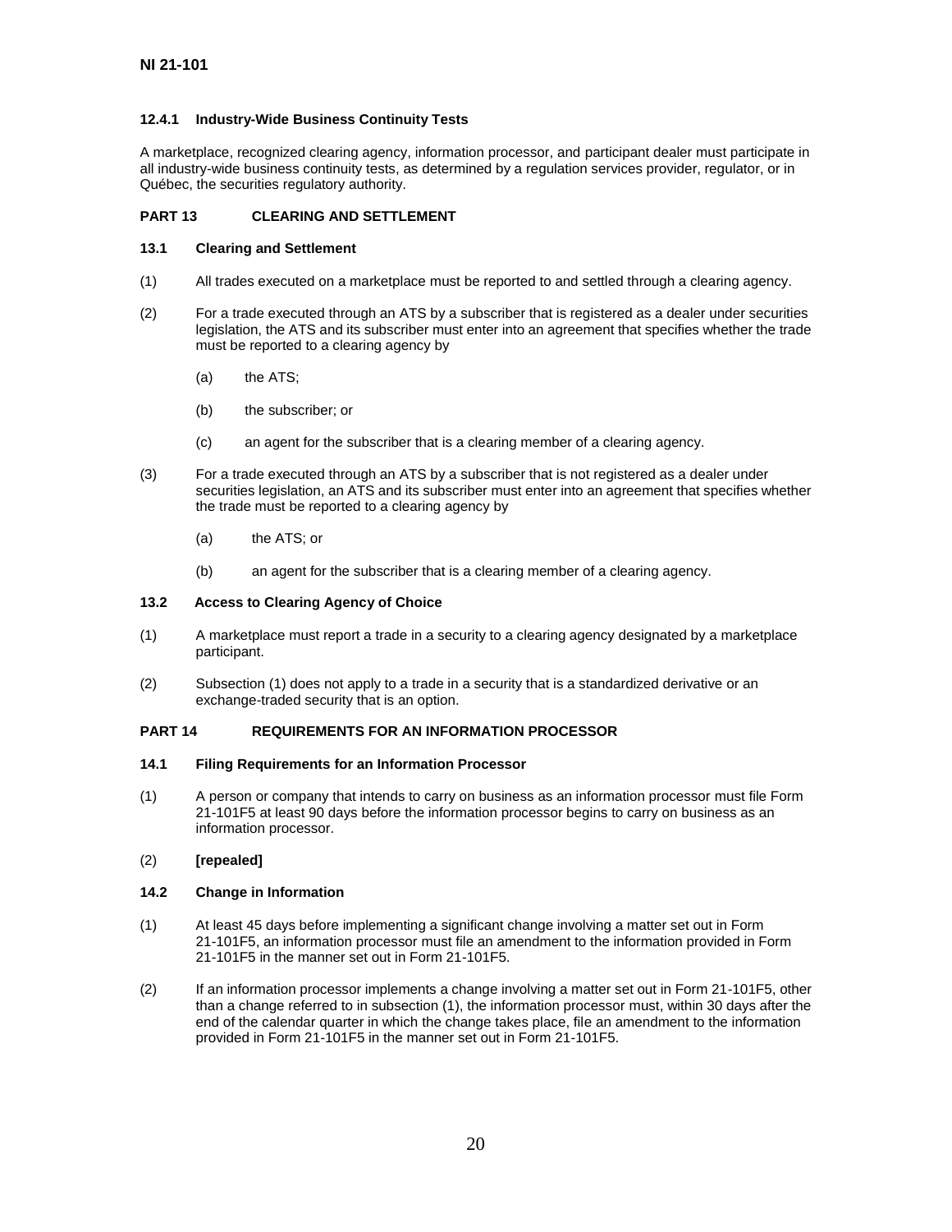#### 12.4.1 Industry-Wide Business Continuity Tests

A marketplace, recognized clearing agency, information processor, and participant dealer must participate in all industry-wide business continuity tests, as determined by a regulation services provider, regulator, or in Québec, the securities regulatory authority.

## PART 13 CLEARING AND SETTLEMENT

#### 13.1 Clearing and Settlement

(1) All trades executed on a marketplace must be reported to and settled through a clearing agency.

(2) For a trade executed through an ATS by a subscriber that is registered as a dealer under securities legislation, the ATS and its subscriber must enter into an agreement that specifies whether the trade must be reported to a clearing agency by

  (a) the ATS;

  (b) the subscriber; or

  (c) an agent for the subscriber that is a clearing member of a clearing agency.

(3) For a trade executed through an ATS by a subscriber that is not registered as a dealer under securities legislation, an ATS and its subscriber must enter into an agreement that specifies whether the trade must be reported to a clearing agency by

  (a) the ATS; or

  (b) an agent for the subscriber that is a clearing member of a clearing agency.

#### 13.2 Access to Clearing Agency of Choice

(1) A marketplace must report a trade in a security to a clearing agency designated by a marketplace participant.

(2) Subsection (1) does not apply to a trade in a security that is a standardized derivative or an exchange-traded security that is an option.

## PART 14 REQUIREMENTS FOR AN INFORMATION PROCESSOR

#### 14.1 Filing Requirements for an Information Processor

(1) A person or company that intends to carry on business as an information processor must file Form 21-101F5 at least 90 days before the information processor begins to carry on business as an information processor.

(2) **[repealed]**

#### 14.2 Change in Information

(1) At least 45 days before implementing a significant change involving a matter set out in Form 21-101F5, an information processor must file an amendment to the information provided in Form 21-101F5 in the manner set out in Form 21-101F5.

(2) If an information processor implements a change involving a matter set out in Form 21-101F5, other than a change referred to in subsection (1), the information processor must, within 30 days after the end of the calendar quarter in which the change takes place, file an amendment to the information provided in Form 21-101F5 in the manner set out in Form 21-101F5.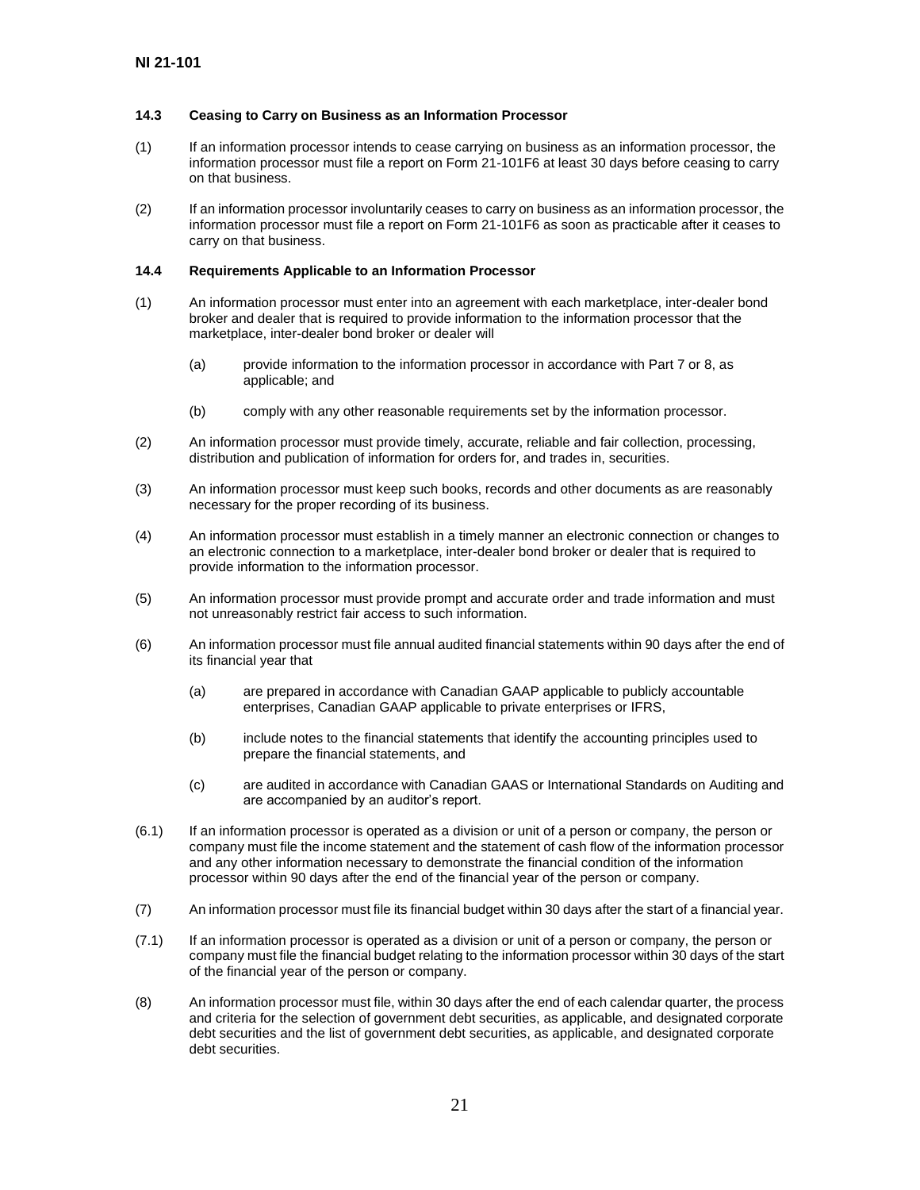### 14.3 Ceasing to Carry on Business as an Information Processor

(1) If an information processor intends to cease carrying on business as an information processor, the information processor must file a report on Form 21-101F6 at least 30 days before ceasing to carry on that business.

(2) If an information processor involuntarily ceases to carry on business as an information processor, the information processor must file a report on Form 21-101F6 as soon as practicable after it ceases to carry on that business.

### 14.4 Requirements Applicable to an Information Processor

(1) An information processor must enter into an agreement with each marketplace, inter-dealer bond broker and dealer that is required to provide information to the information processor that the marketplace, inter-dealer bond broker or dealer will

 (a) provide information to the information processor in accordance with Part 7 or 8, as applicable; and

 (b) comply with any other reasonable requirements set by the information processor.

(2) An information processor must provide timely, accurate, reliable and fair collection, processing, distribution and publication of information for orders for, and trades in, securities.

(3) An information processor must keep such books, records and other documents as are reasonably necessary for the proper recording of its business.

(4) An information processor must establish in a timely manner an electronic connection or changes to an electronic connection to a marketplace, inter-dealer bond broker or dealer that is required to provide information to the information processor.

(5) An information processor must provide prompt and accurate order and trade information and must not unreasonably restrict fair access to such information.

(6) An information processor must file annual audited financial statements within 90 days after the end of its financial year that

 (a) are prepared in accordance with Canadian GAAP applicable to publicly accountable enterprises, Canadian GAAP applicable to private enterprises or IFRS,

 (b) include notes to the financial statements that identify the accounting principles used to prepare the financial statements, and

 (c) are audited in accordance with Canadian GAAS or International Standards on Auditing and are accompanied by an auditor's report.

(6.1) If an information processor is operated as a division or unit of a person or company, the person or company must file the income statement and the statement of cash flow of the information processor and any other information necessary to demonstrate the financial condition of the information processor within 90 days after the end of the financial year of the person or company.

(7) An information processor must file its financial budget within 30 days after the start of a financial year.

(7.1) If an information processor is operated as a division or unit of a person or company, the person or company must file the financial budget relating to the information processor within 30 days of the start of the financial year of the person or company.

(8) An information processor must file, within 30 days after the end of each calendar quarter, the process and criteria for the selection of government debt securities, as applicable, and designated corporate debt securities and the list of government debt securities, as applicable, and designated corporate debt securities.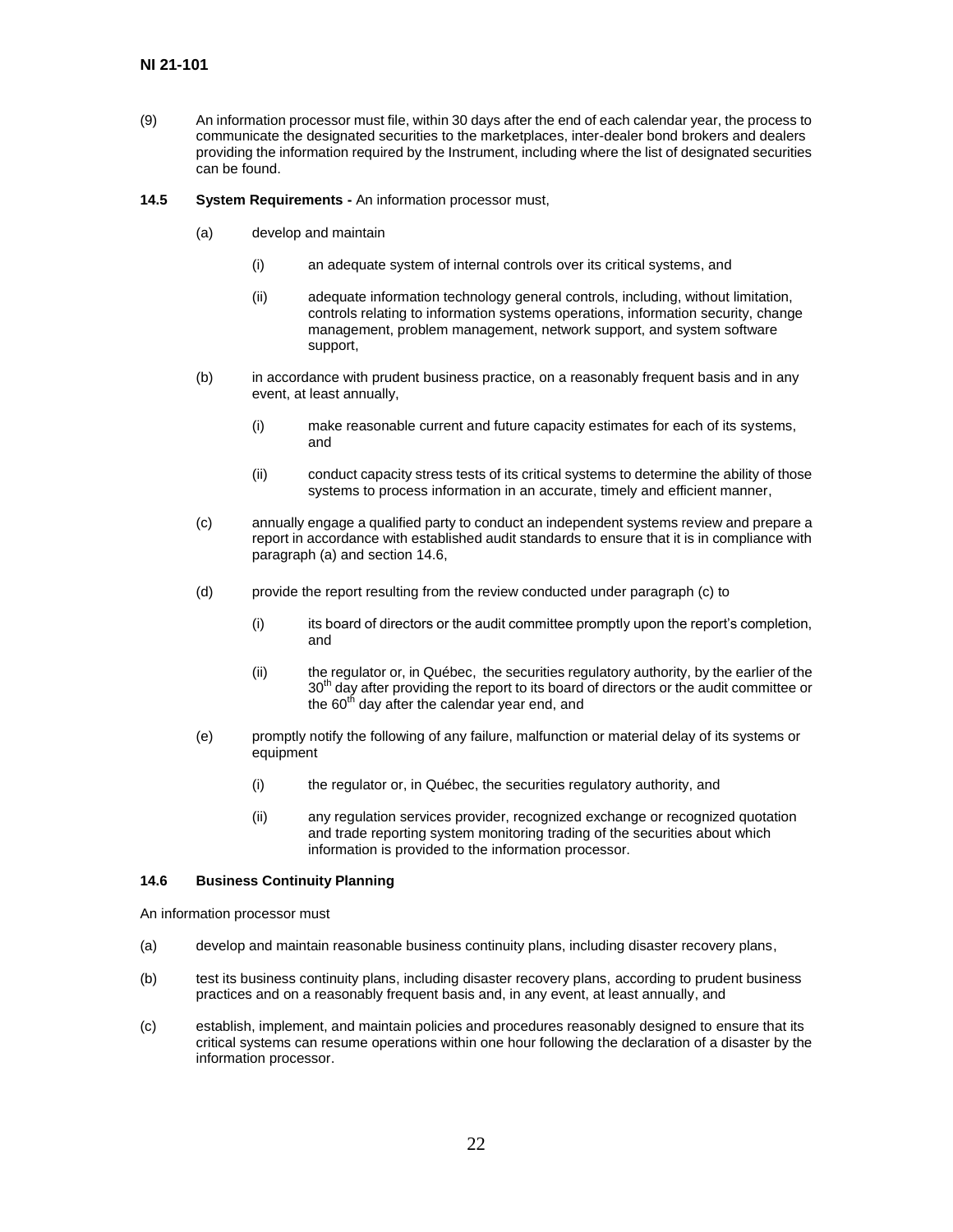(9) An information processor must file, within 30 days after the end of each calendar year, the process to communicate the designated securities to the marketplaces, inter-dealer bond brokers and dealers providing the information required by the Instrument, including where the list of designated securities can be found.

**14.5 System Requirements -** An information processor must,

(a) develop and maintain

(i) an adequate system of internal controls over its critical systems, and

(ii) adequate information technology general controls, including, without limitation, controls relating to information systems operations, information security, change management, problem management, network support, and system software support,

(b) in accordance with prudent business practice, on a reasonably frequent basis and in any event, at least annually,

(i) make reasonable current and future capacity estimates for each of its systems, and

(ii) conduct capacity stress tests of its critical systems to determine the ability of those systems to process information in an accurate, timely and efficient manner,

(c) annually engage a qualified party to conduct an independent systems review and prepare a report in accordance with established audit standards to ensure that it is in compliance with paragraph (a) and section 14.6,

(d) provide the report resulting from the review conducted under paragraph (c) to

(i) its board of directors or the audit committee promptly upon the report's completion, and

(ii) the regulator or, in Québec, the securities regulatory authority, by the earlier of the 30th day after providing the report to its board of directors or the audit committee or the 60th day after the calendar year end, and

(e) promptly notify the following of any failure, malfunction or material delay of its systems or equipment

(i) the regulator or, in Québec, the securities regulatory authority, and

(ii) any regulation services provider, recognized exchange or recognized quotation and trade reporting system monitoring trading of the securities about which information is provided to the information processor.

**14.6 Business Continuity Planning**

An information processor must

(a) develop and maintain reasonable business continuity plans, including disaster recovery plans,

(b) test its business continuity plans, including disaster recovery plans, according to prudent business practices and on a reasonably frequent basis and, in any event, at least annually, and

(c) establish, implement, and maintain policies and procedures reasonably designed to ensure that its critical systems can resume operations within one hour following the declaration of a disaster by the information processor.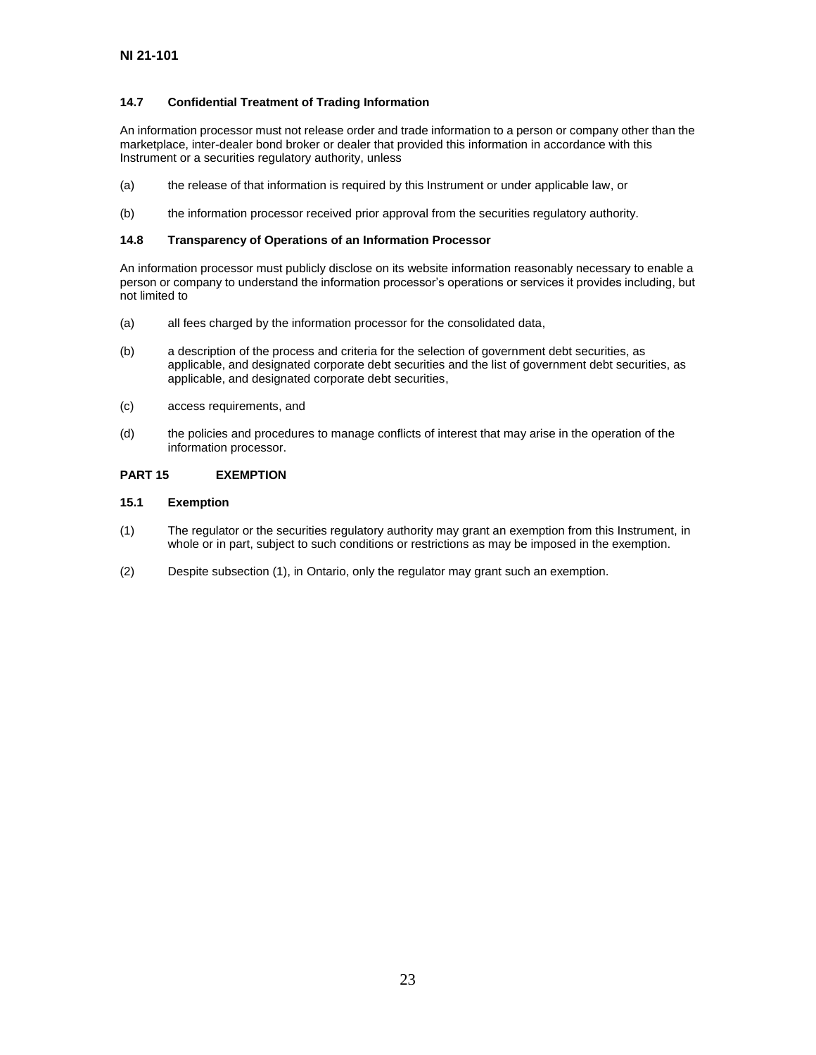#### 14.7 Confidential Treatment of Trading Information

An information processor must not release order and trade information to a person or company other than the marketplace, inter-dealer bond broker or dealer that provided this information in accordance with this Instrument or a securities regulatory authority, unless

(a) the release of that information is required by this Instrument or under applicable law, or

(b) the information processor received prior approval from the securities regulatory authority.

#### 14.8 Transparency of Operations of an Information Processor

An information processor must publicly disclose on its website information reasonably necessary to enable a person or company to understand the information processor's operations or services it provides including, but not limited to

(a) all fees charged by the information processor for the consolidated data,

(b) a description of the process and criteria for the selection of government debt securities, as applicable, and designated corporate debt securities and the list of government debt securities, as applicable, and designated corporate debt securities,

(c) access requirements, and

(d) the policies and procedures to manage conflicts of interest that may arise in the operation of the information processor.

### PART 15 EXEMPTION

#### 15.1 Exemption

(1) The regulator or the securities regulatory authority may grant an exemption from this Instrument, in whole or in part, subject to such conditions or restrictions as may be imposed in the exemption.

(2) Despite subsection (1), in Ontario, only the regulator may grant such an exemption.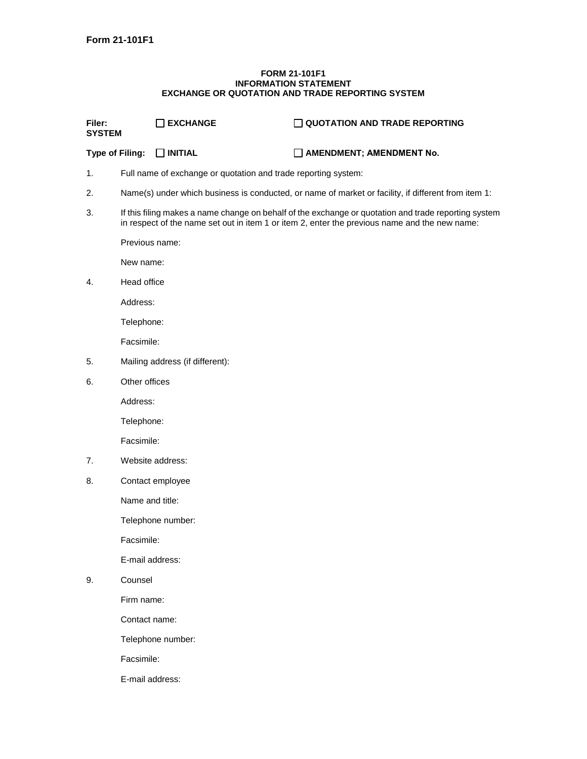**Form 21-101F1**

**FORM 21-101F1**
**INFORMATION STATEMENT**
**EXCHANGE OR QUOTATION AND TRADE REPORTING SYSTEM**

**Filer:** ☐ **EXCHANGE** ☐ **QUOTATION AND TRADE REPORTING SYSTEM**

**Type of Filing:** ☐ **INITIAL** ☐ **AMENDMENT; AMENDMENT No.**

1. Full name of exchange or quotation and trade reporting system:

2. Name(s) under which business is conducted, or name of market or facility, if different from item 1:

3. If this filing makes a name change on behalf of the exchange or quotation and trade reporting system in respect of the name set out in item 1 or item 2, enter the previous name and the new name:

   Previous name:

   New name:

4. Head office

   Address:

   Telephone:

   Facsimile:

5. Mailing address (if different):

6. Other offices

   Address:

   Telephone:

   Facsimile:

7. Website address:

8. Contact employee

   Name and title:

   Telephone number:

   Facsimile:

   E-mail address:

9. Counsel

   Firm name:

   Contact name:

   Telephone number:

   Facsimile:

   E-mail address: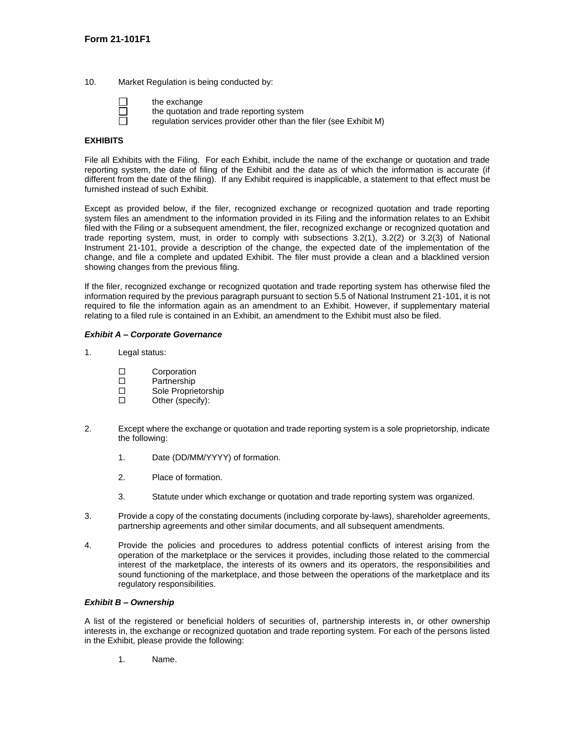10. Market Regulation is being conducted by:

☐ the exchange
☐ the quotation and trade reporting system
☐ regulation services provider other than the filer (see Exhibit M)

**EXHIBITS**

File all Exhibits with the Filing. For each Exhibit, include the name of the exchange or quotation and trade reporting system, the date of filing of the Exhibit and the date as of which the information is accurate (if different from the date of the filing). If any Exhibit required is inapplicable, a statement to that effect must be furnished instead of such Exhibit.

Except as provided below, if the filer, recognized exchange or recognized quotation and trade reporting system files an amendment to the information provided in its Filing and the information relates to an Exhibit filed with the Filing or a subsequent amendment, the filer, recognized exchange or recognized quotation and trade reporting system, must, in order to comply with subsections 3.2(1), 3.2(2) or 3.2(3) of National Instrument 21-101, provide a description of the change, the expected date of the implementation of the change, and file a complete and updated Exhibit. The filer must provide a clean and a blacklined version showing changes from the previous filing.

If the filer, recognized exchange or recognized quotation and trade reporting system has otherwise filed the information required by the previous paragraph pursuant to section 5.5 of National Instrument 21-101, it is not required to file the information again as an amendment to an Exhibit. However, if supplementary material relating to a filed rule is contained in an Exhibit, an amendment to the Exhibit must also be filed.

***Exhibit A – Corporate Governance***

1. Legal status:

   ☐ Corporation
   ☐ Partnership
   ☐ Sole Proprietorship
   ☐ Other (specify):

2. Except where the exchange or quotation and trade reporting system is a sole proprietorship, indicate the following:

   1. Date (DD/MM/YYYY) of formation.

   2. Place of formation.

   3. Statute under which exchange or quotation and trade reporting system was organized.

3. Provide a copy of the constating documents (including corporate by-laws), shareholder agreements, partnership agreements and other similar documents, and all subsequent amendments.

4. Provide the policies and procedures to address potential conflicts of interest arising from the operation of the marketplace or the services it provides, including those related to the commercial interest of the marketplace, the interests of its owners and its operators, the responsibilities and sound functioning of the marketplace, and those between the operations of the marketplace and its regulatory responsibilities.

***Exhibit B – Ownership***

A list of the registered or beneficial holders of securities of, partnership interests in, or other ownership interests in, the exchange or recognized quotation and trade reporting system. For each of the persons listed in the Exhibit, please provide the following:

1. Name.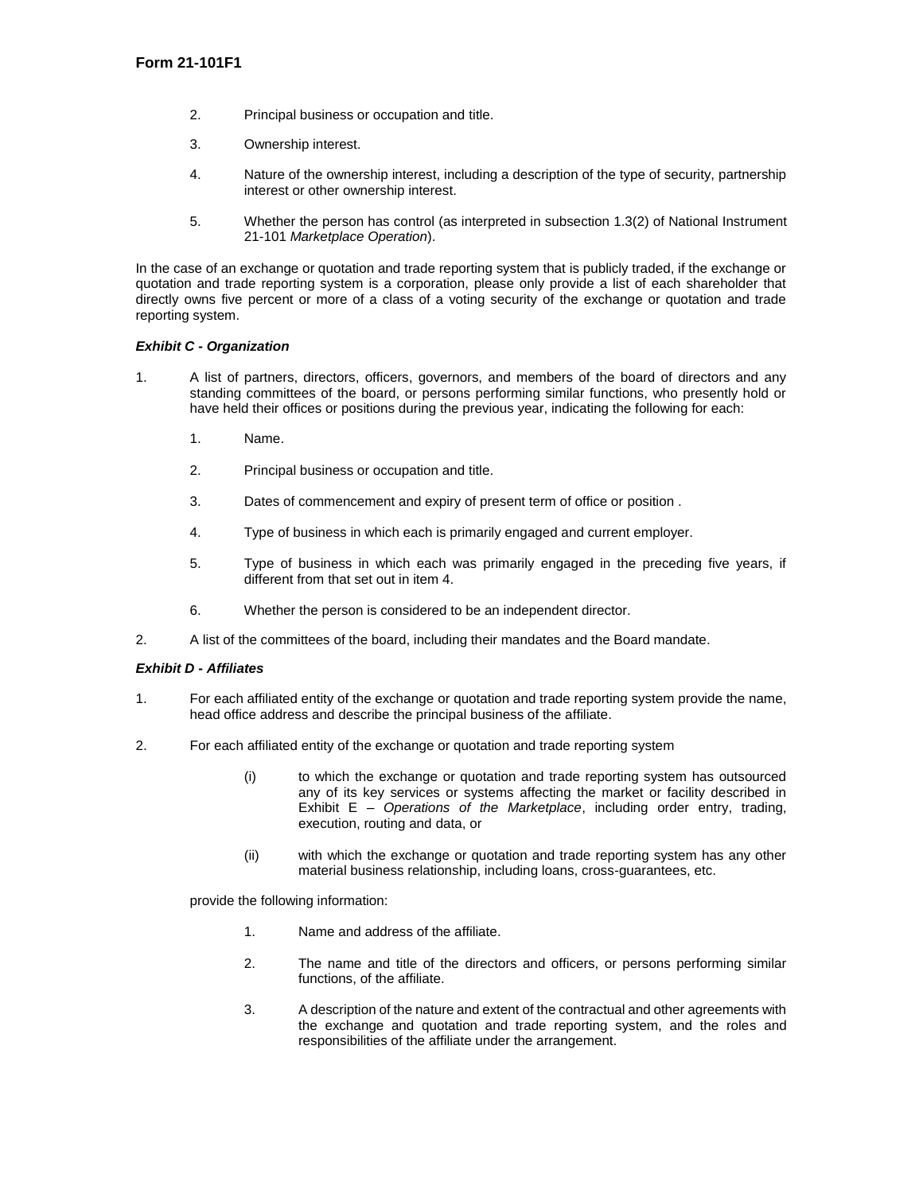2. Principal business or occupation and title.

3. Ownership interest.

4. Nature of the ownership interest, including a description of the type of security, partnership interest or other ownership interest.

5. Whether the person has control (as interpreted in subsection 1.3(2) of National Instrument 21-101 *Marketplace Operation*).

In the case of an exchange or quotation and trade reporting system that is publicly traded, if the exchange or quotation and trade reporting system is a corporation, please only provide a list of each shareholder that directly owns five percent or more of a class of a voting security of the exchange or quotation and trade reporting system.

***Exhibit C - Organization***

1. A list of partners, directors, officers, governors, and members of the board of directors and any standing committees of the board, or persons performing similar functions, who presently hold or have held their offices or positions during the previous year, indicating the following for each:

   1. Name.

   2. Principal business or occupation and title.

   3. Dates of commencement and expiry of present term of office or position .

   4. Type of business in which each is primarily engaged and current employer.

   5. Type of business in which each was primarily engaged in the preceding five years, if different from that set out in item 4.

   6. Whether the person is considered to be an independent director.

2. A list of the committees of the board, including their mandates and the Board mandate.

***Exhibit D - Affiliates***

1. For each affiliated entity of the exchange or quotation and trade reporting system provide the name, head office address and describe the principal business of the affiliate.

2. For each affiliated entity of the exchange or quotation and trade reporting system

   (i) to which the exchange or quotation and trade reporting system has outsourced any of its key services or systems affecting the market or facility described in Exhibit E – *Operations of the Marketplace*, including order entry, trading, execution, routing and data, or

   (ii) with which the exchange or quotation and trade reporting system has any other material business relationship, including loans, cross-guarantees, etc.

   provide the following information:

   1. Name and address of the affiliate.

   2. The name and title of the directors and officers, or persons performing similar functions, of the affiliate.

   3. A description of the nature and extent of the contractual and other agreements with the exchange and quotation and trade reporting system, and the roles and responsibilities of the affiliate under the arrangement.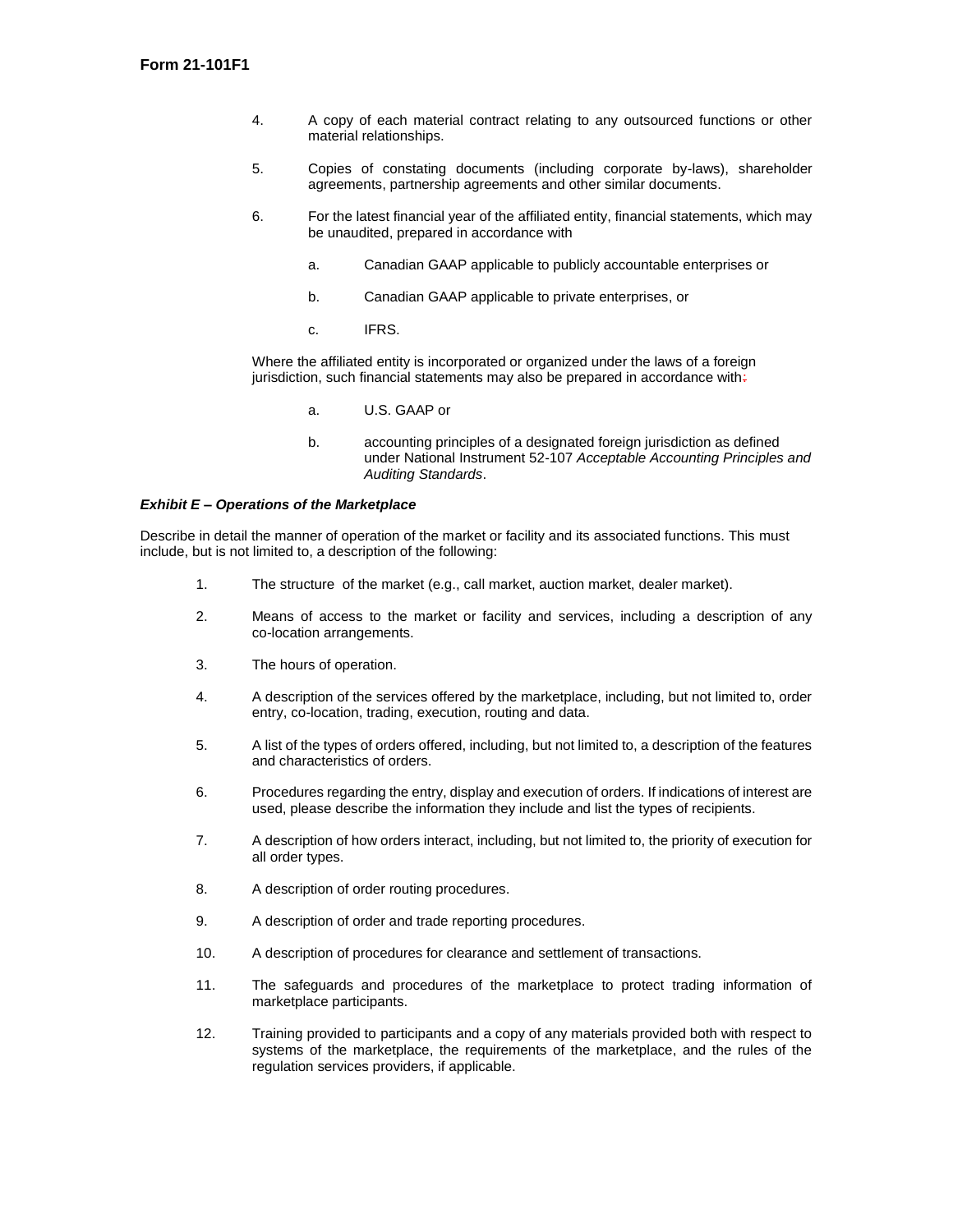4. A copy of each material contract relating to any outsourced functions or other material relationships.

5. Copies of constating documents (including corporate by-laws), shareholder agreements, partnership agreements and other similar documents.

6. For the latest financial year of the affiliated entity, financial statements, which may be unaudited, prepared in accordance with

   a. Canadian GAAP applicable to publicly accountable enterprises or

   b. Canadian GAAP applicable to private enterprises, or

   c. IFRS.

   Where the affiliated entity is incorporated or organized under the laws of a foreign jurisdiction, such financial statements may also be prepared in accordance with:

   a. U.S. GAAP or

   b. accounting principles of a designated foreign jurisdiction as defined under National Instrument 52-107 *Acceptable Accounting Principles and Auditing Standards*.

***Exhibit E – Operations of the Marketplace***

Describe in detail the manner of operation of the market or facility and its associated functions. This must include, but is not limited to, a description of the following:

1. The structure of the market (e.g., call market, auction market, dealer market).

2. Means of access to the market or facility and services, including a description of any co-location arrangements.

3. The hours of operation.

4. A description of the services offered by the marketplace, including, but not limited to, order entry, co-location, trading, execution, routing and data.

5. A list of the types of orders offered, including, but not limited to, a description of the features and characteristics of orders.

6. Procedures regarding the entry, display and execution of orders. If indications of interest are used, please describe the information they include and list the types of recipients.

7. A description of how orders interact, including, but not limited to, the priority of execution for all order types.

8. A description of order routing procedures.

9. A description of order and trade reporting procedures.

10. A description of procedures for clearance and settlement of transactions.

11. The safeguards and procedures of the marketplace to protect trading information of marketplace participants.

12. Training provided to participants and a copy of any materials provided both with respect to systems of the marketplace, the requirements of the marketplace, and the rules of the regulation services providers, if applicable.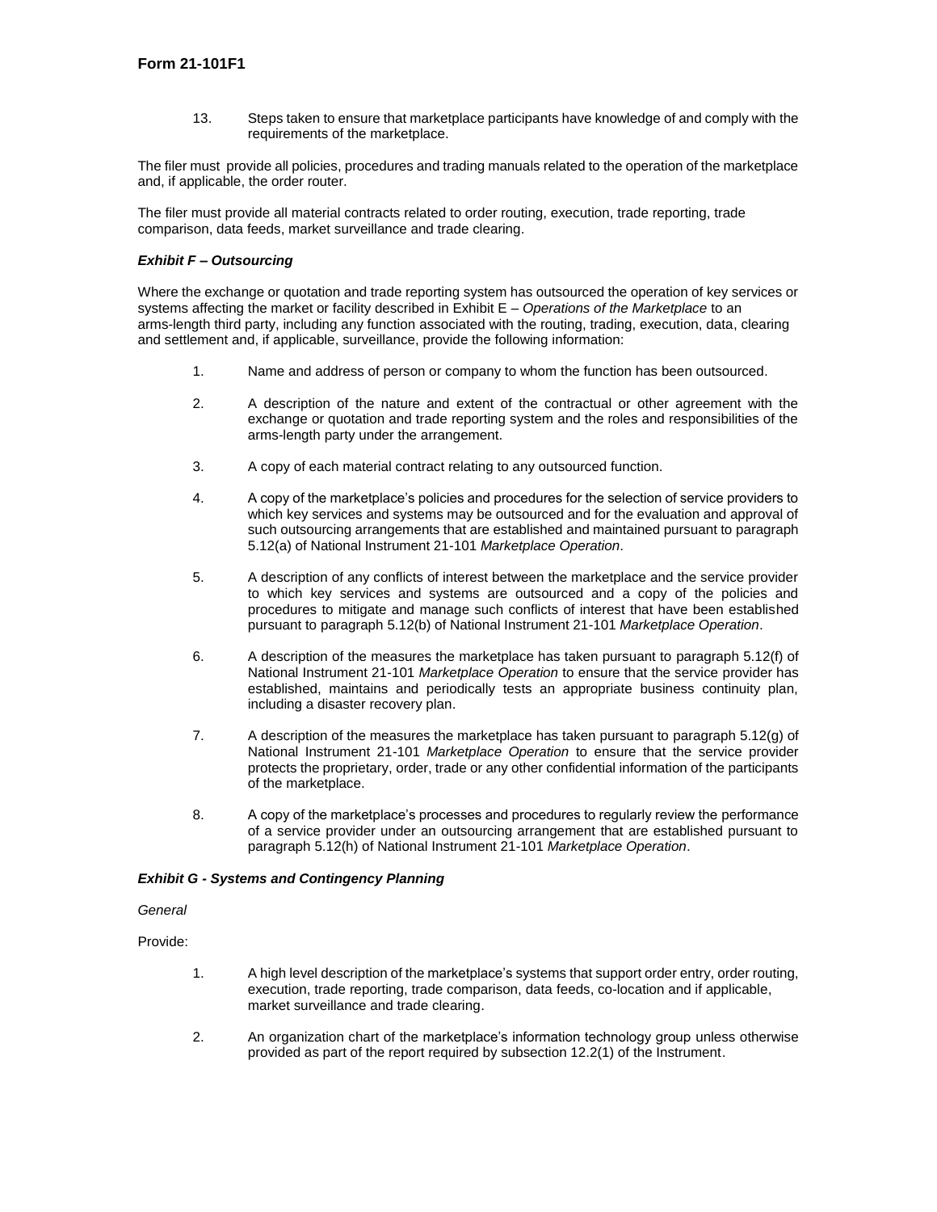13. Steps taken to ensure that marketplace participants have knowledge of and comply with the requirements of the marketplace.

The filer must provide all policies, procedures and trading manuals related to the operation of the marketplace and, if applicable, the order router.

The filer must provide all material contracts related to order routing, execution, trade reporting, trade comparison, data feeds, market surveillance and trade clearing.

***Exhibit F – Outsourcing***

Where the exchange or quotation and trade reporting system has outsourced the operation of key services or systems affecting the market or facility described in Exhibit E – *Operations of the Marketplace* to an arms-length third party, including any function associated with the routing, trading, execution, data, clearing and settlement and, if applicable, surveillance, provide the following information:

1. Name and address of person or company to whom the function has been outsourced.

2. A description of the nature and extent of the contractual or other agreement with the exchange or quotation and trade reporting system and the roles and responsibilities of the arms-length party under the arrangement.

3. A copy of each material contract relating to any outsourced function.

4. A copy of the marketplace's policies and procedures for the selection of service providers to which key services and systems may be outsourced and for the evaluation and approval of such outsourcing arrangements that are established and maintained pursuant to paragraph 5.12(a) of National Instrument 21-101 *Marketplace Operation*.

5. A description of any conflicts of interest between the marketplace and the service provider to which key services and systems are outsourced and a copy of the policies and procedures to mitigate and manage such conflicts of interest that have been established pursuant to paragraph 5.12(b) of National Instrument 21-101 *Marketplace Operation*.

6. A description of the measures the marketplace has taken pursuant to paragraph 5.12(f) of National Instrument 21-101 *Marketplace Operation* to ensure that the service provider has established, maintains and periodically tests an appropriate business continuity plan, including a disaster recovery plan.

7. A description of the measures the marketplace has taken pursuant to paragraph 5.12(g) of National Instrument 21-101 *Marketplace Operation* to ensure that the service provider protects the proprietary, order, trade or any other confidential information of the participants of the marketplace.

8. A copy of the marketplace's processes and procedures to regularly review the performance of a service provider under an outsourcing arrangement that are established pursuant to paragraph 5.12(h) of National Instrument 21-101 *Marketplace Operation*.

***Exhibit G - Systems and Contingency Planning***

*General*

Provide:

1. A high level description of the marketplace's systems that support order entry, order routing, execution, trade reporting, trade comparison, data feeds, co-location and if applicable, market surveillance and trade clearing.

2. An organization chart of the marketplace's information technology group unless otherwise provided as part of the report required by subsection 12.2(1) of the Instrument.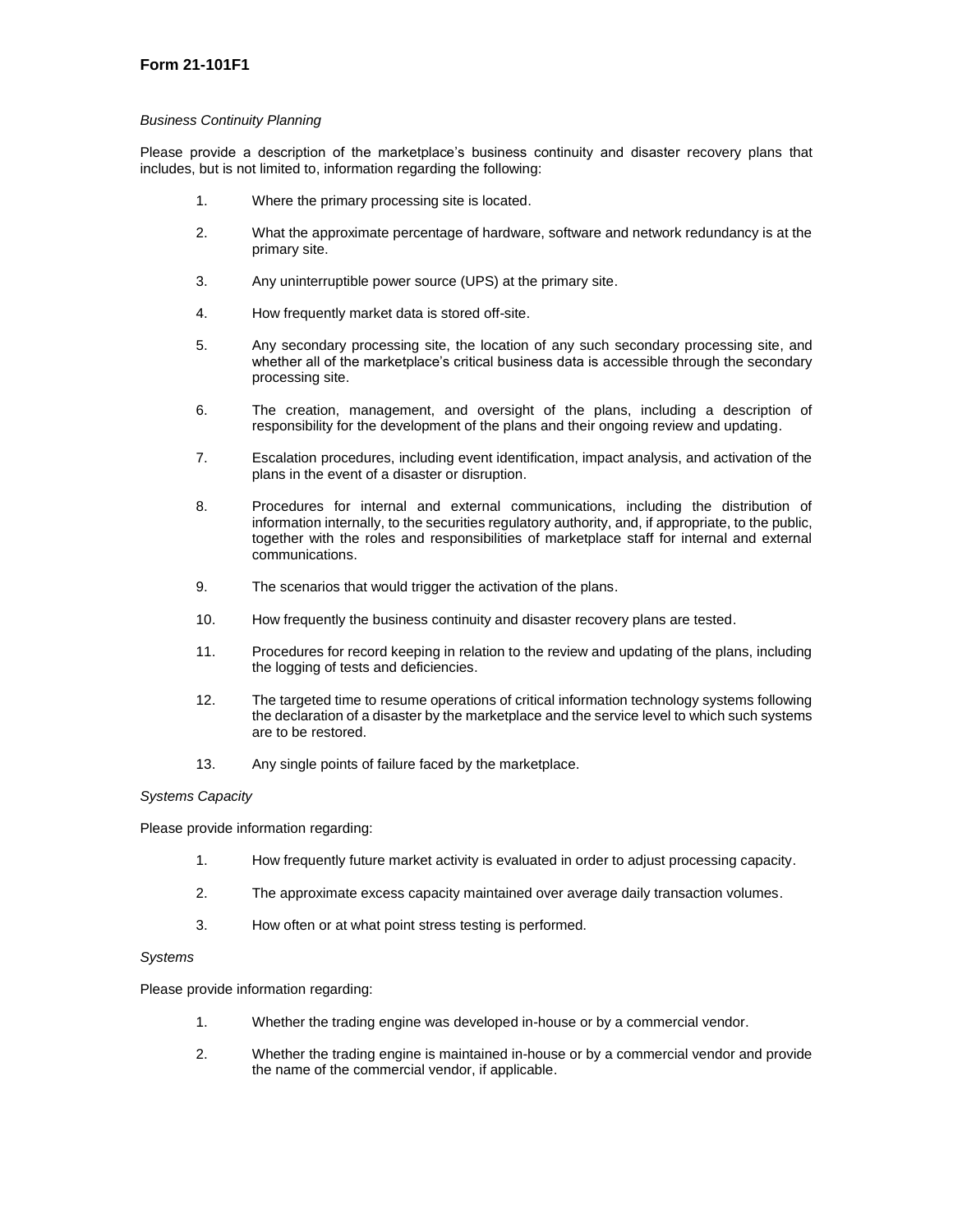*Business Continuity Planning*

Please provide a description of the marketplace's business continuity and disaster recovery plans that includes, but is not limited to, information regarding the following:

1. Where the primary processing site is located.
2. What the approximate percentage of hardware, software and network redundancy is at the primary site.
3. Any uninterruptible power source (UPS) at the primary site.
4. How frequently market data is stored off-site.
5. Any secondary processing site, the location of any such secondary processing site, and whether all of the marketplace's critical business data is accessible through the secondary processing site.
6. The creation, management, and oversight of the plans, including a description of responsibility for the development of the plans and their ongoing review and updating.
7. Escalation procedures, including event identification, impact analysis, and activation of the plans in the event of a disaster or disruption.
8. Procedures for internal and external communications, including the distribution of information internally, to the securities regulatory authority, and, if appropriate, to the public, together with the roles and responsibilities of marketplace staff for internal and external communications.
9. The scenarios that would trigger the activation of the plans.
10. How frequently the business continuity and disaster recovery plans are tested.
11. Procedures for record keeping in relation to the review and updating of the plans, including the logging of tests and deficiencies.
12. The targeted time to resume operations of critical information technology systems following the declaration of a disaster by the marketplace and the service level to which such systems are to be restored.
13. Any single points of failure faced by the marketplace.

*Systems Capacity*

Please provide information regarding:

1. How frequently future market activity is evaluated in order to adjust processing capacity.
2. The approximate excess capacity maintained over average daily transaction volumes.
3. How often or at what point stress testing is performed.

*Systems*

Please provide information regarding:

1. Whether the trading engine was developed in-house or by a commercial vendor.
2. Whether the trading engine is maintained in-house or by a commercial vendor and provide the name of the commercial vendor, if applicable.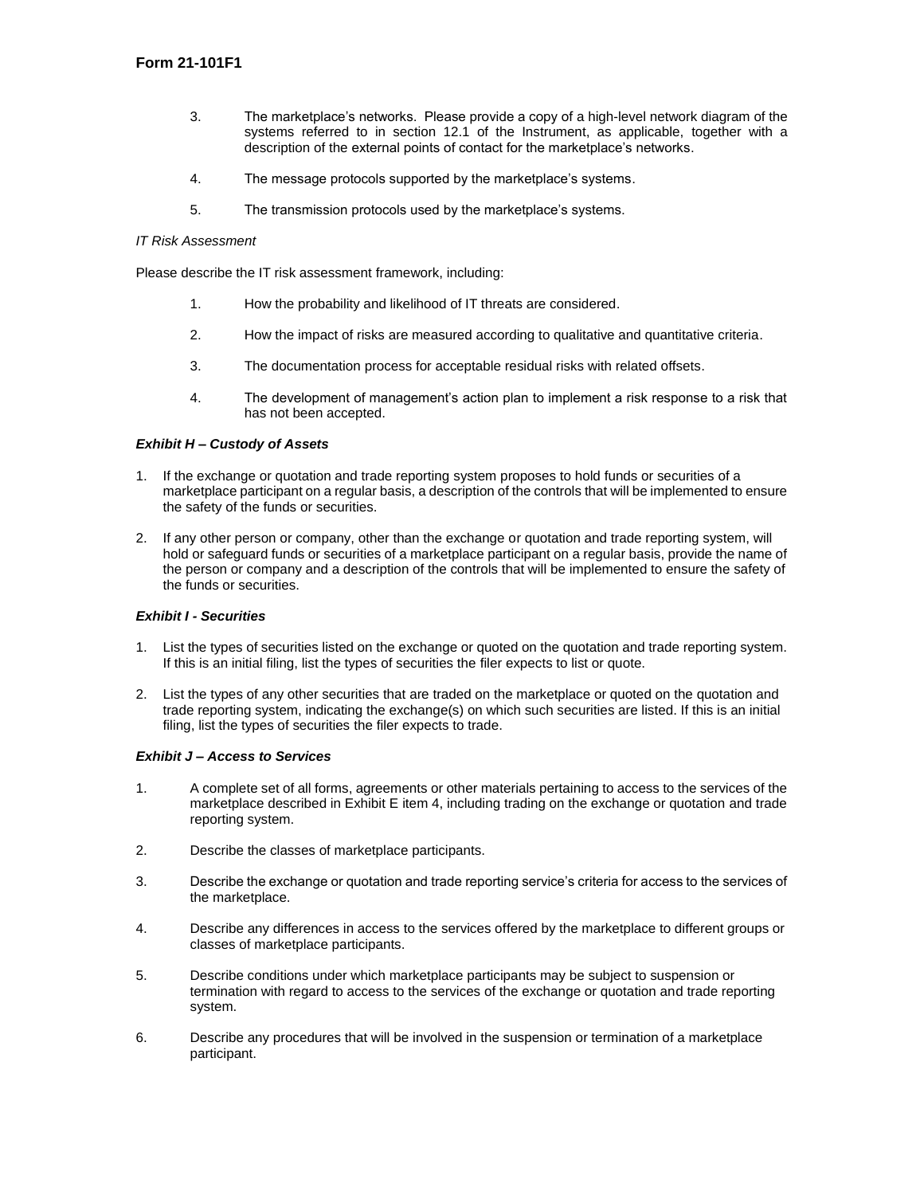3. The marketplace's networks. Please provide a copy of a high-level network diagram of the systems referred to in section 12.1 of the Instrument, as applicable, together with a description of the external points of contact for the marketplace's networks.

4. The message protocols supported by the marketplace's systems.

5. The transmission protocols used by the marketplace's systems.

*IT Risk Assessment*

Please describe the IT risk assessment framework, including:

1. How the probability and likelihood of IT threats are considered.

2. How the impact of risks are measured according to qualitative and quantitative criteria.

3. The documentation process for acceptable residual risks with related offsets.

4. The development of management's action plan to implement a risk response to a risk that has not been accepted.

***Exhibit H – Custody of Assets***

1. If the exchange or quotation and trade reporting system proposes to hold funds or securities of a marketplace participant on a regular basis, a description of the controls that will be implemented to ensure the safety of the funds or securities.

2. If any other person or company, other than the exchange or quotation and trade reporting system, will hold or safeguard funds or securities of a marketplace participant on a regular basis, provide the name of the person or company and a description of the controls that will be implemented to ensure the safety of the funds or securities.

***Exhibit I - Securities***

1. List the types of securities listed on the exchange or quoted on the quotation and trade reporting system. If this is an initial filing, list the types of securities the filer expects to list or quote.

2. List the types of any other securities that are traded on the marketplace or quoted on the quotation and trade reporting system, indicating the exchange(s) on which such securities are listed. If this is an initial filing, list the types of securities the filer expects to trade.

***Exhibit J – Access to Services***

1. A complete set of all forms, agreements or other materials pertaining to access to the services of the marketplace described in Exhibit E item 4, including trading on the exchange or quotation and trade reporting system.

2. Describe the classes of marketplace participants.

3. Describe the exchange or quotation and trade reporting service's criteria for access to the services of the marketplace.

4. Describe any differences in access to the services offered by the marketplace to different groups or classes of marketplace participants.

5. Describe conditions under which marketplace participants may be subject to suspension or termination with regard to access to the services of the exchange or quotation and trade reporting system.

6. Describe any procedures that will be involved in the suspension or termination of a marketplace participant.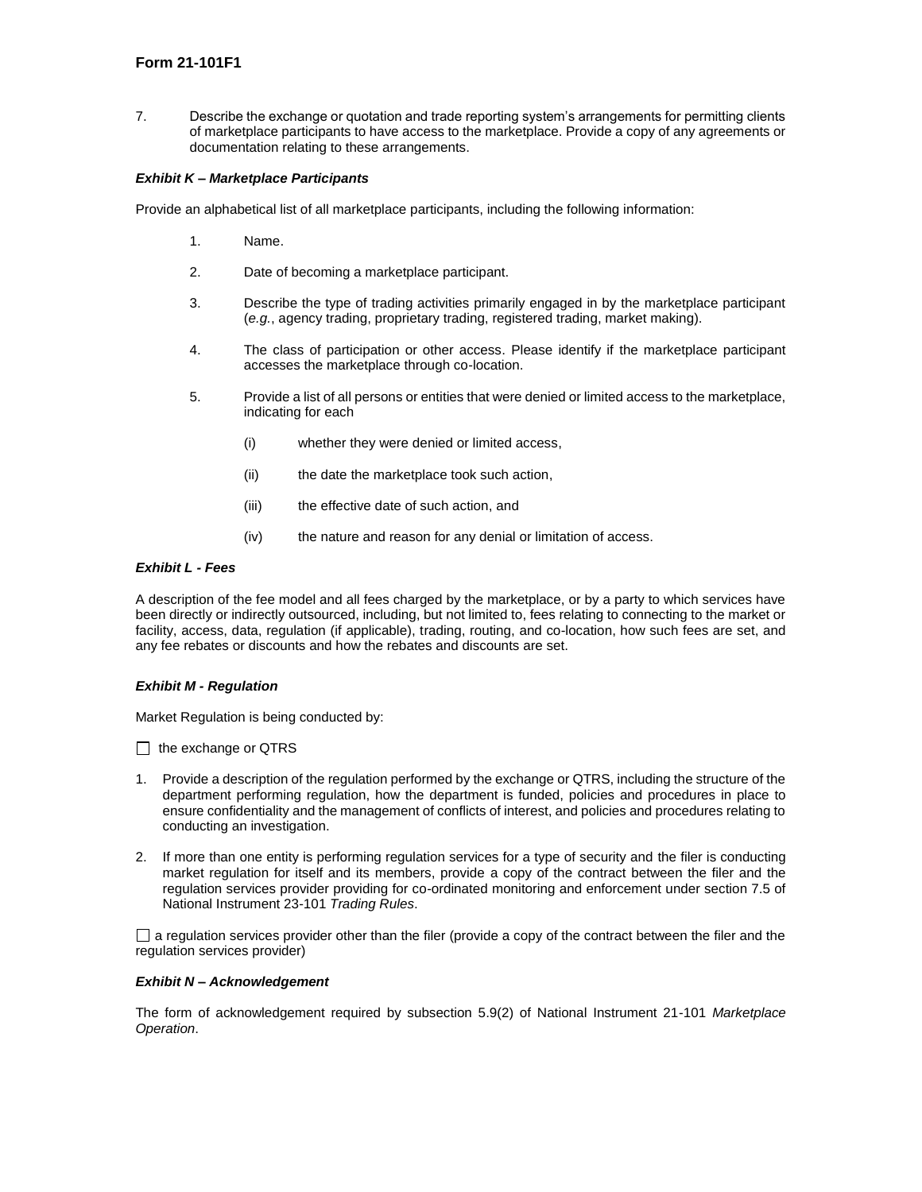7. Describe the exchange or quotation and trade reporting system's arrangements for permitting clients of marketplace participants to have access to the marketplace. Provide a copy of any agreements or documentation relating to these arrangements.

***Exhibit K – Marketplace Participants***

Provide an alphabetical list of all marketplace participants, including the following information:

1. Name.

2. Date of becoming a marketplace participant.

3. Describe the type of trading activities primarily engaged in by the marketplace participant (*e.g.*, agency trading, proprietary trading, registered trading, market making).

4. The class of participation or other access. Please identify if the marketplace participant accesses the marketplace through co-location.

5. Provide a list of all persons or entities that were denied or limited access to the marketplace, indicating for each

   (i) whether they were denied or limited access,

   (ii) the date the marketplace took such action,

   (iii) the effective date of such action, and

   (iv) the nature and reason for any denial or limitation of access.

***Exhibit L - Fees***

A description of the fee model and all fees charged by the marketplace, or by a party to which services have been directly or indirectly outsourced, including, but not limited to, fees relating to connecting to the market or facility, access, data, regulation (if applicable), trading, routing, and co-location, how such fees are set, and any fee rebates or discounts and how the rebates and discounts are set.

***Exhibit M - Regulation***

Market Regulation is being conducted by:

☐ the exchange or QTRS

1. Provide a description of the regulation performed by the exchange or QTRS, including the structure of the department performing regulation, how the department is funded, policies and procedures in place to ensure confidentiality and the management of conflicts of interest, and policies and procedures relating to conducting an investigation.

2. If more than one entity is performing regulation services for a type of security and the filer is conducting market regulation for itself and its members, provide a copy of the contract between the filer and the regulation services provider providing for co-ordinated monitoring and enforcement under section 7.5 of National Instrument 23-101 *Trading Rules*.

☐ a regulation services provider other than the filer (provide a copy of the contract between the filer and the regulation services provider)

***Exhibit N – Acknowledgement***

The form of acknowledgement required by subsection 5.9(2) of National Instrument 21-101 *Marketplace Operation*.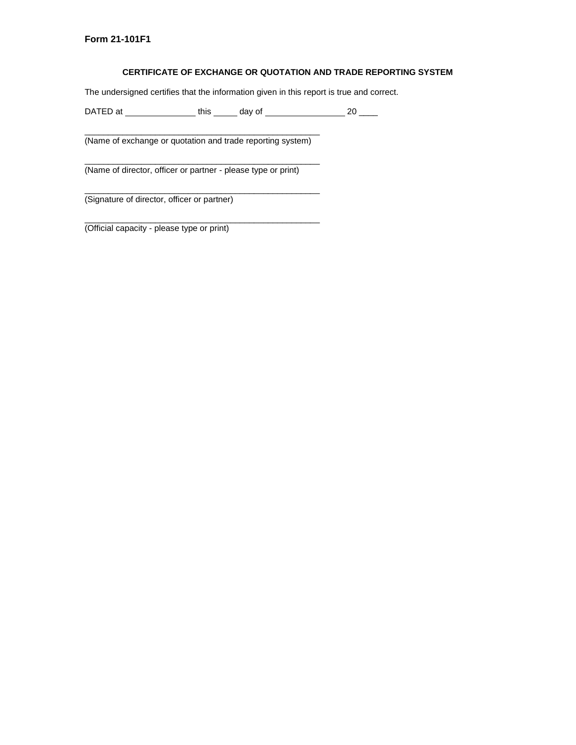**Form 21-101F1**

**CERTIFICATE OF EXCHANGE OR QUOTATION AND TRADE REPORTING SYSTEM**

The undersigned certifies that the information given in this report is true and correct.

DATED at _______________ this _____ day of _________________ 20 ____

_____________________________________________________
(Name of exchange or quotation and trade reporting system)

_____________________________________________________
(Name of director, officer or partner - please type or print)

_____________________________________________________
(Signature of director, officer or partner)

_____________________________________________________
(Official capacity - please type or print)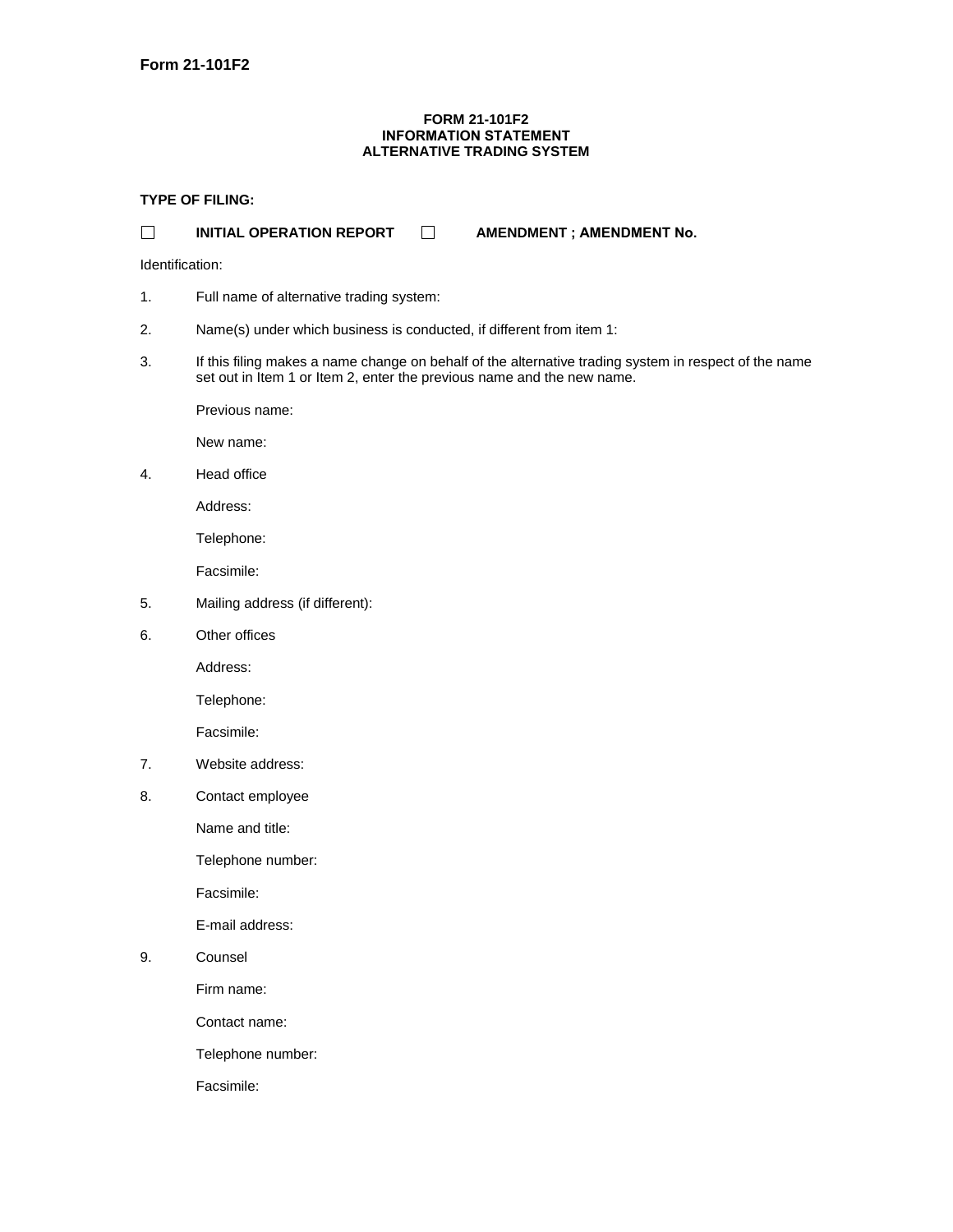**Form 21-101F2**

**FORM 21-101F2**
**INFORMATION STATEMENT**
**ALTERNATIVE TRADING SYSTEM**

**TYPE OF FILING:**

☐ **INITIAL OPERATION REPORT** ☐ **AMENDMENT ; AMENDMENT No.**

Identification:

1. Full name of alternative trading system:

2. Name(s) under which business is conducted, if different from item 1:

3. If this filing makes a name change on behalf of the alternative trading system in respect of the name set out in Item 1 or Item 2, enter the previous name and the new name.

   Previous name:

   New name:

4. Head office

   Address:

   Telephone:

   Facsimile:

5. Mailing address (if different):

6. Other offices

   Address:

   Telephone:

   Facsimile:

7. Website address:

8. Contact employee

   Name and title:

   Telephone number:

   Facsimile:

   E-mail address:

9. Counsel

   Firm name:

   Contact name:

   Telephone number:

   Facsimile: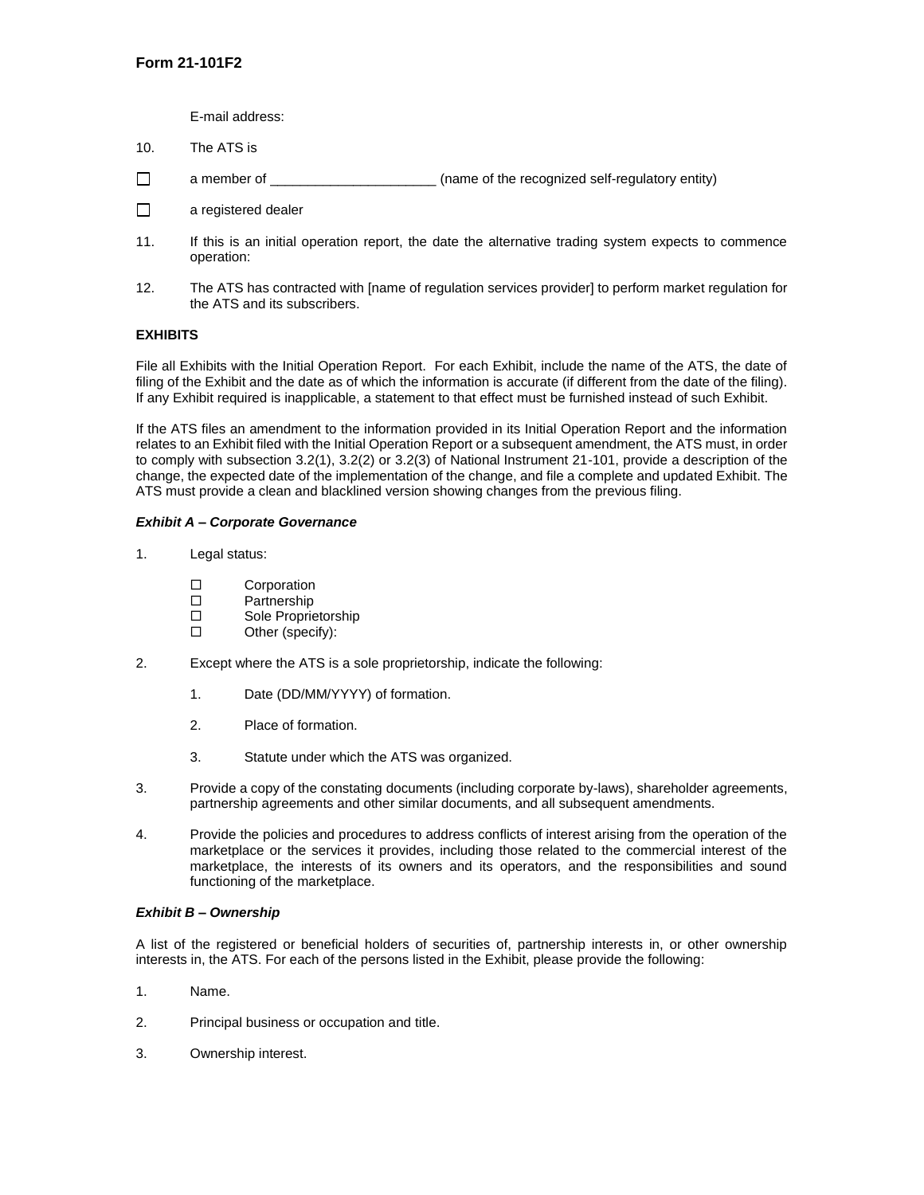E-mail address:

10. The ATS is

☐ a member of ______________________ (name of the recognized self-regulatory entity)

☐ a registered dealer

11. If this is an initial operation report, the date the alternative trading system expects to commence operation:

12. The ATS has contracted with [name of regulation services provider] to perform market regulation for the ATS and its subscribers.

**EXHIBITS**

File all Exhibits with the Initial Operation Report. For each Exhibit, include the name of the ATS, the date of filing of the Exhibit and the date as of which the information is accurate (if different from the date of the filing). If any Exhibit required is inapplicable, a statement to that effect must be furnished instead of such Exhibit.

If the ATS files an amendment to the information provided in its Initial Operation Report and the information relates to an Exhibit filed with the Initial Operation Report or a subsequent amendment, the ATS must, in order to comply with subsection 3.2(1), 3.2(2) or 3.2(3) of National Instrument 21-101, provide a description of the change, the expected date of the implementation of the change, and file a complete and updated Exhibit. The ATS must provide a clean and blacklined version showing changes from the previous filing.

***Exhibit A – Corporate Governance***

1. Legal status:

   ☐ Corporation
   ☐ Partnership
   ☐ Sole Proprietorship
   ☐ Other (specify):

2. Except where the ATS is a sole proprietorship, indicate the following:

   1. Date (DD/MM/YYYY) of formation.

   2. Place of formation.

   3. Statute under which the ATS was organized.

3. Provide a copy of the constating documents (including corporate by-laws), shareholder agreements, partnership agreements and other similar documents, and all subsequent amendments.

4. Provide the policies and procedures to address conflicts of interest arising from the operation of the marketplace or the services it provides, including those related to the commercial interest of the marketplace, the interests of its owners and its operators, and the responsibilities and sound functioning of the marketplace.

***Exhibit B – Ownership***

A list of the registered or beneficial holders of securities of, partnership interests in, or other ownership interests in, the ATS. For each of the persons listed in the Exhibit, please provide the following:

1. Name.

2. Principal business or occupation and title.

3. Ownership interest.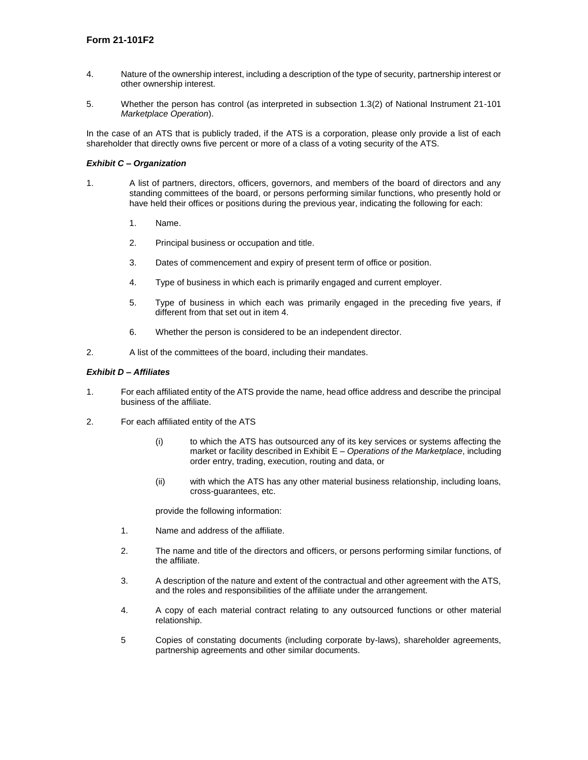4. Nature of the ownership interest, including a description of the type of security, partnership interest or other ownership interest.

5. Whether the person has control (as interpreted in subsection 1.3(2) of National Instrument 21-101 *Marketplace Operation*).

In the case of an ATS that is publicly traded, if the ATS is a corporation, please only provide a list of each shareholder that directly owns five percent or more of a class of a voting security of the ATS.

***Exhibit C – Organization***

1. A list of partners, directors, officers, governors, and members of the board of directors and any standing committees of the board, or persons performing similar functions, who presently hold or have held their offices or positions during the previous year, indicating the following for each:

    1. Name.

    2. Principal business or occupation and title.

    3. Dates of commencement and expiry of present term of office or position.

    4. Type of business in which each is primarily engaged and current employer.

    5. Type of business in which each was primarily engaged in the preceding five years, if different from that set out in item 4.

    6. Whether the person is considered to be an independent director.

2. A list of the committees of the board, including their mandates.

***Exhibit D – Affiliates***

1. For each affiliated entity of the ATS provide the name, head office address and describe the principal business of the affiliate.

2. For each affiliated entity of the ATS

    (i) to which the ATS has outsourced any of its key services or systems affecting the market or facility described in Exhibit E – *Operations of the Marketplace*, including order entry, trading, execution, routing and data, or

    (ii) with which the ATS has any other material business relationship, including loans, cross-guarantees, etc.

    provide the following information:

    1. Name and address of the affiliate.

    2. The name and title of the directors and officers, or persons performing similar functions, of the affiliate.

    3. A description of the nature and extent of the contractual and other agreement with the ATS, and the roles and responsibilities of the affiliate under the arrangement.

    4. A copy of each material contract relating to any outsourced functions or other material relationship.

    5 Copies of constating documents (including corporate by-laws), shareholder agreements, partnership agreements and other similar documents.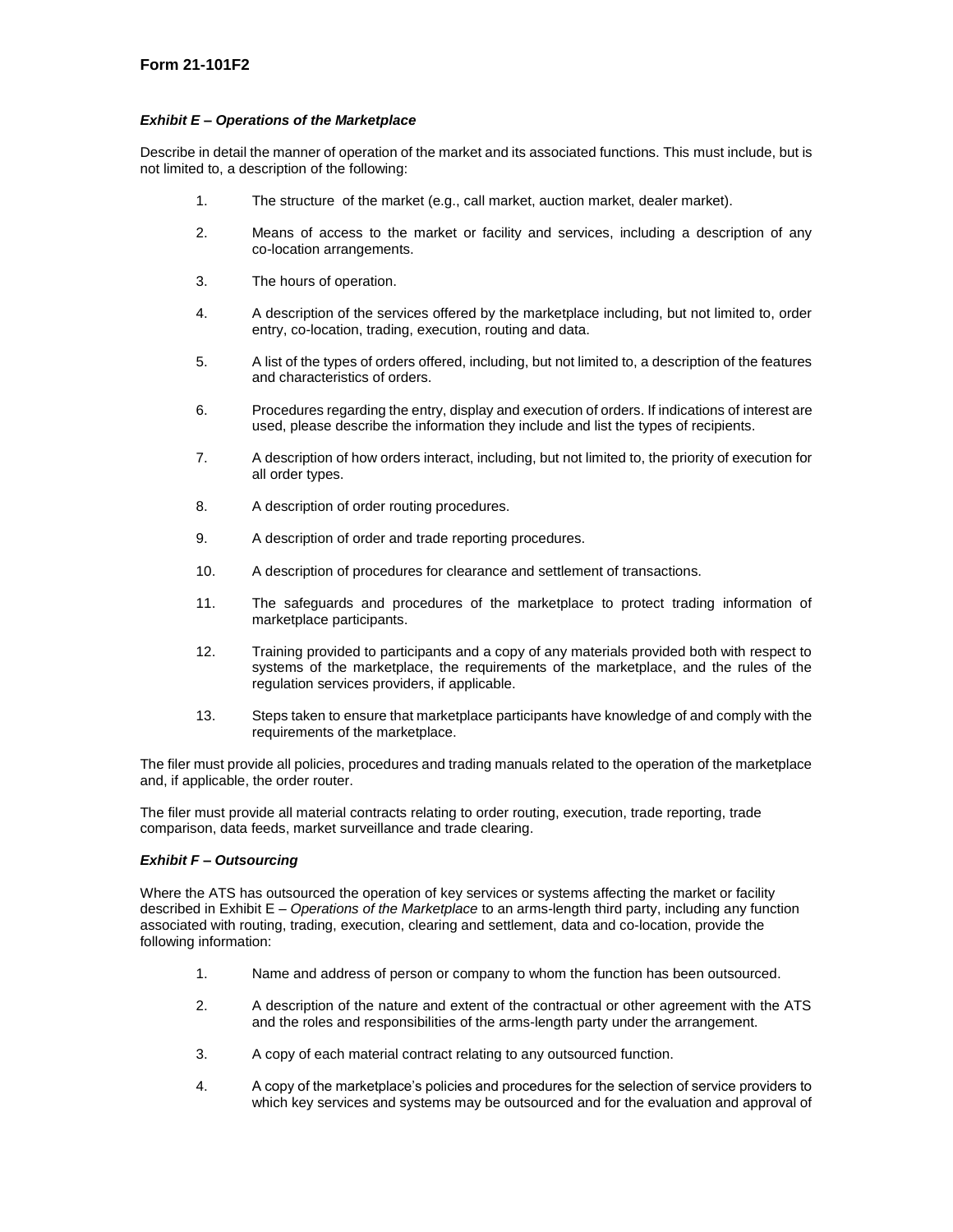**Form 21-101F2**

***Exhibit E – Operations of the Marketplace***

Describe in detail the manner of operation of the market and its associated functions. This must include, but is not limited to, a description of the following:

1. The structure of the market (e.g., call market, auction market, dealer market).

2. Means of access to the market or facility and services, including a description of any co-location arrangements.

3. The hours of operation.

4. A description of the services offered by the marketplace including, but not limited to, order entry, co-location, trading, execution, routing and data.

5. A list of the types of orders offered, including, but not limited to, a description of the features and characteristics of orders.

6. Procedures regarding the entry, display and execution of orders. If indications of interest are used, please describe the information they include and list the types of recipients.

7. A description of how orders interact, including, but not limited to, the priority of execution for all order types.

8. A description of order routing procedures.

9. A description of order and trade reporting procedures.

10. A description of procedures for clearance and settlement of transactions.

11. The safeguards and procedures of the marketplace to protect trading information of marketplace participants.

12. Training provided to participants and a copy of any materials provided both with respect to systems of the marketplace, the requirements of the marketplace, and the rules of the regulation services providers, if applicable.

13. Steps taken to ensure that marketplace participants have knowledge of and comply with the requirements of the marketplace.

The filer must provide all policies, procedures and trading manuals related to the operation of the marketplace and, if applicable, the order router.

The filer must provide all material contracts relating to order routing, execution, trade reporting, trade comparison, data feeds, market surveillance and trade clearing.

***Exhibit F – Outsourcing***

Where the ATS has outsourced the operation of key services or systems affecting the market or facility described in Exhibit E – *Operations of the Marketplace* to an arms-length third party, including any function associated with routing, trading, execution, clearing and settlement, data and co-location, provide the following information:

1. Name and address of person or company to whom the function has been outsourced.

2. A description of the nature and extent of the contractual or other agreement with the ATS and the roles and responsibilities of the arms-length party under the arrangement.

3. A copy of each material contract relating to any outsourced function.

4. A copy of the marketplace's policies and procedures for the selection of service providers to which key services and systems may be outsourced and for the evaluation and approval of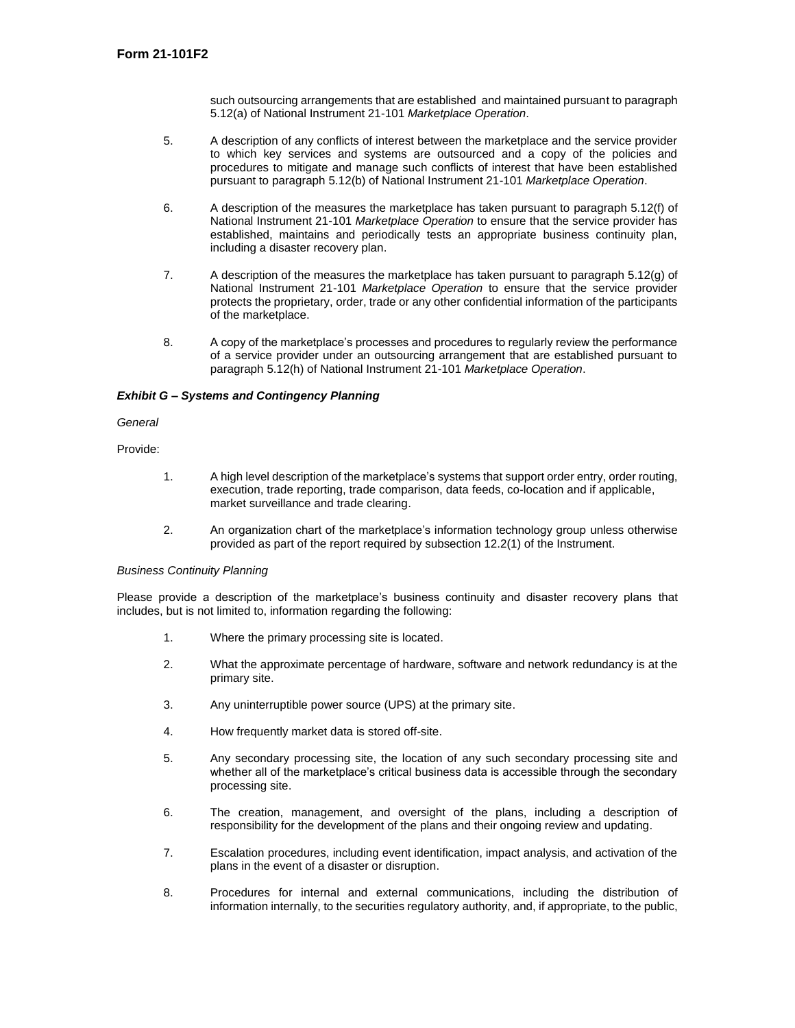such outsourcing arrangements that are established and maintained pursuant to paragraph 5.12(a) of National Instrument 21-101 *Marketplace Operation*.

5. A description of any conflicts of interest between the marketplace and the service provider to which key services and systems are outsourced and a copy of the policies and procedures to mitigate and manage such conflicts of interest that have been established pursuant to paragraph 5.12(b) of National Instrument 21-101 *Marketplace Operation*.

6. A description of the measures the marketplace has taken pursuant to paragraph 5.12(f) of National Instrument 21-101 *Marketplace Operation* to ensure that the service provider has established, maintains and periodically tests an appropriate business continuity plan, including a disaster recovery plan.

7. A description of the measures the marketplace has taken pursuant to paragraph 5.12(g) of National Instrument 21-101 *Marketplace Operation* to ensure that the service provider protects the proprietary, order, trade or any other confidential information of the participants of the marketplace.

8. A copy of the marketplace's processes and procedures to regularly review the performance of a service provider under an outsourcing arrangement that are established pursuant to paragraph 5.12(h) of National Instrument 21-101 *Marketplace Operation*.

***Exhibit G – Systems and Contingency Planning***

*General*

Provide:

1. A high level description of the marketplace's systems that support order entry, order routing, execution, trade reporting, trade comparison, data feeds, co-location and if applicable, market surveillance and trade clearing.

2. An organization chart of the marketplace's information technology group unless otherwise provided as part of the report required by subsection 12.2(1) of the Instrument.

*Business Continuity Planning*

Please provide a description of the marketplace's business continuity and disaster recovery plans that includes, but is not limited to, information regarding the following:

1. Where the primary processing site is located.

2. What the approximate percentage of hardware, software and network redundancy is at the primary site.

3. Any uninterruptible power source (UPS) at the primary site.

4. How frequently market data is stored off-site.

5. Any secondary processing site, the location of any such secondary processing site and whether all of the marketplace's critical business data is accessible through the secondary processing site.

6. The creation, management, and oversight of the plans, including a description of responsibility for the development of the plans and their ongoing review and updating.

7. Escalation procedures, including event identification, impact analysis, and activation of the plans in the event of a disaster or disruption.

8. Procedures for internal and external communications, including the distribution of information internally, to the securities regulatory authority, and, if appropriate, to the public,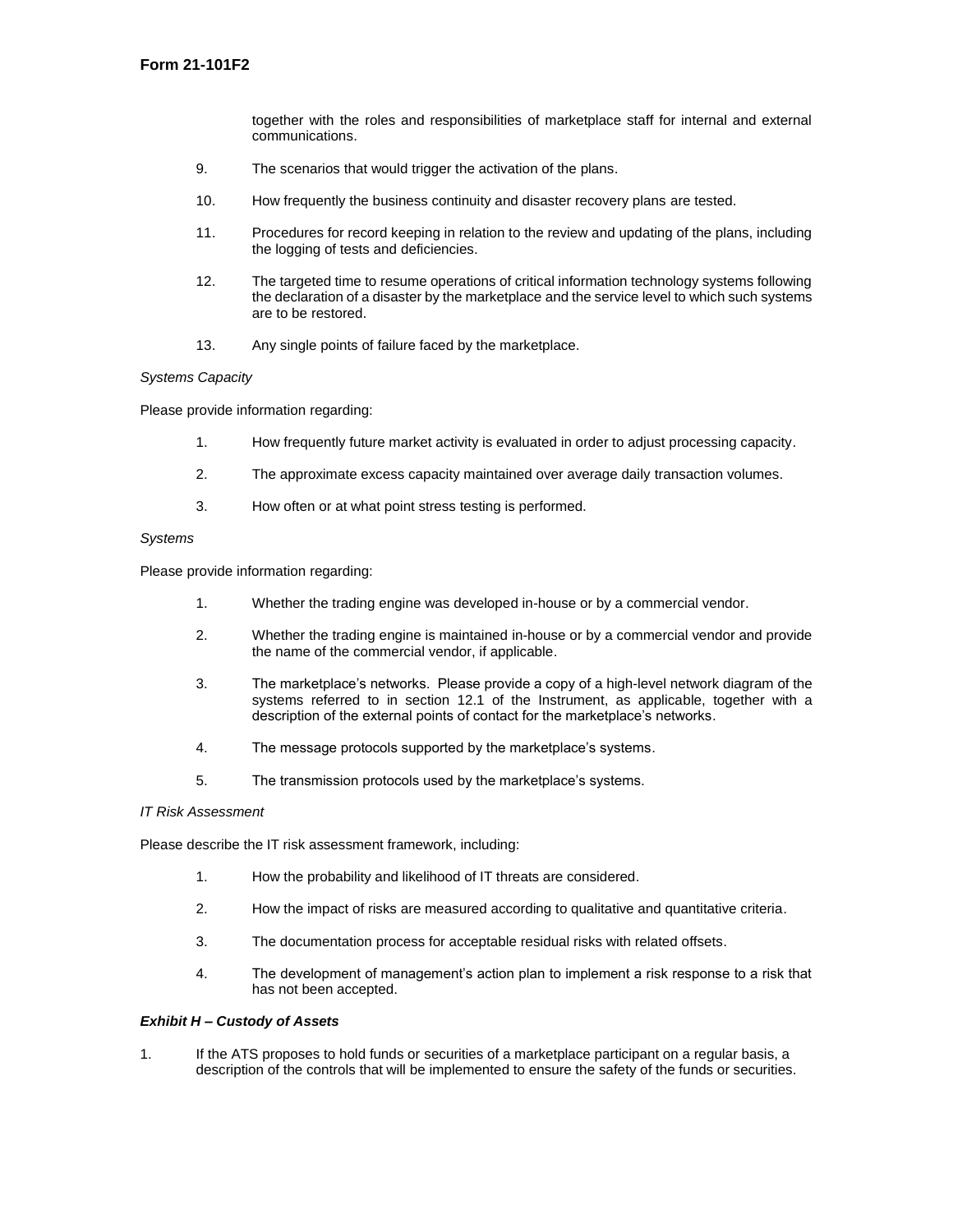together with the roles and responsibilities of marketplace staff for internal and external communications.

9. The scenarios that would trigger the activation of the plans.

10. How frequently the business continuity and disaster recovery plans are tested.

11. Procedures for record keeping in relation to the review and updating of the plans, including the logging of tests and deficiencies.

12. The targeted time to resume operations of critical information technology systems following the declaration of a disaster by the marketplace and the service level to which such systems are to be restored.

13. Any single points of failure faced by the marketplace.

*Systems Capacity*

Please provide information regarding:

1. How frequently future market activity is evaluated in order to adjust processing capacity.

2. The approximate excess capacity maintained over average daily transaction volumes.

3. How often or at what point stress testing is performed.

*Systems*

Please provide information regarding:

1. Whether the trading engine was developed in-house or by a commercial vendor.

2. Whether the trading engine is maintained in-house or by a commercial vendor and provide the name of the commercial vendor, if applicable.

3. The marketplace's networks. Please provide a copy of a high-level network diagram of the systems referred to in section 12.1 of the Instrument, as applicable, together with a description of the external points of contact for the marketplace's networks.

4. The message protocols supported by the marketplace's systems.

5. The transmission protocols used by the marketplace's systems.

*IT Risk Assessment*

Please describe the IT risk assessment framework, including:

1. How the probability and likelihood of IT threats are considered.

2. How the impact of risks are measured according to qualitative and quantitative criteria.

3. The documentation process for acceptable residual risks with related offsets.

4. The development of management's action plan to implement a risk response to a risk that has not been accepted.

***Exhibit H – Custody of Assets***

1. If the ATS proposes to hold funds or securities of a marketplace participant on a regular basis, a description of the controls that will be implemented to ensure the safety of the funds or securities.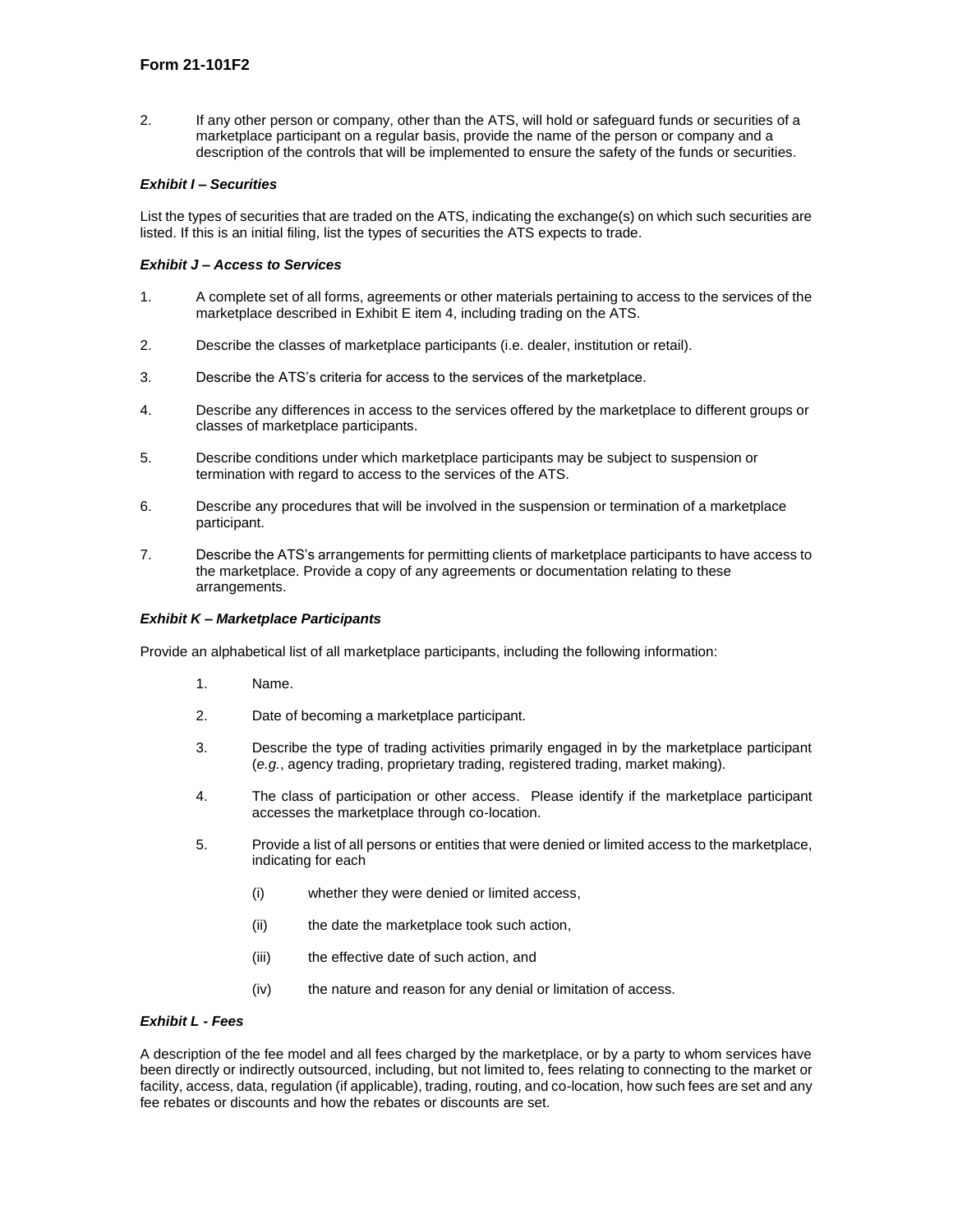2. If any other person or company, other than the ATS, will hold or safeguard funds or securities of a marketplace participant on a regular basis, provide the name of the person or company and a description of the controls that will be implemented to ensure the safety of the funds or securities.

***Exhibit I – Securities***

List the types of securities that are traded on the ATS, indicating the exchange(s) on which such securities are listed. If this is an initial filing, list the types of securities the ATS expects to trade.

***Exhibit J – Access to Services***

1. A complete set of all forms, agreements or other materials pertaining to access to the services of the marketplace described in Exhibit E item 4, including trading on the ATS.

2. Describe the classes of marketplace participants (i.e. dealer, institution or retail).

3. Describe the ATS's criteria for access to the services of the marketplace.

4. Describe any differences in access to the services offered by the marketplace to different groups or classes of marketplace participants.

5. Describe conditions under which marketplace participants may be subject to suspension or termination with regard to access to the services of the ATS.

6. Describe any procedures that will be involved in the suspension or termination of a marketplace participant.

7. Describe the ATS's arrangements for permitting clients of marketplace participants to have access to the marketplace. Provide a copy of any agreements or documentation relating to these arrangements.

***Exhibit K – Marketplace Participants***

Provide an alphabetical list of all marketplace participants, including the following information:

1. Name.

2. Date of becoming a marketplace participant.

3. Describe the type of trading activities primarily engaged in by the marketplace participant (*e.g.*, agency trading, proprietary trading, registered trading, market making).

4. The class of participation or other access. Please identify if the marketplace participant accesses the marketplace through co-location.

5. Provide a list of all persons or entities that were denied or limited access to the marketplace, indicating for each

   (i) whether they were denied or limited access,

   (ii) the date the marketplace took such action,

   (iii) the effective date of such action, and

   (iv) the nature and reason for any denial or limitation of access.

***Exhibit L - Fees***

A description of the fee model and all fees charged by the marketplace, or by a party to whom services have been directly or indirectly outsourced, including, but not limited to, fees relating to connecting to the market or facility, access, data, regulation (if applicable), trading, routing, and co-location, how such fees are set and any fee rebates or discounts and how the rebates or discounts are set.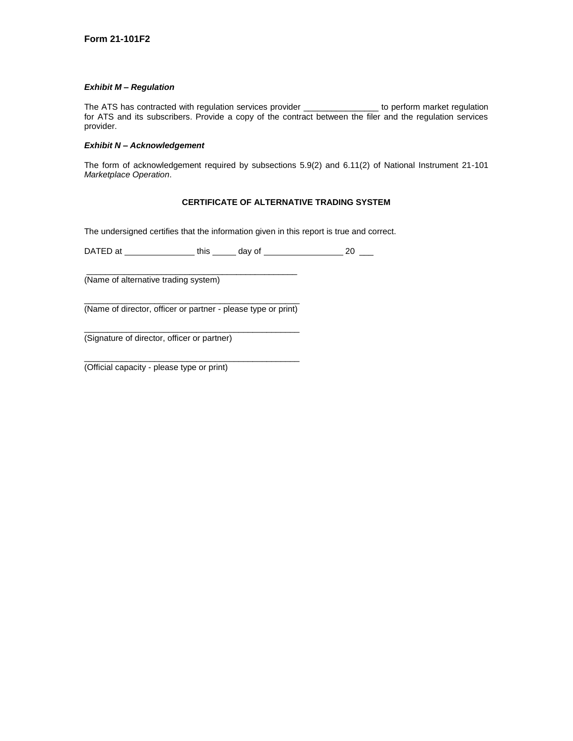**Form 21-101F2**

***Exhibit M – Regulation***

The ATS has contracted with regulation services provider ________________ to perform market regulation for ATS and its subscribers. Provide a copy of the contract between the filer and the regulation services provider.

***Exhibit N – Acknowledgement***

The form of acknowledgement required by subsections 5.9(2) and 6.11(2) of National Instrument 21-101 *Marketplace Operation*.

**CERTIFICATE OF ALTERNATIVE TRADING SYSTEM**

The undersigned certifies that the information given in this report is true and correct.

DATED at _______________ this _____ day of _________________ 20 ___

_______________________________________________
(Name of alternative trading system)

_______________________________________________
(Name of director, officer or partner - please type or print)

_______________________________________________
(Signature of director, officer or partner)

_______________________________________________
(Official capacity - please type or print)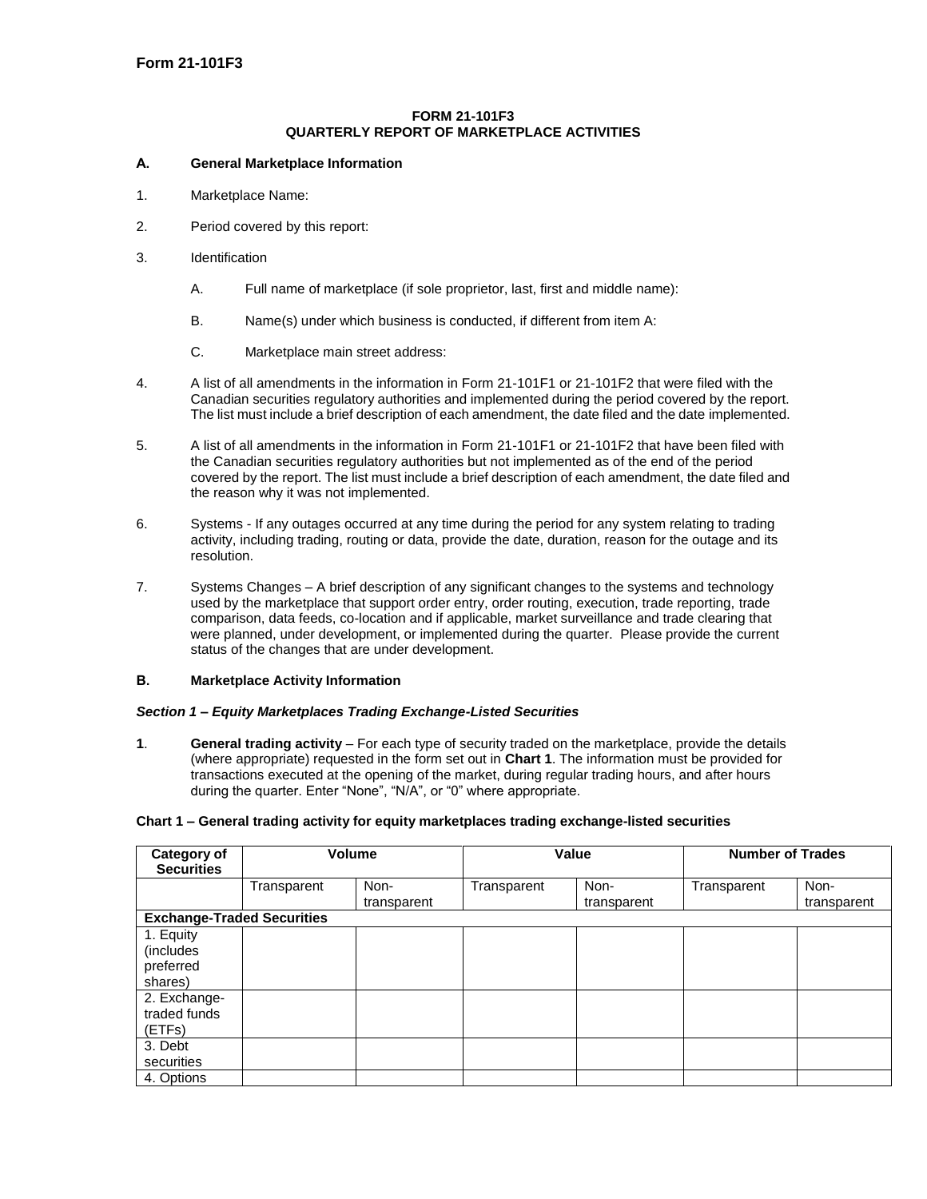Form 21-101F3

**FORM 21-101F3**
**QUARTERLY REPORT OF MARKETPLACE ACTIVITIES**

**A. General Marketplace Information**

1. Marketplace Name:

2. Period covered by this report:

3. Identification

   A. Full name of marketplace (if sole proprietor, last, first and middle name):

   B. Name(s) under which business is conducted, if different from item A:

   C. Marketplace main street address:

4. A list of all amendments in the information in Form 21-101F1 or 21-101F2 that were filed with the Canadian securities regulatory authorities and implemented during the period covered by the report. The list must include a brief description of each amendment, the date filed and the date implemented.

5. A list of all amendments in the information in Form 21-101F1 or 21-101F2 that have been filed with the Canadian securities regulatory authorities but not implemented as of the end of the period covered by the report. The list must include a brief description of each amendment, the date filed and the reason why it was not implemented.

6. Systems - If any outages occurred at any time during the period for any system relating to trading activity, including trading, routing or data, provide the date, duration, reason for the outage and its resolution.

7. Systems Changes – A brief description of any significant changes to the systems and technology used by the marketplace that support order entry, order routing, execution, trade reporting, trade comparison, data feeds, co-location and if applicable, market surveillance and trade clearing that were planned, under development, or implemented during the quarter. Please provide the current status of the changes that are under development.

**B. Marketplace Activity Information**

***Section 1 – Equity Marketplaces Trading Exchange-Listed Securities***

**1**. **General trading activity** – For each type of security traded on the marketplace, provide the details (where appropriate) requested in the form set out in **Chart 1**. The information must be provided for transactions executed at the opening of the market, during regular trading hours, and after hours during the quarter. Enter "None", "N/A", or "0" where appropriate.

**Chart 1 – General trading activity for equity marketplaces trading exchange-listed securities**

| Category of Securities | Volume | | Value | | Number of Trades | |
|---|---|---|---|---|---|---|
| | Transparent | Non-transparent | Transparent | Non-transparent | Transparent | Non-transparent |
| **Exchange-Traded Securities** | | | | | | |
| 1. Equity (includes preferred shares) | | | | | | |
| 2. Exchange-traded funds (ETFs) | | | | | | |
| 3. Debt securities | | | | | | |
| 4. Options | | | | | | |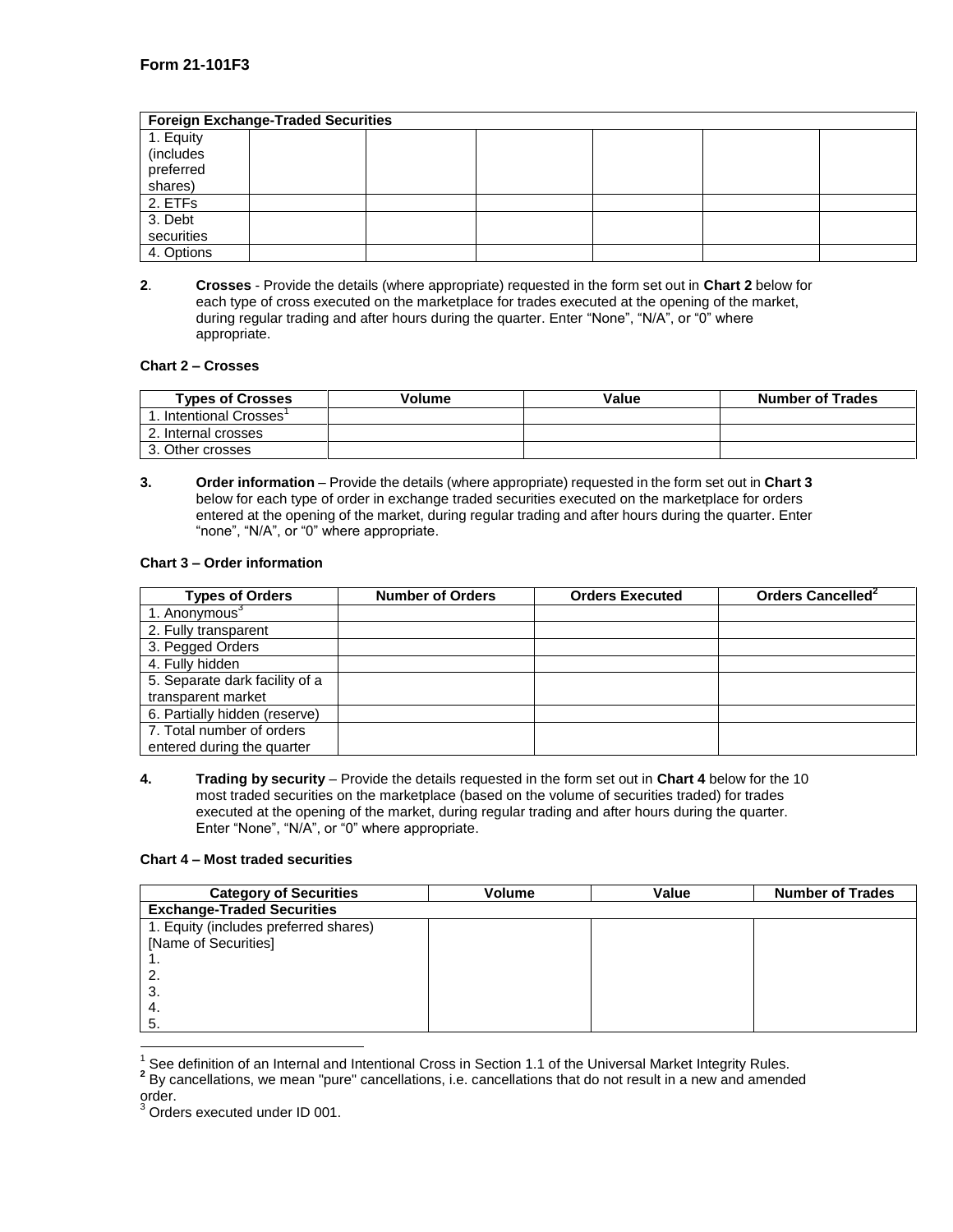## Form 21-101F3

| Foreign Exchange-Traded Securities | | | | | | |
|---|---|---|---|---|---|---|
| 1. Equity (includes preferred shares) | | | | | | |
| 2. ETFs | | | | | | |
| 3. Debt securities | | | | | | |
| 4. Options | | | | | | |

**2**. **Crosses** - Provide the details (where appropriate) requested in the form set out in **Chart 2** below for each type of cross executed on the marketplace for trades executed at the opening of the market, during regular trading and after hours during the quarter. Enter "None", "N/A", or "0" where appropriate.

**Chart 2 – Crosses**

| Types of Crosses | Volume | Value | Number of Trades |
|---|---|---|---|
| 1. Intentional Crosses[1] | | | |
| 2. Internal crosses | | | |
| 3. Other crosses | | | |

**3.** **Order information** – Provide the details (where appropriate) requested in the form set out in **Chart 3** below for each type of order in exchange traded securities executed on the marketplace for orders entered at the opening of the market, during regular trading and after hours during the quarter. Enter "none", "N/A", or "0" where appropriate.

**Chart 3 – Order information**

| Types of Orders | Number of Orders | Orders Executed | Orders Cancelled[2] |
|---|---|---|---|
| 1. Anonymous[3] | | | |
| 2. Fully transparent | | | |
| 3. Pegged Orders | | | |
| 4. Fully hidden | | | |
| 5. Separate dark facility of a transparent market | | | |
| 6. Partially hidden (reserve) | | | |
| 7. Total number of orders entered during the quarter | | | |

**4.** **Trading by security** – Provide the details requested in the form set out in **Chart 4** below for the 10 most traded securities on the marketplace (based on the volume of securities traded) for trades executed at the opening of the market, during regular trading and after hours during the quarter. Enter "None", "N/A", or "0" where appropriate.

**Chart 4 – Most traded securities**

| Category of Securities | Volume | Value | Number of Trades |
|---|---|---|---|
| **Exchange-Traded Securities** | | | |
| 1. Equity (includes preferred shares) [Name of Securities] 1. 2. 3. 4. 5. | | | |

---

[1] See definition of an Internal and Intentional Cross in Section 1.1 of the Universal Market Integrity Rules.

[2] By cancellations, we mean "pure" cancellations, i.e. cancellations that do not result in a new and amended order.

[3] Orders executed under ID 001.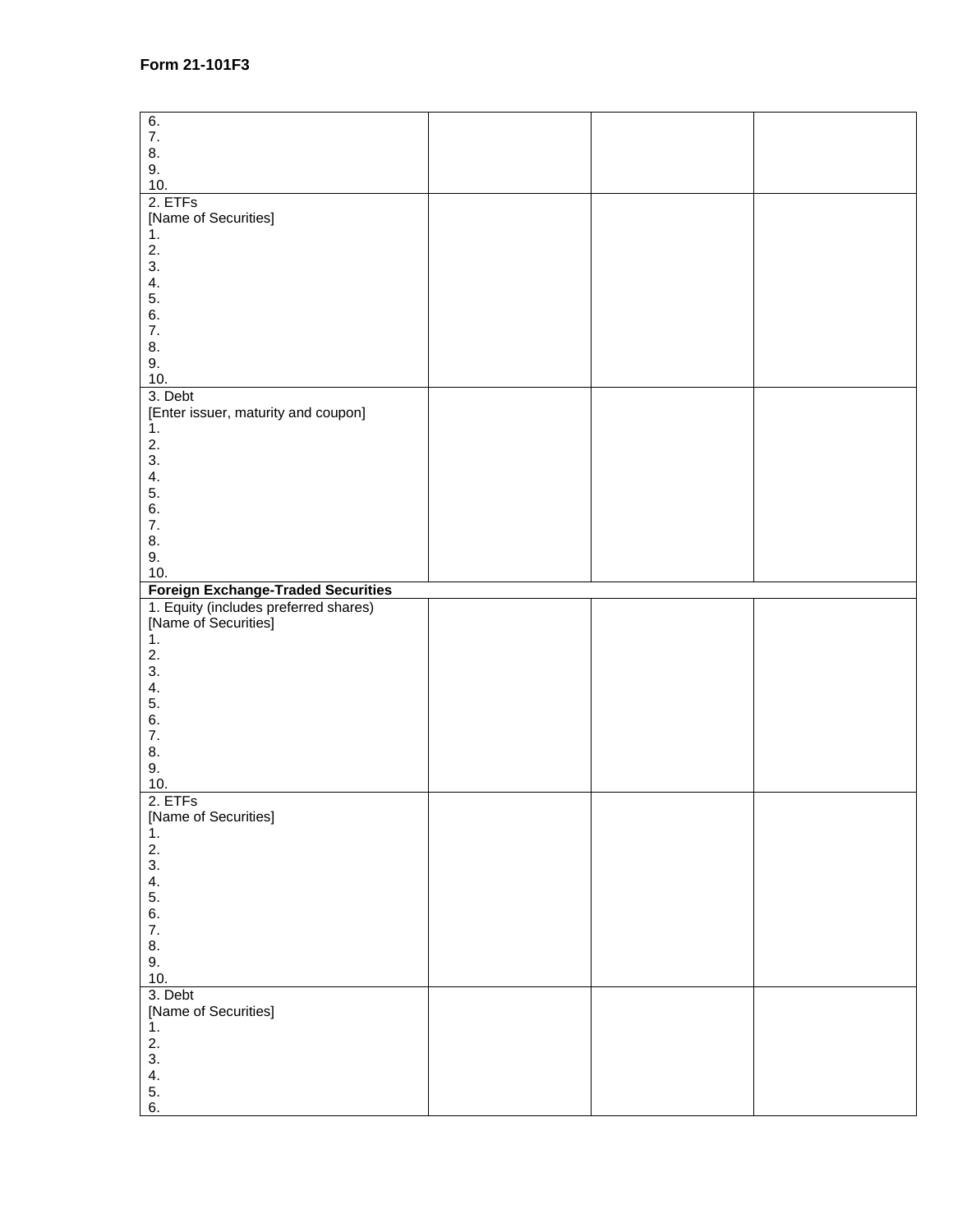**Form 21-101F3**

| | | | |
|---|---|---|---|
| 6.<br>7.<br>8.<br>9.<br>10. | | | |
| 2. ETFs<br>[Name of Securities]<br>1.<br>2.<br>3.<br>4.<br>5.<br>6.<br>7.<br>8.<br>9.<br>10. | | | |
| 3. Debt<br>[Enter issuer, maturity and coupon]<br>1.<br>2.<br>3.<br>4.<br>5.<br>6.<br>7.<br>8.<br>9.<br>10. | | | |
| **Foreign Exchange-Traded Securities** | | | |
| 1. Equity (includes preferred shares)<br>[Name of Securities]<br>1.<br>2.<br>3.<br>4.<br>5.<br>6.<br>7.<br>8.<br>9.<br>10. | | | |
| 2. ETFs<br>[Name of Securities]<br>1.<br>2.<br>3.<br>4.<br>5.<br>6.<br>7.<br>8.<br>9.<br>10. | | | |
| 3. Debt<br>[Name of Securities]<br>1.<br>2.<br>3.<br>4.<br>5.<br>6. | | | |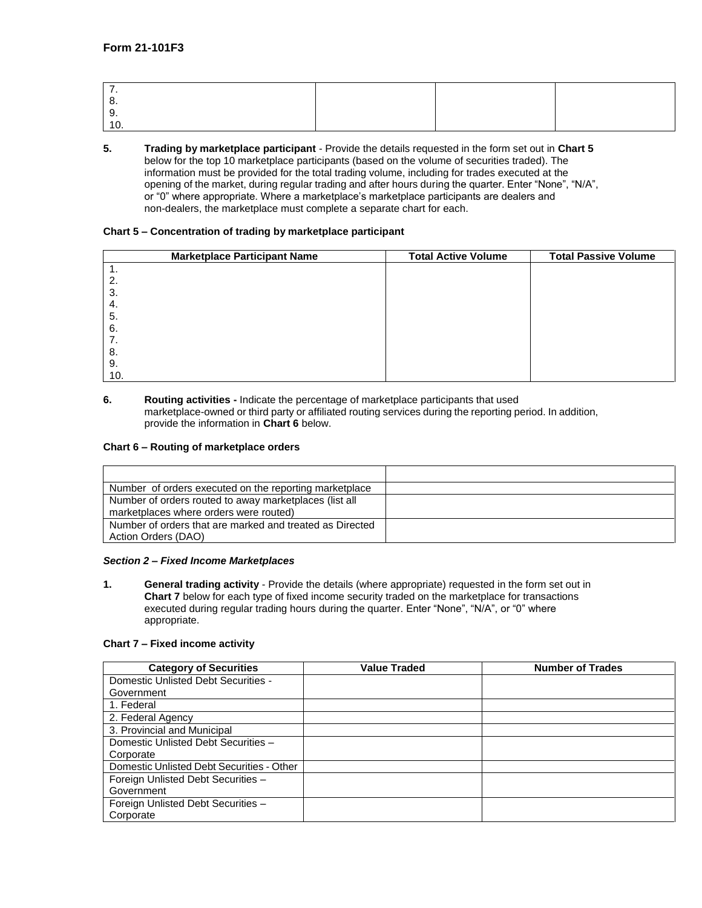| | | | |
|---|---|---|---|
| 7.<br>8.<br>9.<br>10. | | | |

**5.** **Trading by marketplace participant** - Provide the details requested in the form set out in **Chart 5** below for the top 10 marketplace participants (based on the volume of securities traded). The information must be provided for the total trading volume, including for trades executed at the opening of the market, during regular trading and after hours during the quarter. Enter "None", "N/A", or "0" where appropriate. Where a marketplace's marketplace participants are dealers and non-dealers, the marketplace must complete a separate chart for each.

**Chart 5 – Concentration of trading by marketplace participant**

| Marketplace Participant Name | Total Active Volume | Total Passive Volume |
|---|---|---|
| 1.<br>2.<br>3.<br>4.<br>5.<br>6.<br>7.<br>8.<br>9.<br>10. | | |

**6.** **Routing activities -** Indicate the percentage of marketplace participants that used marketplace-owned or third party or affiliated routing services during the reporting period. In addition, provide the information in **Chart 6** below.

**Chart 6 – Routing of marketplace orders**

| | |
|---|---|
| Number of orders executed on the reporting marketplace | |
| Number of orders routed to away marketplaces (list all marketplaces where orders were routed) | |
| Number of orders that are marked and treated as Directed Action Orders (DAO) | |

***Section 2 – Fixed Income Marketplaces***

**1.** **General trading activity** - Provide the details (where appropriate) requested in the form set out in **Chart 7** below for each type of fixed income security traded on the marketplace for transactions executed during regular trading hours during the quarter. Enter "None", "N/A", or "0" where appropriate.

**Chart 7 – Fixed income activity**

| Category of Securities | Value Traded | Number of Trades |
|---|---|---|
| Domestic Unlisted Debt Securities - Government | | |
| 1. Federal | | |
| 2. Federal Agency | | |
| 3. Provincial and Municipal | | |
| Domestic Unlisted Debt Securities – Corporate | | |
| Domestic Unlisted Debt Securities - Other | | |
| Foreign Unlisted Debt Securities – Government | | |
| Foreign Unlisted Debt Securities – Corporate | | |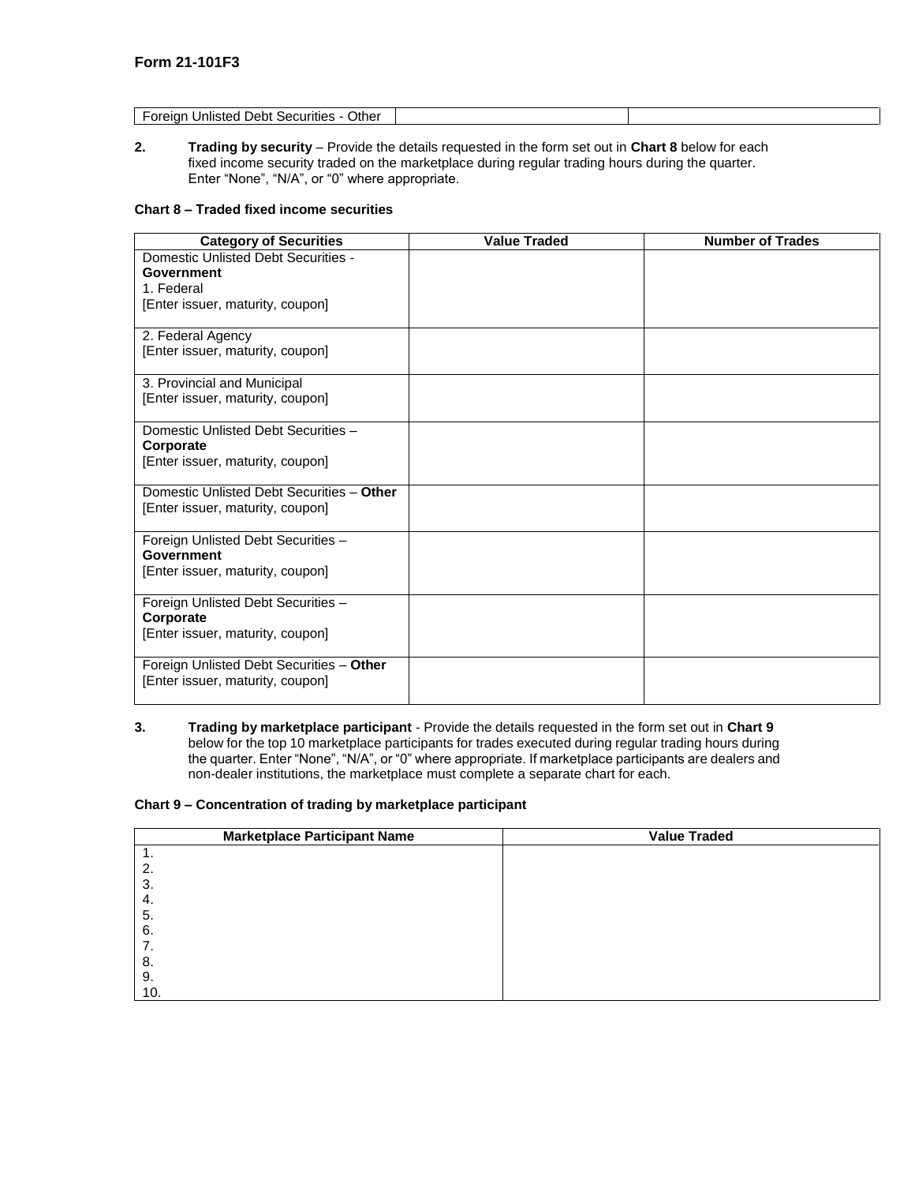**Form 21-101F3**

| Foreign Unlisted Debt Securities - Other | | |
|---|---|---|

**2.** **Trading by security** – Provide the details requested in the form set out in **Chart 8** below for each fixed income security traded on the marketplace during regular trading hours during the quarter. Enter "None", "N/A", or "0" where appropriate.

**Chart 8 – Traded fixed income securities**

| Category of Securities | Value Traded | Number of Trades |
|---|---|---|
| Domestic Unlisted Debt Securities - **Government**<br>1. Federal<br>[Enter issuer, maturity, coupon] | | |
| 2. Federal Agency<br>[Enter issuer, maturity, coupon] | | |
| 3. Provincial and Municipal<br>[Enter issuer, maturity, coupon] | | |
| Domestic Unlisted Debt Securities – **Corporate**<br>[Enter issuer, maturity, coupon] | | |
| Domestic Unlisted Debt Securities – **Other**<br>[Enter issuer, maturity, coupon] | | |
| Foreign Unlisted Debt Securities – **Government**<br>[Enter issuer, maturity, coupon] | | |
| Foreign Unlisted Debt Securities – **Corporate**<br>[Enter issuer, maturity, coupon] | | |
| Foreign Unlisted Debt Securities – **Other**<br>[Enter issuer, maturity, coupon] | | |

**3.** **Trading by marketplace participant** - Provide the details requested in the form set out in **Chart 9** below for the top 10 marketplace participants for trades executed during regular trading hours during the quarter. Enter "None", "N/A", or "0" where appropriate. If marketplace participants are dealers and non-dealer institutions, the marketplace must complete a separate chart for each.

**Chart 9 – Concentration of trading by marketplace participant**

| Marketplace Participant Name | Value Traded |
|---|---|
| 1. | |
| 2. | |
| 3. | |
| 4. | |
| 5. | |
| 6. | |
| 7. | |
| 8. | |
| 9. | |
| 10. | |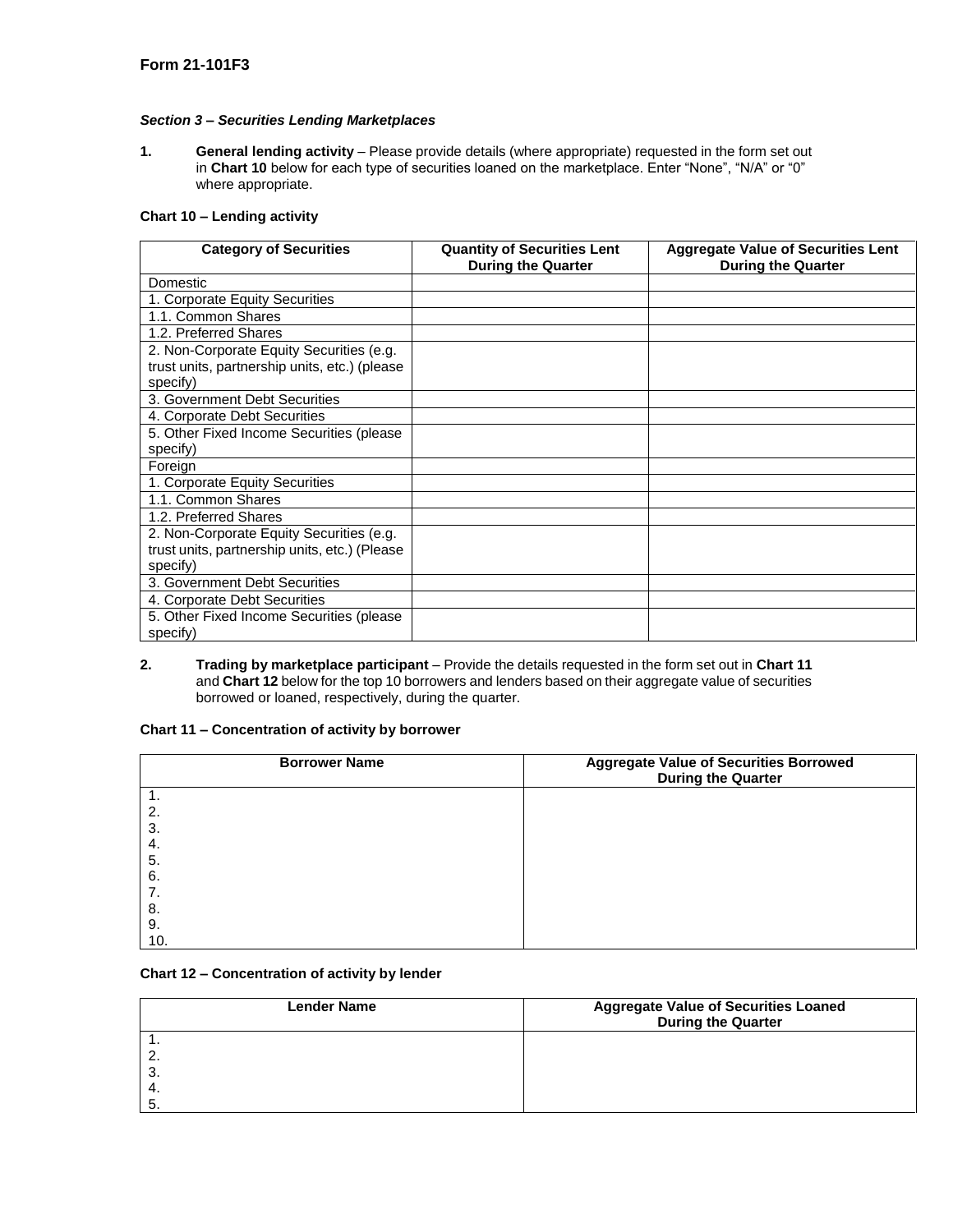**Form 21-101F3**

***Section 3 – Securities Lending Marketplaces***

**1.** **General lending activity** – Please provide details (where appropriate) requested in the form set out in **Chart 10** below for each type of securities loaned on the marketplace. Enter "None", "N/A" or "0" where appropriate.

**Chart 10 – Lending activity**

| Category of Securities | Quantity of Securities Lent During the Quarter | Aggregate Value of Securities Lent During the Quarter |
|---|---|---|
| Domestic | | |
| 1. Corporate Equity Securities | | |
| 1.1. Common Shares | | |
| 1.2. Preferred Shares | | |
| 2. Non-Corporate Equity Securities (e.g. trust units, partnership units, etc.) (please specify) | | |
| 3. Government Debt Securities | | |
| 4. Corporate Debt Securities | | |
| 5. Other Fixed Income Securities (please specify) | | |
| Foreign | | |
| 1. Corporate Equity Securities | | |
| 1.1. Common Shares | | |
| 1.2. Preferred Shares | | |
| 2. Non-Corporate Equity Securities (e.g. trust units, partnership units, etc.) (Please specify) | | |
| 3. Government Debt Securities | | |
| 4. Corporate Debt Securities | | |
| 5. Other Fixed Income Securities (please specify) | | |

**2.** **Trading by marketplace participant** – Provide the details requested in the form set out in **Chart 11** and **Chart 12** below for the top 10 borrowers and lenders based on their aggregate value of securities borrowed or loaned, respectively, during the quarter.

**Chart 11 – Concentration of activity by borrower**

| Borrower Name | Aggregate Value of Securities Borrowed During the Quarter |
|---|---|
| 1. | |
| 2. | |
| 3. | |
| 4. | |
| 5. | |
| 6. | |
| 7. | |
| 8. | |
| 9. | |
| 10. | |

**Chart 12 – Concentration of activity by lender**

| Lender Name | Aggregate Value of Securities Loaned During the Quarter |
|---|---|
| 1. | |
| 2. | |
| 3. | |
| 4. | |
| 5. | |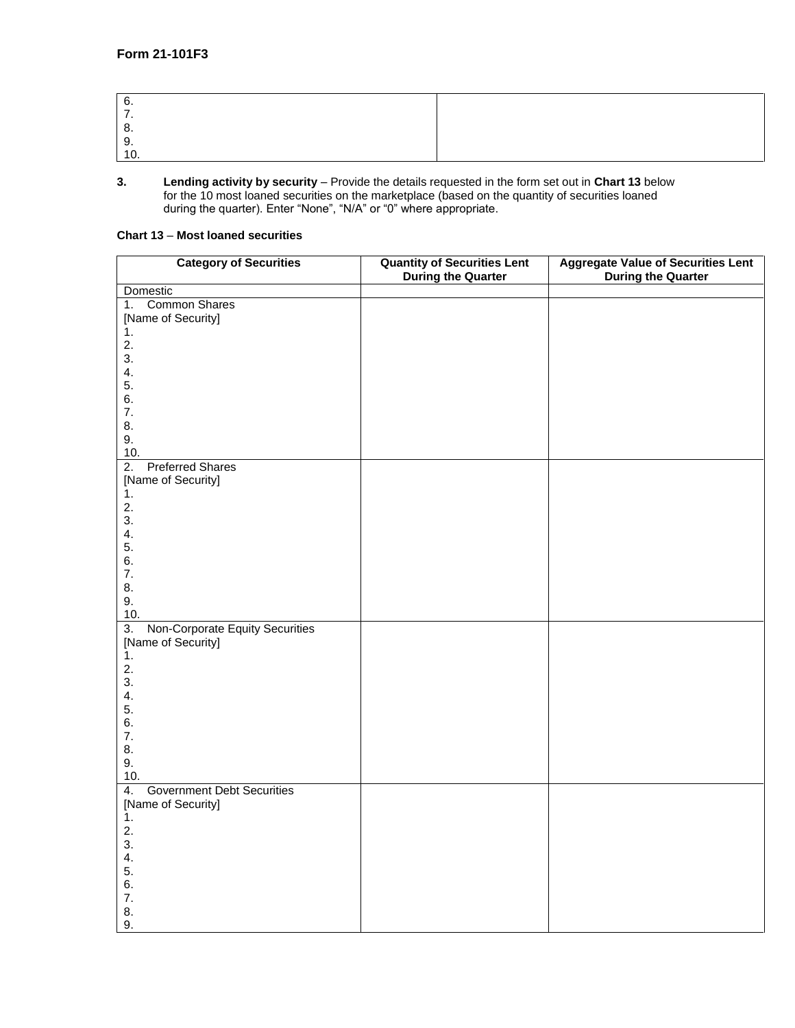| | |
|---|---|
| 6.<br>7.<br>8.<br>9.<br>10. | |

**3.** **Lending activity by security** – Provide the details requested in the form set out in **Chart 13** below for the 10 most loaned securities on the marketplace (based on the quantity of securities loaned during the quarter). Enter "None", "N/A" or "0" where appropriate.

**Chart 13** – **Most loaned securities**

| Category of Securities | Quantity of Securities Lent During the Quarter | Aggregate Value of Securities Lent During the Quarter |
|---|---|---|
| Domestic | | |
| 1. Common Shares<br>[Name of Security]<br>1.<br>2.<br>3.<br>4.<br>5.<br>6.<br>7.<br>8.<br>9.<br>10. | | |
| 2. Preferred Shares<br>[Name of Security]<br>1.<br>2.<br>3.<br>4.<br>5.<br>6.<br>7.<br>8.<br>9.<br>10. | | |
| 3. Non-Corporate Equity Securities<br>[Name of Security]<br>1.<br>2.<br>3.<br>4.<br>5.<br>6.<br>7.<br>8.<br>9.<br>10. | | |
| 4. Government Debt Securities<br>[Name of Security]<br>1.<br>2.<br>3.<br>4.<br>5.<br>6.<br>7.<br>8.<br>9. | | |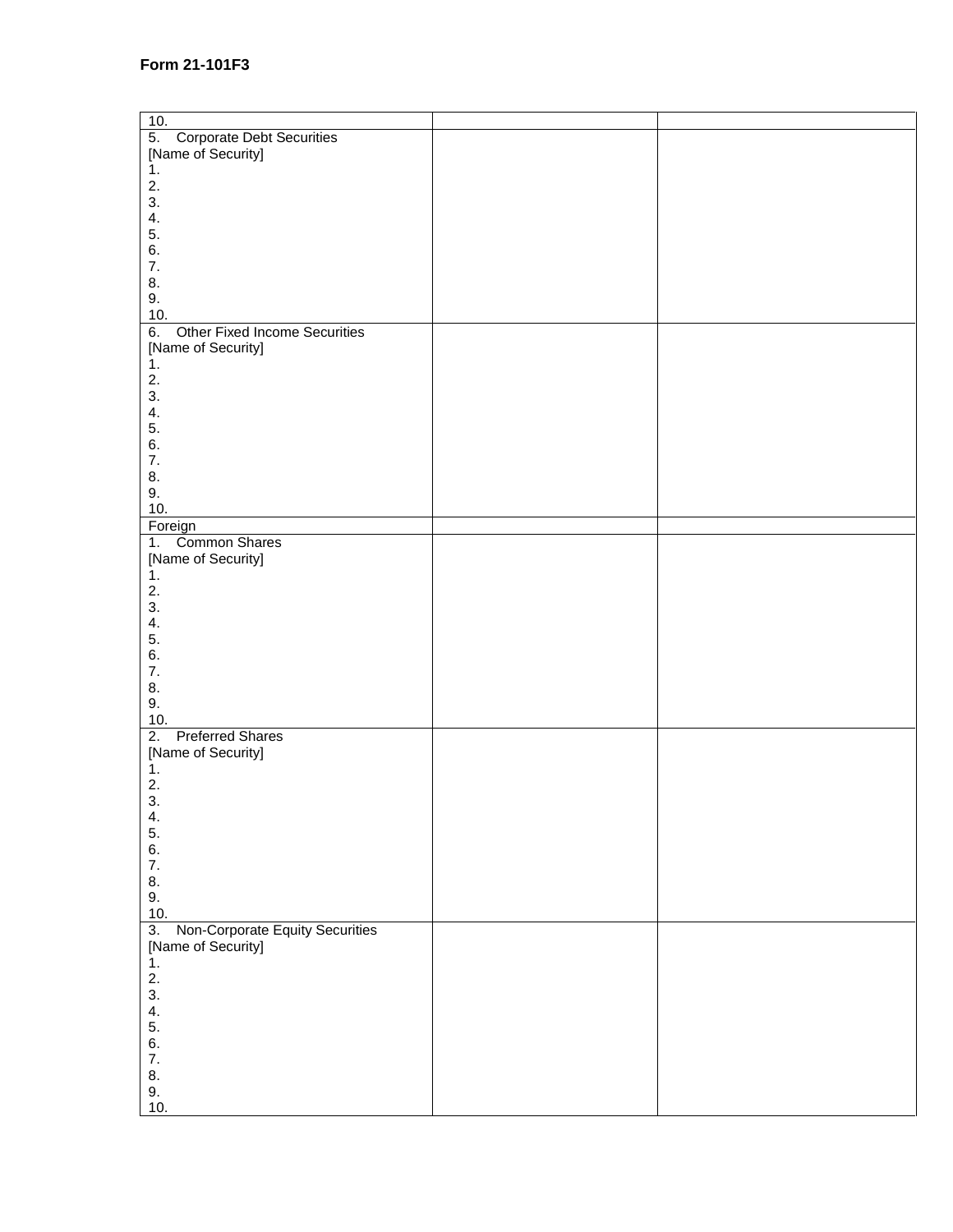**Form 21-101F3**

| | | |
|---|---|---|
| 10. | | |
| 5. Corporate Debt Securities<br>[Name of Security]<br>1.<br>2.<br>3.<br>4.<br>5.<br>6.<br>7.<br>8.<br>9.<br>10. | | |
| 6. Other Fixed Income Securities<br>[Name of Security]<br>1.<br>2.<br>3.<br>4.<br>5.<br>6.<br>7.<br>8.<br>9.<br>10. | | |
| Foreign | | |
| 1. Common Shares<br>[Name of Security]<br>1.<br>2.<br>3.<br>4.<br>5.<br>6.<br>7.<br>8.<br>9.<br>10. | | |
| 2. Preferred Shares<br>[Name of Security]<br>1.<br>2.<br>3.<br>4.<br>5.<br>6.<br>7.<br>8.<br>9.<br>10. | | |
| 3. Non-Corporate Equity Securities<br>[Name of Security]<br>1.<br>2.<br>3.<br>4.<br>5.<br>6.<br>7.<br>8.<br>9.<br>10. | | |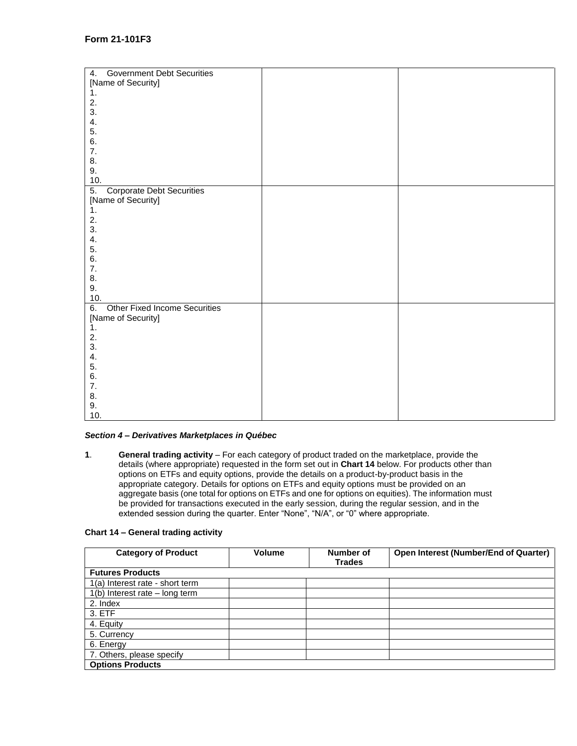## Form 21-101F3

| 4. Government Debt Securities<br>[Name of Security]<br>1.<br>2.<br>3.<br>4.<br>5.<br>6.<br>7.<br>8.<br>9.<br>10. | | |
|---|---|---|
| 5. Corporate Debt Securities<br>[Name of Security]<br>1.<br>2.<br>3.<br>4.<br>5.<br>6.<br>7.<br>8.<br>9.<br>10. | | |
| 6. Other Fixed Income Securities<br>[Name of Security]<br>1.<br>2.<br>3.<br>4.<br>5.<br>6.<br>7.<br>8.<br>9.<br>10. | | |

***Section 4 – Derivatives Marketplaces in Québec***

**1**. **General trading activity** – For each category of product traded on the marketplace, provide the details (where appropriate) requested in the form set out in **Chart 14** below. For products other than options on ETFs and equity options, provide the details on a product-by-product basis in the appropriate category. Details for options on ETFs and equity options must be provided on an aggregate basis (one total for options on ETFs and one for options on equities). The information must be provided for transactions executed in the early session, during the regular session, and in the extended session during the quarter. Enter "None", "N/A", or "0" where appropriate.

**Chart 14 – General trading activity**

| Category of Product | Volume | Number of Trades | Open Interest (Number/End of Quarter) |
|---|---|---|---|
| **Futures Products** | | | |
| 1(a) Interest rate - short term | | | |
| 1(b) Interest rate – long term | | | |
| 2. Index | | | |
| 3. ETF | | | |
| 4. Equity | | | |
| 5. Currency | | | |
| 6. Energy | | | |
| 7. Others, please specify | | | |
| **Options Products** | | | |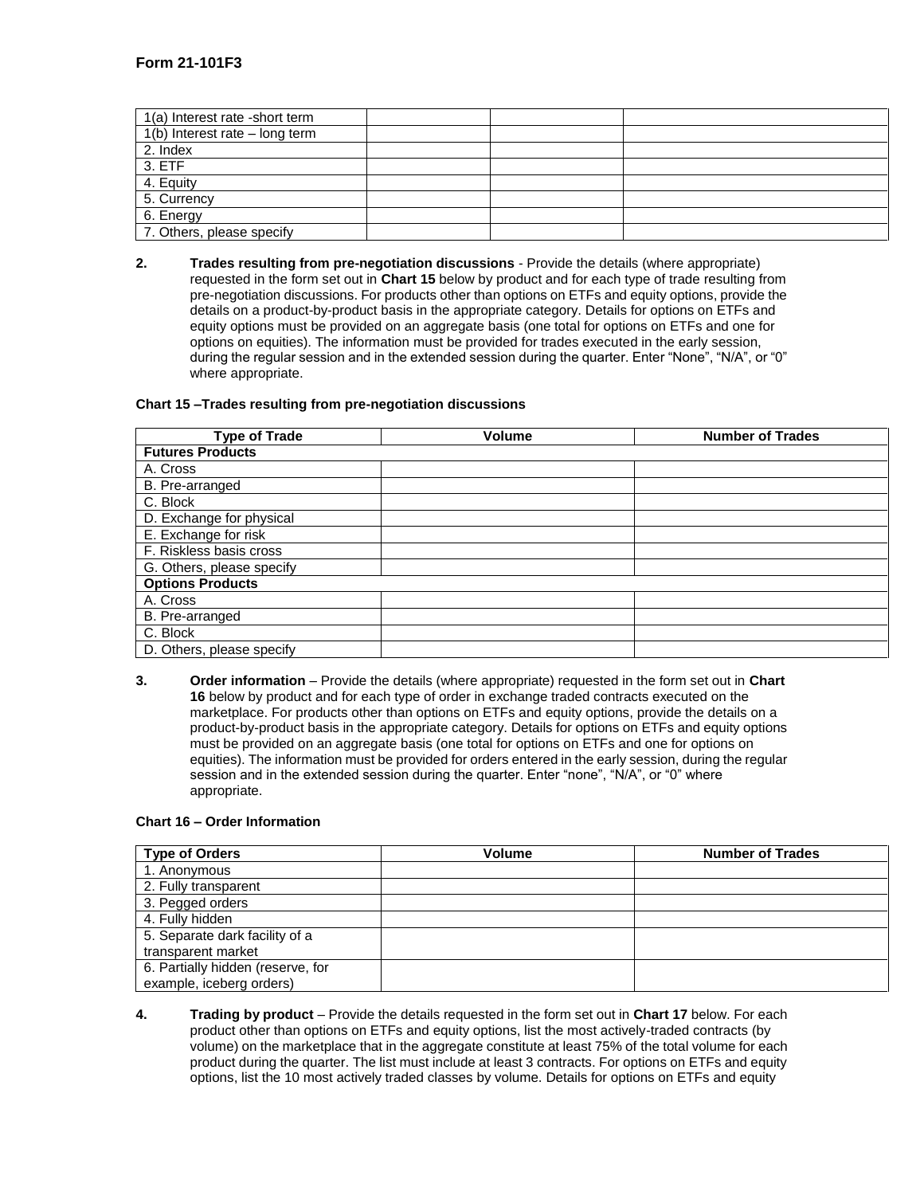| | | | |
|---|---|---|---|
| 1(a) Interest rate -short term | | | |
| 1(b) Interest rate – long term | | | |
| 2. Index | | | |
| 3. ETF | | | |
| 4. Equity | | | |
| 5. Currency | | | |
| 6. Energy | | | |
| 7. Others, please specify | | | |

**2.** **Trades resulting from pre-negotiation discussions** - Provide the details (where appropriate) requested in the form set out in **Chart 15** below by product and for each type of trade resulting from pre-negotiation discussions. For products other than options on ETFs and equity options, provide the details on a product-by-product basis in the appropriate category. Details for options on ETFs and equity options must be provided on an aggregate basis (one total for options on ETFs and one for options on equities). The information must be provided for trades executed in the early session, during the regular session and in the extended session during the quarter. Enter "None", "N/A", or "0" where appropriate.

**Chart 15 –Trades resulting from pre-negotiation discussions**

| Type of Trade | Volume | Number of Trades |
|---|---|---|
| **Futures Products** | | |
| A. Cross | | |
| B. Pre-arranged | | |
| C. Block | | |
| D. Exchange for physical | | |
| E. Exchange for risk | | |
| F. Riskless basis cross | | |
| G. Others, please specify | | |
| **Options Products** | | |
| A. Cross | | |
| B. Pre-arranged | | |
| C. Block | | |
| D. Others, please specify | | |

**3.** **Order information** – Provide the details (where appropriate) requested in the form set out in **Chart 16** below by product and for each type of order in exchange traded contracts executed on the marketplace. For products other than options on ETFs and equity options, provide the details on a product-by-product basis in the appropriate category. Details for options on ETFs and equity options must be provided on an aggregate basis (one total for options on ETFs and one for options on equities). The information must be provided for orders entered in the early session, during the regular session and in the extended session during the quarter. Enter "none", "N/A", or "0" where appropriate.

**Chart 16 – Order Information**

| Type of Orders | Volume | Number of Trades |
|---|---|---|
| 1. Anonymous | | |
| 2. Fully transparent | | |
| 3. Pegged orders | | |
| 4. Fully hidden | | |
| 5. Separate dark facility of a transparent market | | |
| 6. Partially hidden (reserve, for example, iceberg orders) | | |

**4.** **Trading by product** – Provide the details requested in the form set out in **Chart 17** below. For each product other than options on ETFs and equity options, list the most actively-traded contracts (by volume) on the marketplace that in the aggregate constitute at least 75% of the total volume for each product during the quarter. The list must include at least 3 contracts. For options on ETFs and equity options, list the 10 most actively traded classes by volume. Details for options on ETFs and equity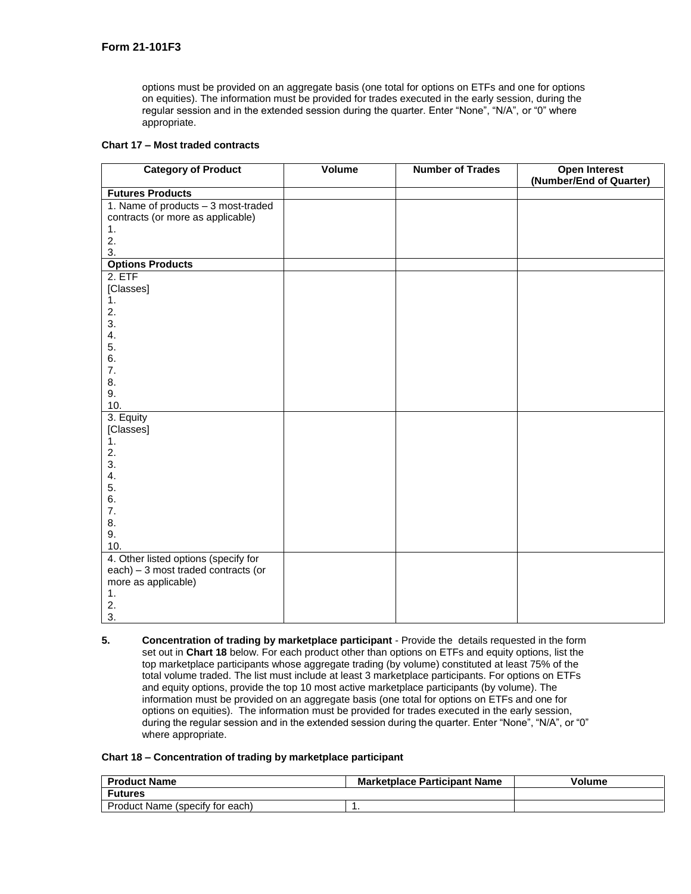options must be provided on an aggregate basis (one total for options on ETFs and one for options on equities). The information must be provided for trades executed in the early session, during the regular session and in the extended session during the quarter. Enter "None", "N/A", or "0" where appropriate.

**Chart 17 – Most traded contracts**

| Category of Product | Volume | Number of Trades | Open Interest (Number/End of Quarter) |
|---|---|---|---|
| **Futures Products** | | | |
| 1. Name of products – 3 most-traded contracts (or more as applicable)<br>1.<br>2.<br>3. | | | |
| **Options Products** | | | |
| 2. ETF<br>[Classes]<br>1.<br>2.<br>3.<br>4.<br>5.<br>6.<br>7.<br>8.<br>9.<br>10. | | | |
| 3. Equity<br>[Classes]<br>1.<br>2.<br>3.<br>4.<br>5.<br>6.<br>7.<br>8.<br>9.<br>10. | | | |
| 4. Other listed options (specify for each) – 3 most traded contracts (or more as applicable)<br>1.<br>2.<br>3. | | | |

**5.** **Concentration of trading by marketplace participant** - Provide the details requested in the form set out in **Chart 18** below. For each product other than options on ETFs and equity options, list the top marketplace participants whose aggregate trading (by volume) constituted at least 75% of the total volume traded. The list must include at least 3 marketplace participants. For options on ETFs and equity options, provide the top 10 most active marketplace participants (by volume). The information must be provided on an aggregate basis (one total for options on ETFs and one for options on equities). The information must be provided for trades executed in the early session, during the regular session and in the extended session during the quarter. Enter "None", "N/A", or "0" where appropriate.

**Chart 18 – Concentration of trading by marketplace participant**

| Product Name | Marketplace Participant Name | Volume |
|---|---|---|
| **Futures** | | |
| Product Name (specify for each) | 1. | |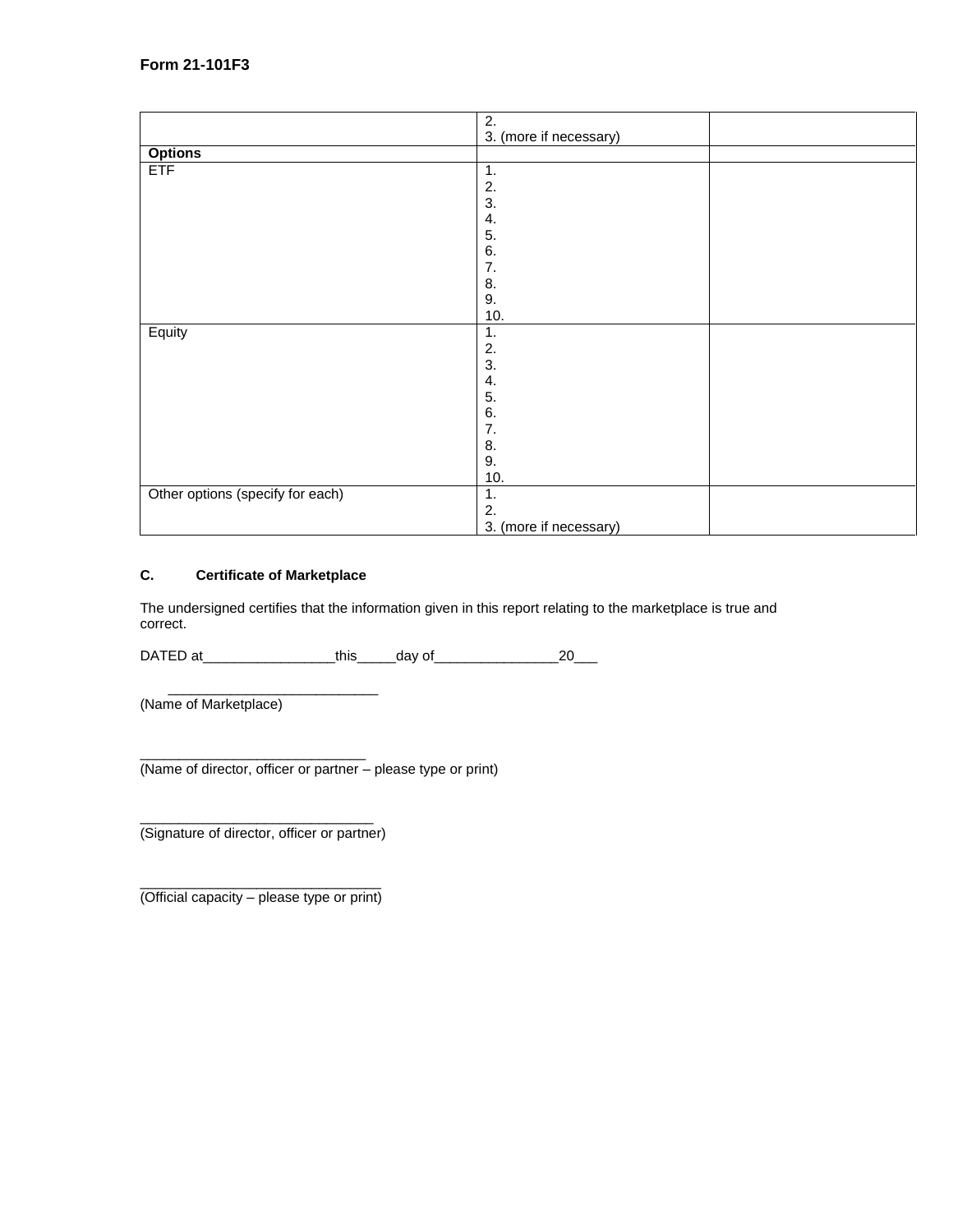**Form 21-101F3**

| | | |
|---|---|---|
| | 2.<br>3. (more if necessary) | |
| **Options** | | |
| ETF | 1.<br>2.<br>3.<br>4.<br>5.<br>6.<br>7.<br>8.<br>9.<br>10. | |
| Equity | 1.<br>2.<br>3.<br>4.<br>5.<br>6.<br>7.<br>8.<br>9.<br>10. | |
| Other options (specify for each) | 1.<br>2.<br>3. (more if necessary) | |

**C. Certificate of Marketplace**

The undersigned certifies that the information given in this report relating to the marketplace is true and correct.

DATED at_________________this_____day of________________20___

___________________________
(Name of Marketplace)

_____________________________
(Name of director, officer or partner – please type or print)

______________________________
(Signature of director, officer or partner)

_______________________________
(Official capacity – please type or print)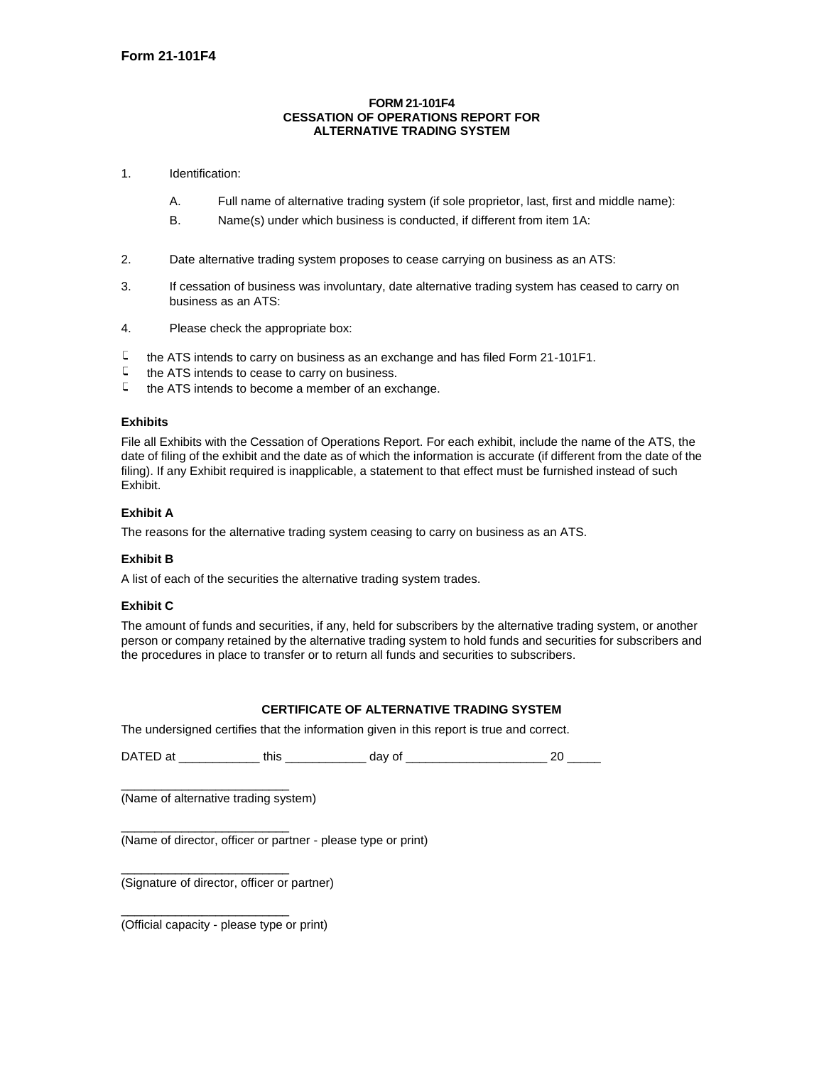**FORM 21-101F4**
**CESSATION OF OPERATIONS REPORT FOR**
**ALTERNATIVE TRADING SYSTEM**

1. Identification:

   A. Full name of alternative trading system (if sole proprietor, last, first and middle name):

   B. Name(s) under which business is conducted, if different from item 1A:

2. Date alternative trading system proposes to cease carrying on business as an ATS:

3. If cessation of business was involuntary, date alternative trading system has ceased to carry on business as an ATS:

4. Please check the appropriate box:

- ☐ the ATS intends to carry on business as an exchange and has filed Form 21-101F1.
- ☐ the ATS intends to cease to carry on business.
- ☐ the ATS intends to become a member of an exchange.

**Exhibits**

File all Exhibits with the Cessation of Operations Report. For each exhibit, include the name of the ATS, the date of filing of the exhibit and the date as of which the information is accurate (if different from the date of the filing). If any Exhibit required is inapplicable, a statement to that effect must be furnished instead of such Exhibit.

**Exhibit A**

The reasons for the alternative trading system ceasing to carry on business as an ATS.

**Exhibit B**

A list of each of the securities the alternative trading system trades.

**Exhibit C**

The amount of funds and securities, if any, held for subscribers by the alternative trading system, or another person or company retained by the alternative trading system to hold funds and securities for subscribers and the procedures in place to transfer or to return all funds and securities to subscribers.

**CERTIFICATE OF ALTERNATIVE TRADING SYSTEM**

The undersigned certifies that the information given in this report is true and correct.

DATED at ____________ this ____________ day of _____________________ 20 _____

_________________________
(Name of alternative trading system)

_________________________
(Name of director, officer or partner - please type or print)

_________________________
(Signature of director, officer or partner)

_________________________
(Official capacity - please type or print)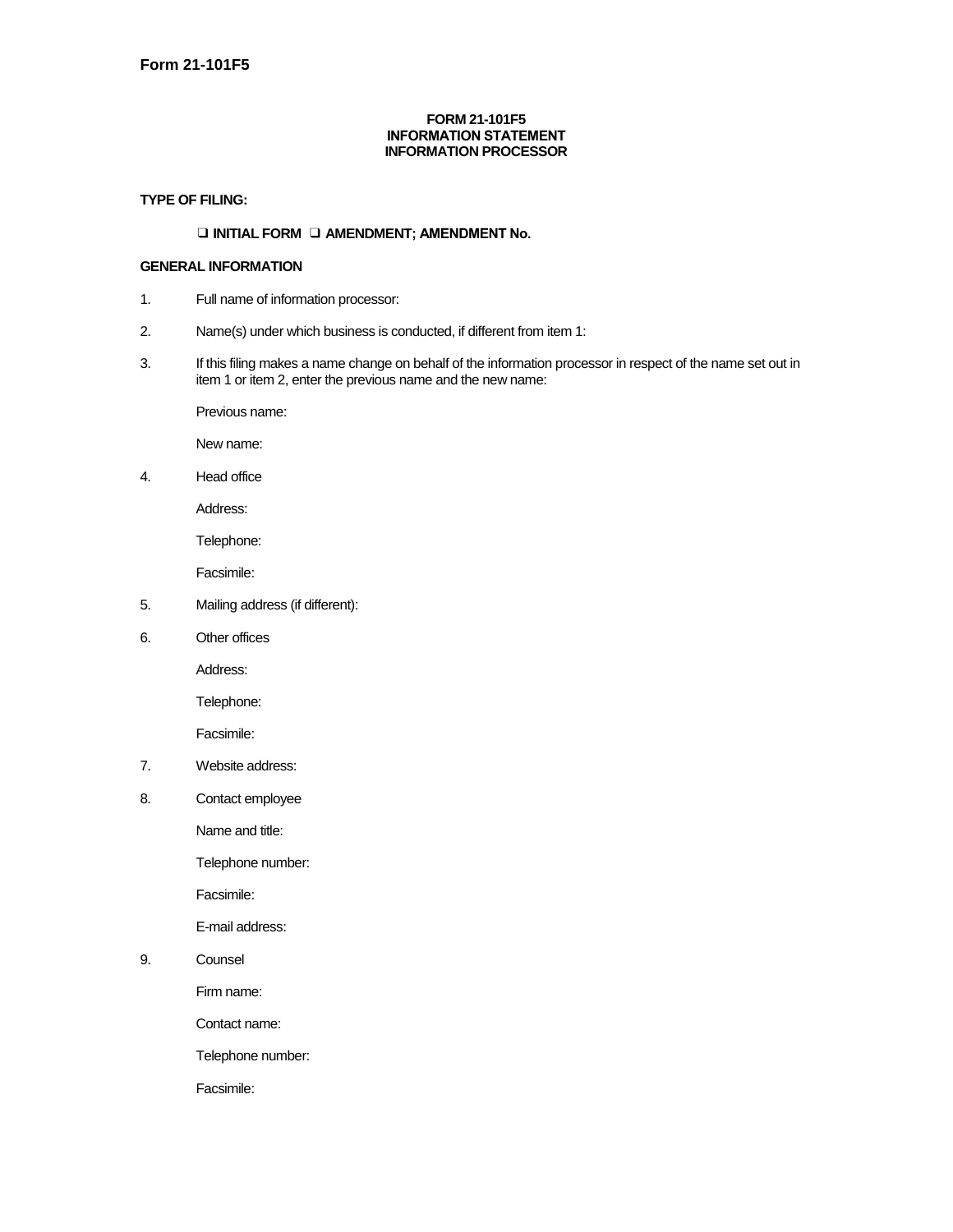**Form 21-101F5**

**FORM 21-101F5**
**INFORMATION STATEMENT**
**INFORMATION PROCESSOR**

**TYPE OF FILING:**

❑ **INITIAL FORM** ❑ **AMENDMENT; AMENDMENT No.**

**GENERAL INFORMATION**

1. Full name of information processor:

2. Name(s) under which business is conducted, if different from item 1:

3. If this filing makes a name change on behalf of the information processor in respect of the name set out in item 1 or item 2, enter the previous name and the new name:

   Previous name:

   New name:

4. Head office

   Address:

   Telephone:

   Facsimile:

5. Mailing address (if different):

6. Other offices

   Address:

   Telephone:

   Facsimile:

7. Website address:

8. Contact employee

   Name and title:

   Telephone number:

   Facsimile:

   E-mail address:

9. Counsel

   Firm name:

   Contact name:

   Telephone number:

   Facsimile: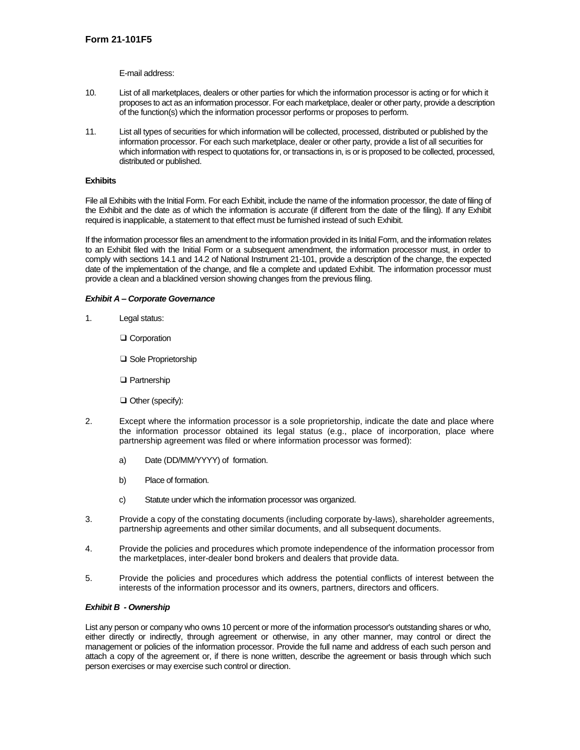E-mail address:

10. List of all marketplaces, dealers or other parties for which the information processor is acting or for which it proposes to act as an information processor. For each marketplace, dealer or other party, provide a description of the function(s) which the information processor performs or proposes to perform.

11. List all types of securities for which information will be collected, processed, distributed or published by the information processor. For each such marketplace, dealer or other party, provide a list of all securities for which information with respect to quotations for, or transactions in, is or is proposed to be collected, processed, distributed or published.

**Exhibits**

File all Exhibits with the Initial Form. For each Exhibit, include the name of the information processor, the date of filing of the Exhibit and the date as of which the information is accurate (if different from the date of the filing). If any Exhibit required is inapplicable, a statement to that effect must be furnished instead of such Exhibit.

If the information processor files an amendment to the information provided in its Initial Form, and the information relates to an Exhibit filed with the Initial Form or a subsequent amendment, the information processor must, in order to comply with sections 14.1 and 14.2 of National Instrument 21-101, provide a description of the change, the expected date of the implementation of the change, and file a complete and updated Exhibit. The information processor must provide a clean and a blacklined version showing changes from the previous filing.

***Exhibit A – Corporate Governance***

1. Legal status:

   ❑ Corporation

   ❑ Sole Proprietorship

   ❑ Partnership

   ❑ Other (specify):

2. Except where the information processor is a sole proprietorship, indicate the date and place where the information processor obtained its legal status (e.g., place of incorporation, place where partnership agreement was filed or where information processor was formed):

   a) Date (DD/MM/YYYY) of formation.

   b) Place of formation.

   c) Statute under which the information processor was organized.

3. Provide a copy of the constating documents (including corporate by-laws), shareholder agreements, partnership agreements and other similar documents, and all subsequent documents.

4. Provide the policies and procedures which promote independence of the information processor from the marketplaces, inter-dealer bond brokers and dealers that provide data.

5. Provide the policies and procedures which address the potential conflicts of interest between the interests of the information processor and its owners, partners, directors and officers.

***Exhibit B - Ownership***

List any person or company who owns 10 percent or more of the information processor's outstanding shares or who, either directly or indirectly, through agreement or otherwise, in any other manner, may control or direct the management or policies of the information processor. Provide the full name and address of each such person and attach a copy of the agreement or, if there is none written, describe the agreement or basis through which such person exercises or may exercise such control or direction.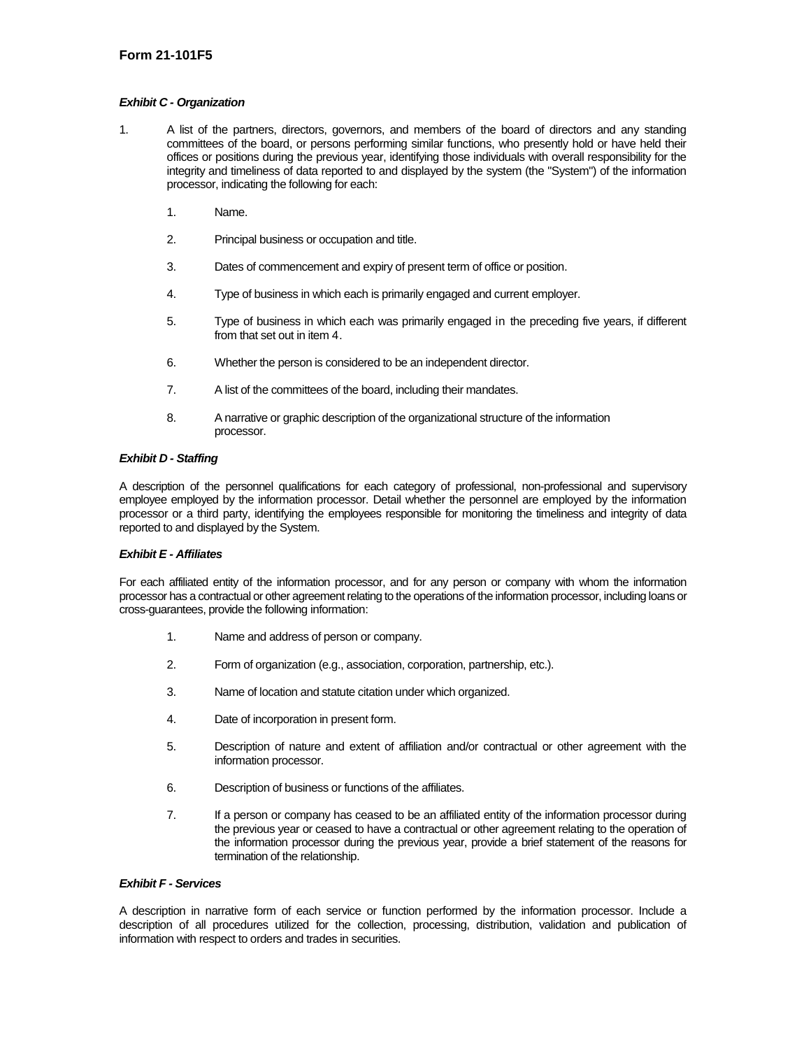**Form 21-101F5**

***Exhibit C - Organization***

1. A list of the partners, directors, governors, and members of the board of directors and any standing committees of the board, or persons performing similar functions, who presently hold or have held their offices or positions during the previous year, identifying those individuals with overall responsibility for the integrity and timeliness of data reported to and displayed by the system (the "System") of the information processor, indicating the following for each:

    1. Name.

    2. Principal business or occupation and title.

    3. Dates of commencement and expiry of present term of office or position.

    4. Type of business in which each is primarily engaged and current employer.

    5. Type of business in which each was primarily engaged in the preceding five years, if different from that set out in item 4.

    6. Whether the person is considered to be an independent director.

    7. A list of the committees of the board, including their mandates.

    8. A narrative or graphic description of the organizational structure of the information processor.

***Exhibit D - Staffing***

A description of the personnel qualifications for each category of professional, non-professional and supervisory employee employed by the information processor. Detail whether the personnel are employed by the information processor or a third party, identifying the employees responsible for monitoring the timeliness and integrity of data reported to and displayed by the System.

***Exhibit E - Affiliates***

For each affiliated entity of the information processor, and for any person or company with whom the information processor has a contractual or other agreement relating to the operations of the information processor, including loans or cross-guarantees, provide the following information:

1. Name and address of person or company.

2. Form of organization (e.g., association, corporation, partnership, etc.).

3. Name of location and statute citation under which organized.

4. Date of incorporation in present form.

5. Description of nature and extent of affiliation and/or contractual or other agreement with the information processor.

6. Description of business or functions of the affiliates.

7. If a person or company has ceased to be an affiliated entity of the information processor during the previous year or ceased to have a contractual or other agreement relating to the operation of the information processor during the previous year, provide a brief statement of the reasons for termination of the relationship.

***Exhibit F - Services***

A description in narrative form of each service or function performed by the information processor. Include a description of all procedures utilized for the collection, processing, distribution, validation and publication of information with respect to orders and trades in securities.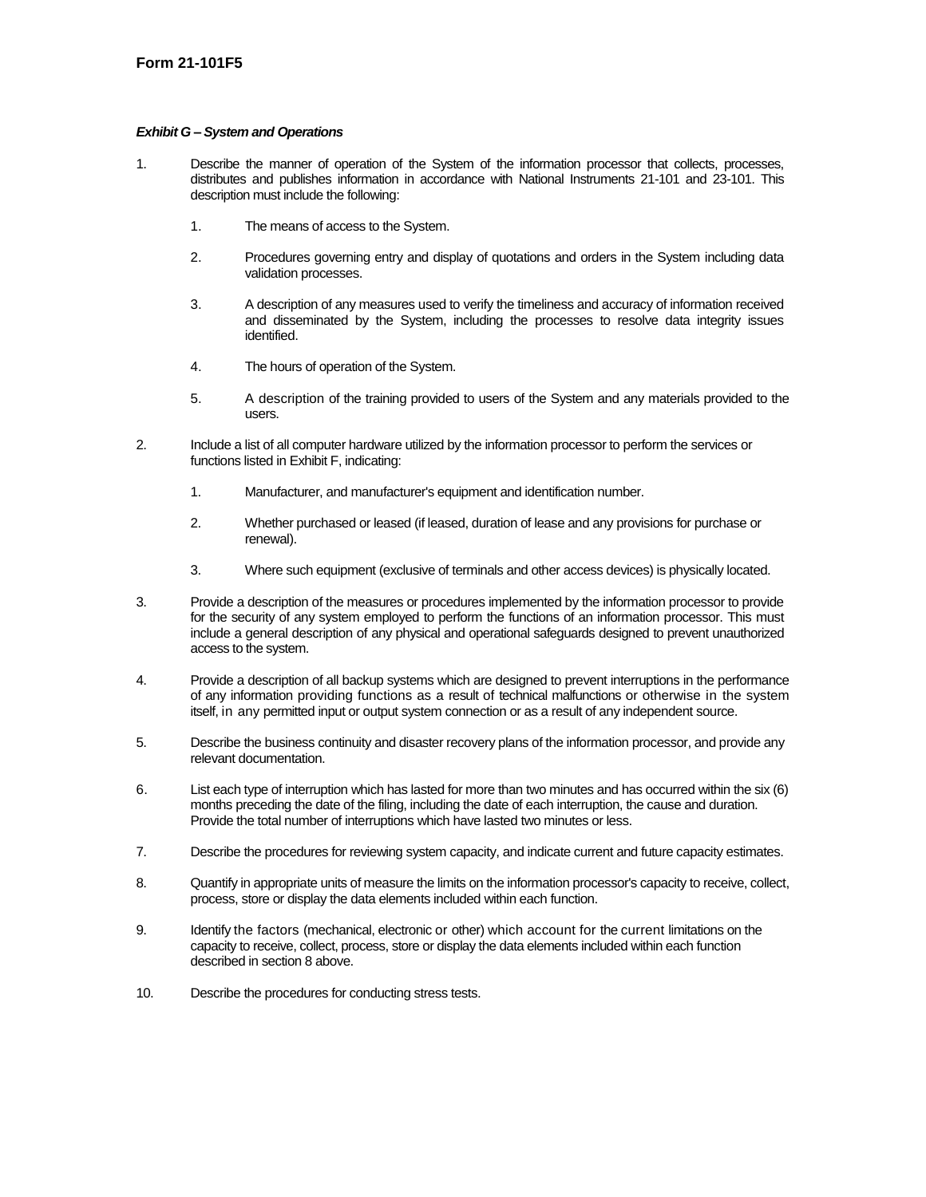## Form 21-101F5

***Exhibit G – System and Operations***

1. Describe the manner of operation of the System of the information processor that collects, processes, distributes and publishes information in accordance with National Instruments 21-101 and 23-101. This description must include the following:

    1. The means of access to the System.

    2. Procedures governing entry and display of quotations and orders in the System including data validation processes.

    3. A description of any measures used to verify the timeliness and accuracy of information received and disseminated by the System, including the processes to resolve data integrity issues identified.

    4. The hours of operation of the System.

    5. A description of the training provided to users of the System and any materials provided to the users.

2. Include a list of all computer hardware utilized by the information processor to perform the services or functions listed in Exhibit F, indicating:

    1. Manufacturer, and manufacturer's equipment and identification number.

    2. Whether purchased or leased (if leased, duration of lease and any provisions for purchase or renewal).

    3. Where such equipment (exclusive of terminals and other access devices) is physically located.

3. Provide a description of the measures or procedures implemented by the information processor to provide for the security of any system employed to perform the functions of an information processor. This must include a general description of any physical and operational safeguards designed to prevent unauthorized access to the system.

4. Provide a description of all backup systems which are designed to prevent interruptions in the performance of any information providing functions as a result of technical malfunctions or otherwise in the system itself, in any permitted input or output system connection or as a result of any independent source.

5. Describe the business continuity and disaster recovery plans of the information processor, and provide any relevant documentation.

6. List each type of interruption which has lasted for more than two minutes and has occurred within the six (6) months preceding the date of the filing, including the date of each interruption, the cause and duration. Provide the total number of interruptions which have lasted two minutes or less.

7. Describe the procedures for reviewing system capacity, and indicate current and future capacity estimates.

8. Quantify in appropriate units of measure the limits on the information processor's capacity to receive, collect, process, store or display the data elements included within each function.

9. Identify the factors (mechanical, electronic or other) which account for the current limitations on the capacity to receive, collect, process, store or display the data elements included within each function described in section 8 above.

10. Describe the procedures for conducting stress tests.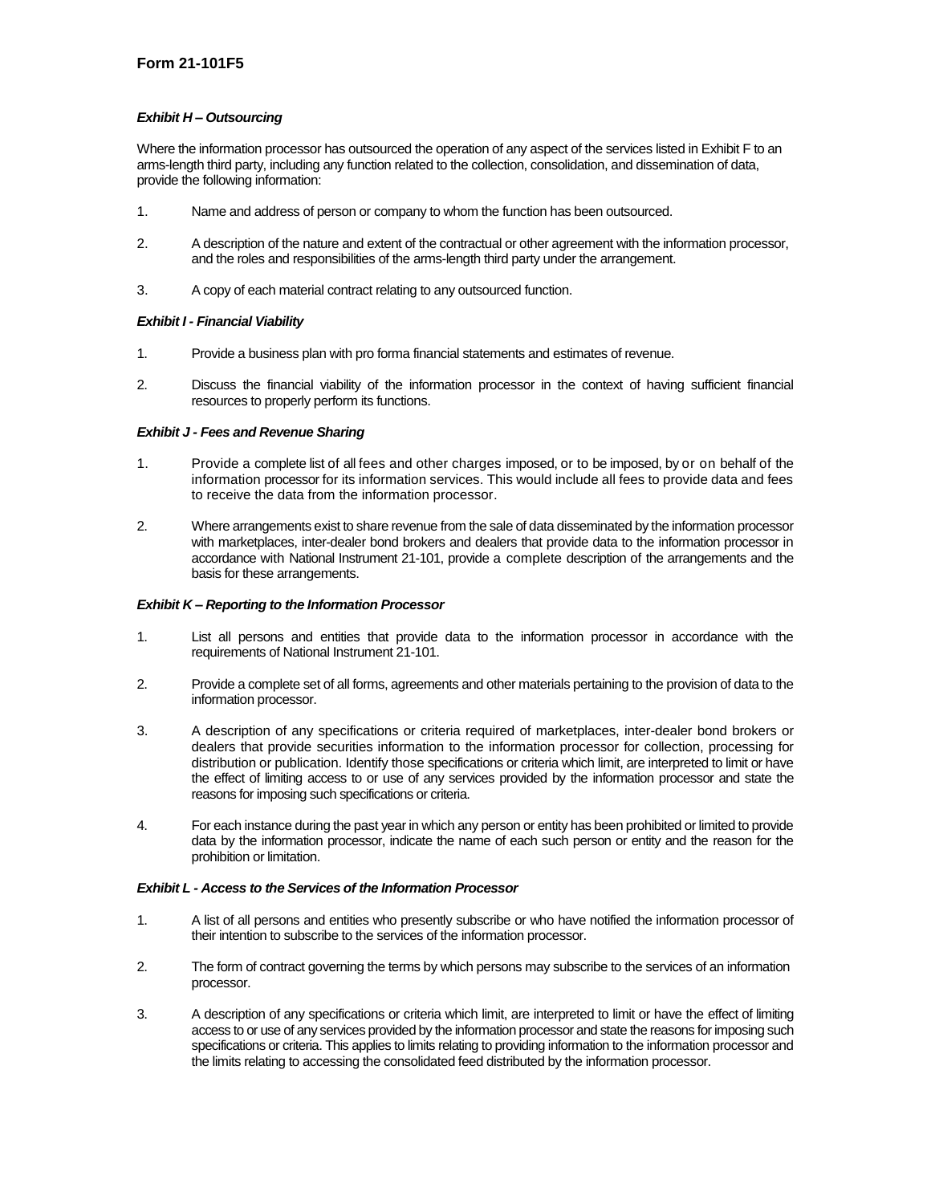**Form 21-101F5**

***Exhibit H – Outsourcing***

Where the information processor has outsourced the operation of any aspect of the services listed in Exhibit F to an arms-length third party, including any function related to the collection, consolidation, and dissemination of data, provide the following information:

1. Name and address of person or company to whom the function has been outsourced.

2. A description of the nature and extent of the contractual or other agreement with the information processor, and the roles and responsibilities of the arms-length third party under the arrangement.

3. A copy of each material contract relating to any outsourced function.

***Exhibit I - Financial Viability***

1. Provide a business plan with pro forma financial statements and estimates of revenue.

2. Discuss the financial viability of the information processor in the context of having sufficient financial resources to properly perform its functions.

***Exhibit J - Fees and Revenue Sharing***

1. Provide a complete list of all fees and other charges imposed, or to be imposed, by or on behalf of the information processor for its information services. This would include all fees to provide data and fees to receive the data from the information processor.

2. Where arrangements exist to share revenue from the sale of data disseminated by the information processor with marketplaces, inter-dealer bond brokers and dealers that provide data to the information processor in accordance with National Instrument 21-101, provide a complete description of the arrangements and the basis for these arrangements.

***Exhibit K – Reporting to the Information Processor***

1. List all persons and entities that provide data to the information processor in accordance with the requirements of National Instrument 21-101.

2. Provide a complete set of all forms, agreements and other materials pertaining to the provision of data to the information processor.

3. A description of any specifications or criteria required of marketplaces, inter-dealer bond brokers or dealers that provide securities information to the information processor for collection, processing for distribution or publication. Identify those specifications or criteria which limit, are interpreted to limit or have the effect of limiting access to or use of any services provided by the information processor and state the reasons for imposing such specifications or criteria.

4. For each instance during the past year in which any person or entity has been prohibited or limited to provide data by the information processor, indicate the name of each such person or entity and the reason for the prohibition or limitation.

***Exhibit L - Access to the Services of the Information Processor***

1. A list of all persons and entities who presently subscribe or who have notified the information processor of their intention to subscribe to the services of the information processor.

2. The form of contract governing the terms by which persons may subscribe to the services of an information processor.

3. A description of any specifications or criteria which limit, are interpreted to limit or have the effect of limiting access to or use of any services provided by the information processor and state the reasons for imposing such specifications or criteria. This applies to limits relating to providing information to the information processor and the limits relating to accessing the consolidated feed distributed by the information processor.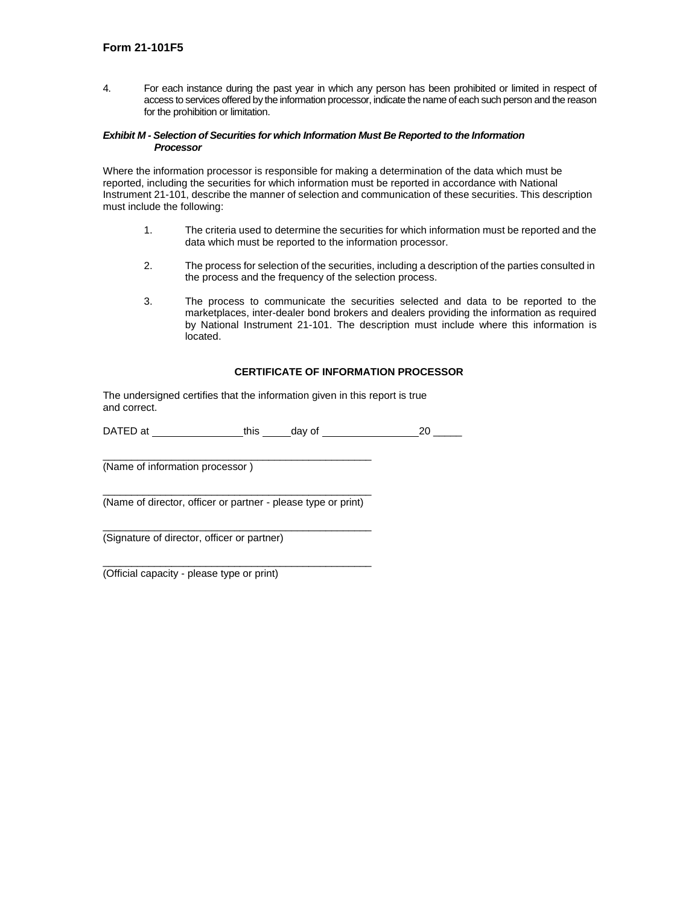4. For each instance during the past year in which any person has been prohibited or limited in respect of access to services offered by the information processor, indicate the name of each such person and the reason for the prohibition or limitation.

***Exhibit M - Selection of Securities for which Information Must Be Reported to the Information Processor***

Where the information processor is responsible for making a determination of the data which must be reported, including the securities for which information must be reported in accordance with National Instrument 21-101, describe the manner of selection and communication of these securities. This description must include the following:

1. The criteria used to determine the securities for which information must be reported and the data which must be reported to the information processor.

2. The process for selection of the securities, including a description of the parties consulted in the process and the frequency of the selection process.

3. The process to communicate the securities selected and data to be reported to the marketplaces, inter-dealer bond brokers and dealers providing the information as required by National Instrument 21-101. The description must include where this information is located.

**CERTIFICATE OF INFORMATION PROCESSOR**

The undersigned certifies that the information given in this report is true and correct.

DATED at ________________ this _____ day of ________________ 20 _____

_______________________________________________
(Name of information processor )

_______________________________________________
(Name of director, officer or partner - please type or print)

_______________________________________________
(Signature of director, officer or partner)

_______________________________________________
(Official capacity - please type or print)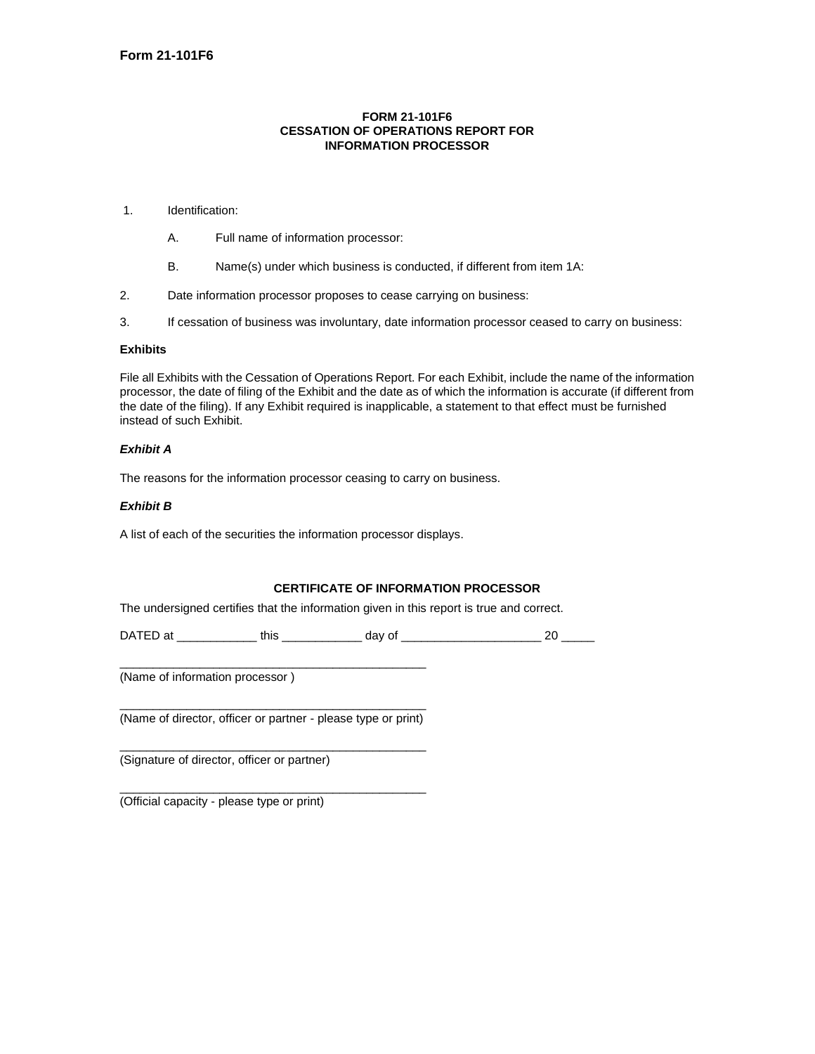# FORM 21-101F6
## CESSATION OF OPERATIONS REPORT FOR INFORMATION PROCESSOR

1. Identification:

   A. Full name of information processor:

   B. Name(s) under which business is conducted, if different from item 1A:

2. Date information processor proposes to cease carrying on business:

3. If cessation of business was involuntary, date information processor ceased to carry on business:

**Exhibits**

File all Exhibits with the Cessation of Operations Report. For each Exhibit, include the name of the information processor, the date of filing of the Exhibit and the date as of which the information is accurate (if different from the date of the filing). If any Exhibit required is inapplicable, a statement to that effect must be furnished instead of such Exhibit.

***Exhibit A***

The reasons for the information processor ceasing to carry on business.

***Exhibit B***

A list of each of the securities the information processor displays.

**CERTIFICATE OF INFORMATION PROCESSOR**

The undersigned certifies that the information given in this report is true and correct.

DATED at ____________ this ____________ day of ____________________ 20 _____

_______________________________________________
(Name of information processor )

_______________________________________________
(Name of director, officer or partner - please type or print)

_______________________________________________
(Signature of director, officer or partner)

_______________________________________________
(Official capacity - please type or print)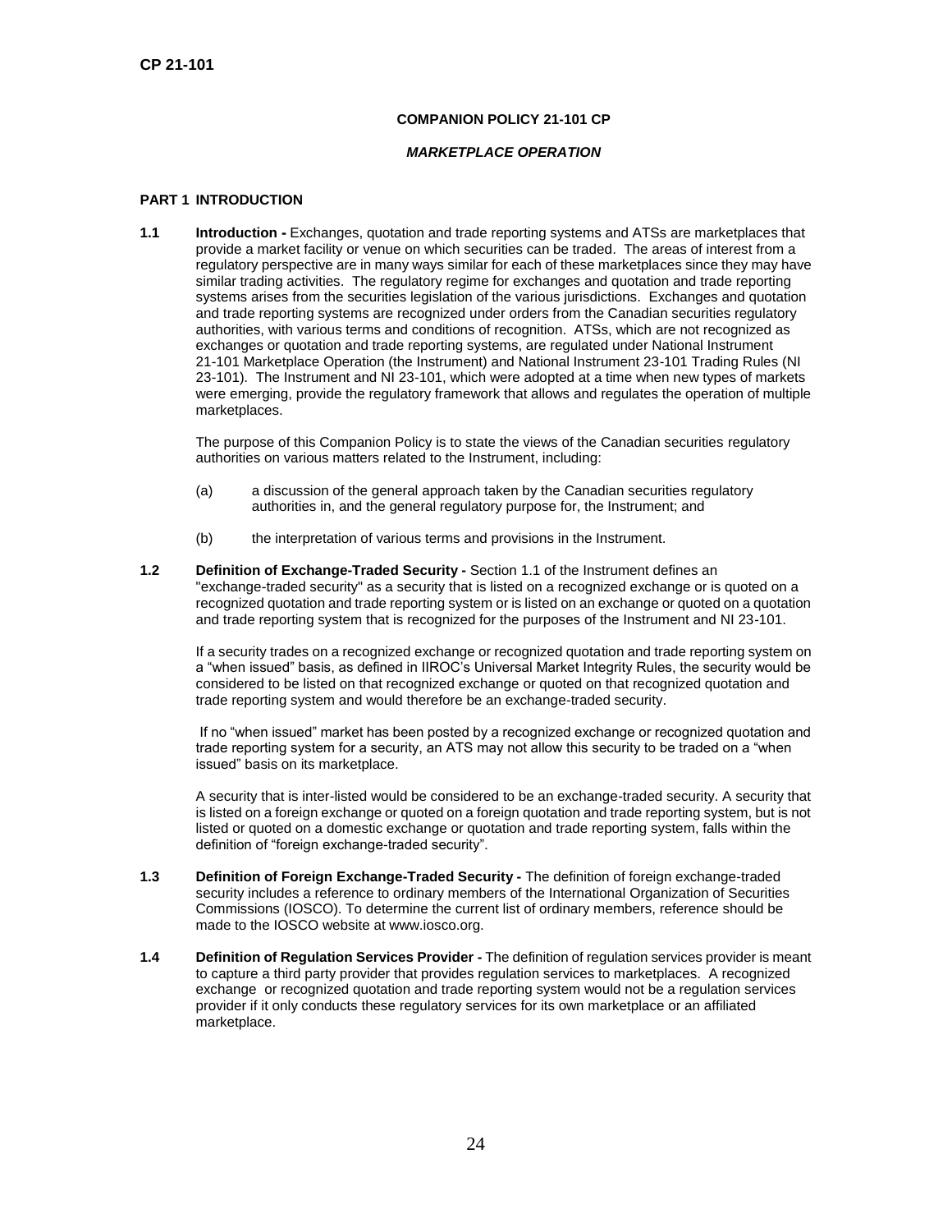## COMPANION POLICY 21-101 CP

### *MARKETPLACE OPERATION*

### PART 1 INTRODUCTION

**1.1 Introduction -** Exchanges, quotation and trade reporting systems and ATSs are marketplaces that provide a market facility or venue on which securities can be traded. The areas of interest from a regulatory perspective are in many ways similar for each of these marketplaces since they may have similar trading activities. The regulatory regime for exchanges and quotation and trade reporting systems arises from the securities legislation of the various jurisdictions. Exchanges and quotation and trade reporting systems are recognized under orders from the Canadian securities regulatory authorities, with various terms and conditions of recognition. ATSs, which are not recognized as exchanges or quotation and trade reporting systems, are regulated under National Instrument 21-101 Marketplace Operation (the Instrument) and National Instrument 23-101 Trading Rules (NI 23-101). The Instrument and NI 23-101, which were adopted at a time when new types of markets were emerging, provide the regulatory framework that allows and regulates the operation of multiple marketplaces.

The purpose of this Companion Policy is to state the views of the Canadian securities regulatory authorities on various matters related to the Instrument, including:

(a) a discussion of the general approach taken by the Canadian securities regulatory authorities in, and the general regulatory purpose for, the Instrument; and

(b) the interpretation of various terms and provisions in the Instrument.

**1.2 Definition of Exchange-Traded Security -** Section 1.1 of the Instrument defines an "exchange-traded security" as a security that is listed on a recognized exchange or is quoted on a recognized quotation and trade reporting system or is listed on an exchange or quoted on a quotation and trade reporting system that is recognized for the purposes of the Instrument and NI 23-101.

If a security trades on a recognized exchange or recognized quotation and trade reporting system on a "when issued" basis, as defined in IIROC's Universal Market Integrity Rules, the security would be considered to be listed on that recognized exchange or quoted on that recognized quotation and trade reporting system and would therefore be an exchange-traded security.

If no "when issued" market has been posted by a recognized exchange or recognized quotation and trade reporting system for a security, an ATS may not allow this security to be traded on a "when issued" basis on its marketplace.

A security that is inter-listed would be considered to be an exchange-traded security. A security that is listed on a foreign exchange or quoted on a foreign quotation and trade reporting system, but is not listed or quoted on a domestic exchange or quotation and trade reporting system, falls within the definition of "foreign exchange-traded security".

**1.3 Definition of Foreign Exchange-Traded Security -** The definition of foreign exchange-traded security includes a reference to ordinary members of the International Organization of Securities Commissions (IOSCO). To determine the current list of ordinary members, reference should be made to the IOSCO website at www.iosco.org.

**1.4 Definition of Regulation Services Provider -** The definition of regulation services provider is meant to capture a third party provider that provides regulation services to marketplaces. A recognized exchange or recognized quotation and trade reporting system would not be a regulation services provider if it only conducts these regulatory services for its own marketplace or an affiliated marketplace.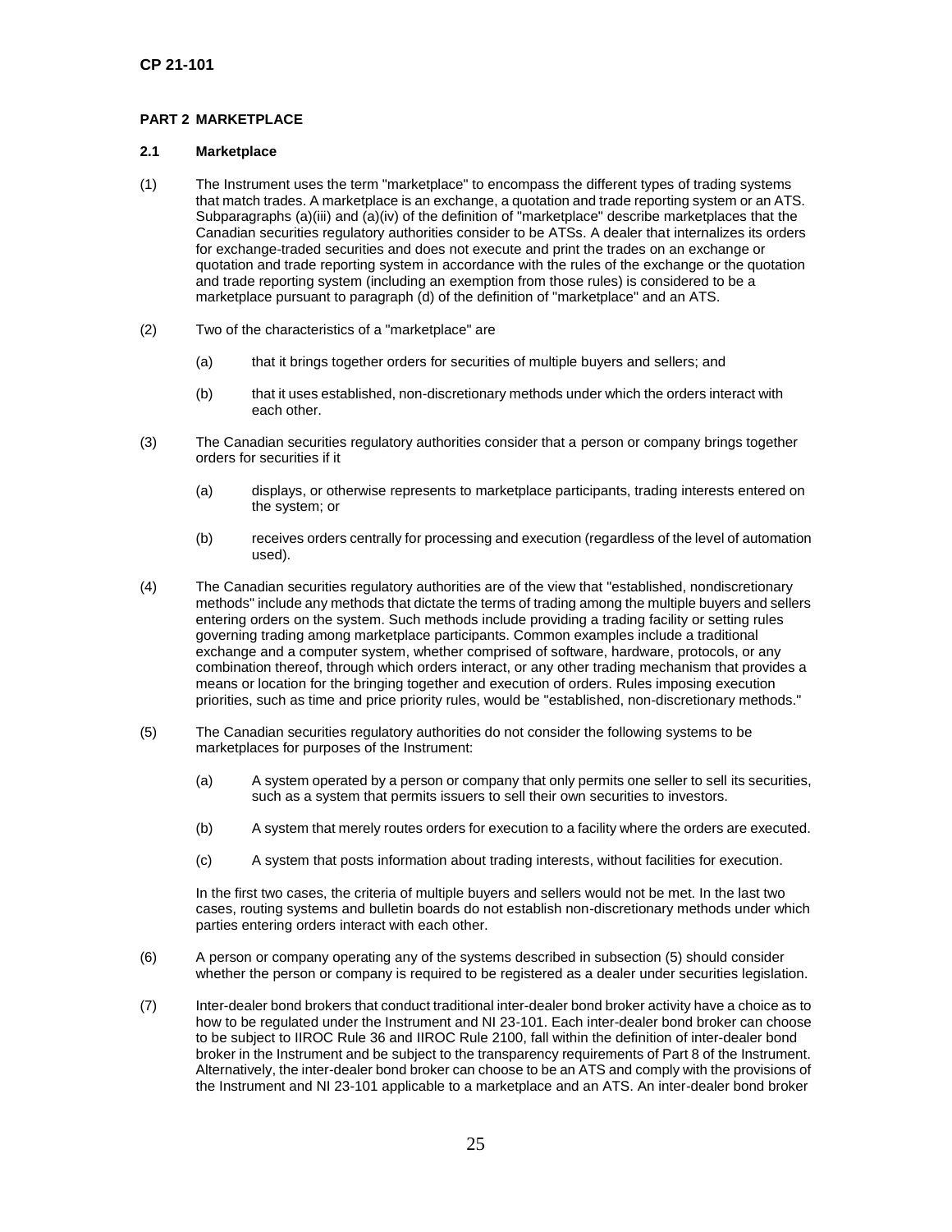## PART 2 MARKETPLACE

### 2.1 Marketplace

(1) The Instrument uses the term "marketplace" to encompass the different types of trading systems that match trades. A marketplace is an exchange, a quotation and trade reporting system or an ATS. Subparagraphs (a)(iii) and (a)(iv) of the definition of "marketplace" describe marketplaces that the Canadian securities regulatory authorities consider to be ATSs. A dealer that internalizes its orders for exchange-traded securities and does not execute and print the trades on an exchange or quotation and trade reporting system in accordance with the rules of the exchange or the quotation and trade reporting system (including an exemption from those rules) is considered to be a marketplace pursuant to paragraph (d) of the definition of "marketplace" and an ATS.

(2) Two of the characteristics of a "marketplace" are

- (a) that it brings together orders for securities of multiple buyers and sellers; and
- (b) that it uses established, non-discretionary methods under which the orders interact with each other.

(3) The Canadian securities regulatory authorities consider that a person or company brings together orders for securities if it

- (a) displays, or otherwise represents to marketplace participants, trading interests entered on the system; or
- (b) receives orders centrally for processing and execution (regardless of the level of automation used).

(4) The Canadian securities regulatory authorities are of the view that "established, nondiscretionary methods" include any methods that dictate the terms of trading among the multiple buyers and sellers entering orders on the system. Such methods include providing a trading facility or setting rules governing trading among marketplace participants. Common examples include a traditional exchange and a computer system, whether comprised of software, hardware, protocols, or any combination thereof, through which orders interact, or any other trading mechanism that provides a means or location for the bringing together and execution of orders. Rules imposing execution priorities, such as time and price priority rules, would be "established, non-discretionary methods."

(5) The Canadian securities regulatory authorities do not consider the following systems to be marketplaces for purposes of the Instrument:

- (a) A system operated by a person or company that only permits one seller to sell its securities, such as a system that permits issuers to sell their own securities to investors.
- (b) A system that merely routes orders for execution to a facility where the orders are executed.
- (c) A system that posts information about trading interests, without facilities for execution.

In the first two cases, the criteria of multiple buyers and sellers would not be met. In the last two cases, routing systems and bulletin boards do not establish non-discretionary methods under which parties entering orders interact with each other.

(6) A person or company operating any of the systems described in subsection (5) should consider whether the person or company is required to be registered as a dealer under securities legislation.

(7) Inter-dealer bond brokers that conduct traditional inter-dealer bond broker activity have a choice as to how to be regulated under the Instrument and NI 23-101. Each inter-dealer bond broker can choose to be subject to IIROC Rule 36 and IIROC Rule 2100, fall within the definition of inter-dealer bond broker in the Instrument and be subject to the transparency requirements of Part 8 of the Instrument. Alternatively, the inter-dealer bond broker can choose to be an ATS and comply with the provisions of the Instrument and NI 23-101 applicable to a marketplace and an ATS. An inter-dealer bond broker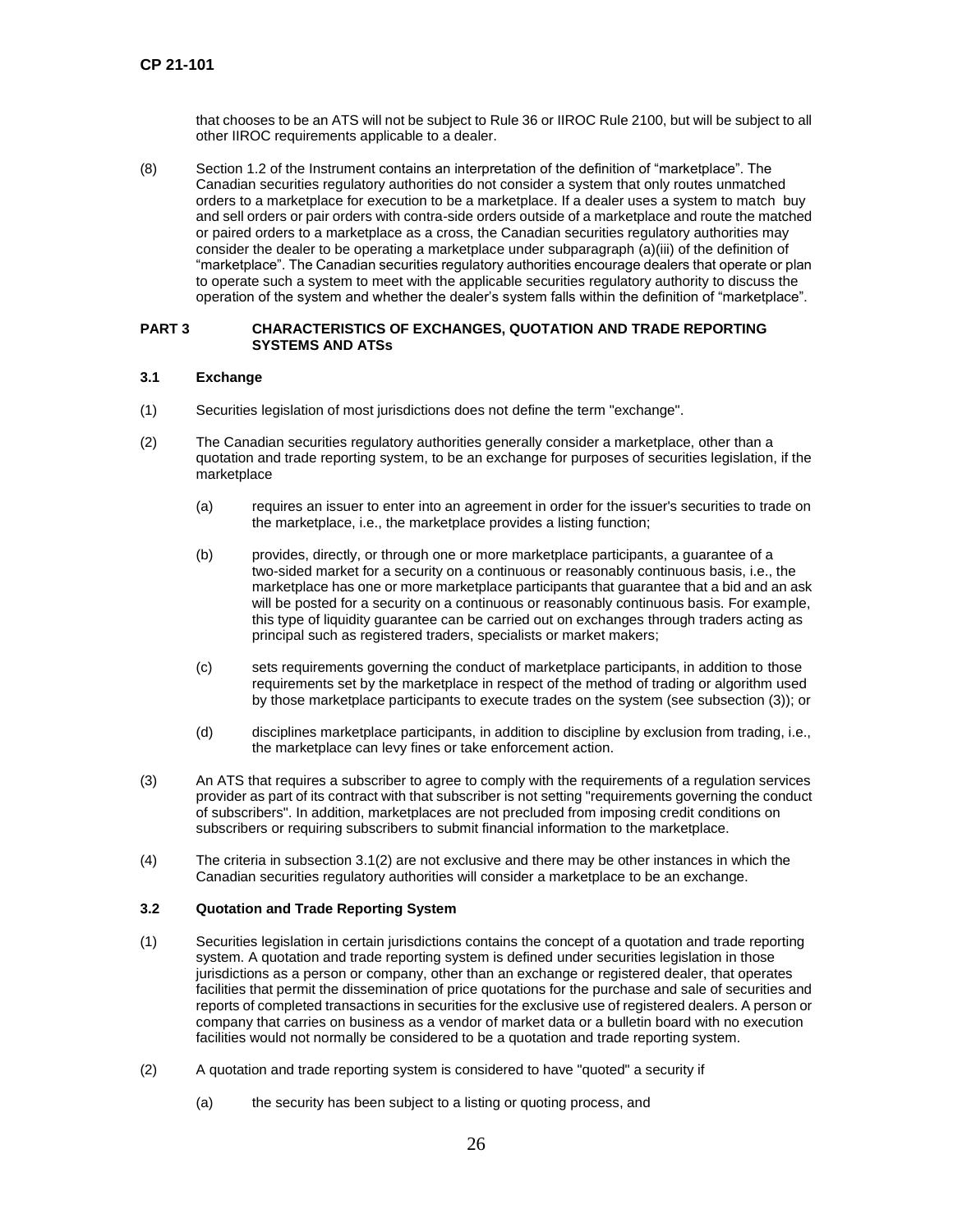that chooses to be an ATS will not be subject to Rule 36 or IIROC Rule 2100, but will be subject to all other IIROC requirements applicable to a dealer.

(8) Section 1.2 of the Instrument contains an interpretation of the definition of "marketplace". The Canadian securities regulatory authorities do not consider a system that only routes unmatched orders to a marketplace for execution to be a marketplace. If a dealer uses a system to match buy and sell orders or pair orders with contra-side orders outside of a marketplace and route the matched or paired orders to a marketplace as a cross, the Canadian securities regulatory authorities may consider the dealer to be operating a marketplace under subparagraph (a)(iii) of the definition of "marketplace". The Canadian securities regulatory authorities encourage dealers that operate or plan to operate such a system to meet with the applicable securities regulatory authority to discuss the operation of the system and whether the dealer's system falls within the definition of "marketplace".

## PART 3 CHARACTERISTICS OF EXCHANGES, QUOTATION AND TRADE REPORTING SYSTEMS AND ATSs

### 3.1 Exchange

(1) Securities legislation of most jurisdictions does not define the term "exchange".

(2) The Canadian securities regulatory authorities generally consider a marketplace, other than a quotation and trade reporting system, to be an exchange for purposes of securities legislation, if the marketplace

(a) requires an issuer to enter into an agreement in order for the issuer's securities to trade on the marketplace, i.e., the marketplace provides a listing function;

(b) provides, directly, or through one or more marketplace participants, a guarantee of a two-sided market for a security on a continuous or reasonably continuous basis, i.e., the marketplace has one or more marketplace participants that guarantee that a bid and an ask will be posted for a security on a continuous or reasonably continuous basis. For example, this type of liquidity guarantee can be carried out on exchanges through traders acting as principal such as registered traders, specialists or market makers;

(c) sets requirements governing the conduct of marketplace participants, in addition to those requirements set by the marketplace in respect of the method of trading or algorithm used by those marketplace participants to execute trades on the system (see subsection (3)); or

(d) disciplines marketplace participants, in addition to discipline by exclusion from trading, i.e., the marketplace can levy fines or take enforcement action.

(3) An ATS that requires a subscriber to agree to comply with the requirements of a regulation services provider as part of its contract with that subscriber is not setting "requirements governing the conduct of subscribers". In addition, marketplaces are not precluded from imposing credit conditions on subscribers or requiring subscribers to submit financial information to the marketplace.

(4) The criteria in subsection 3.1(2) are not exclusive and there may be other instances in which the Canadian securities regulatory authorities will consider a marketplace to be an exchange.

### 3.2 Quotation and Trade Reporting System

(1) Securities legislation in certain jurisdictions contains the concept of a quotation and trade reporting system. A quotation and trade reporting system is defined under securities legislation in those jurisdictions as a person or company, other than an exchange or registered dealer, that operates facilities that permit the dissemination of price quotations for the purchase and sale of securities and reports of completed transactions in securities for the exclusive use of registered dealers. A person or company that carries on business as a vendor of market data or a bulletin board with no execution facilities would not normally be considered to be a quotation and trade reporting system.

(2) A quotation and trade reporting system is considered to have "quoted" a security if

(a) the security has been subject to a listing or quoting process, and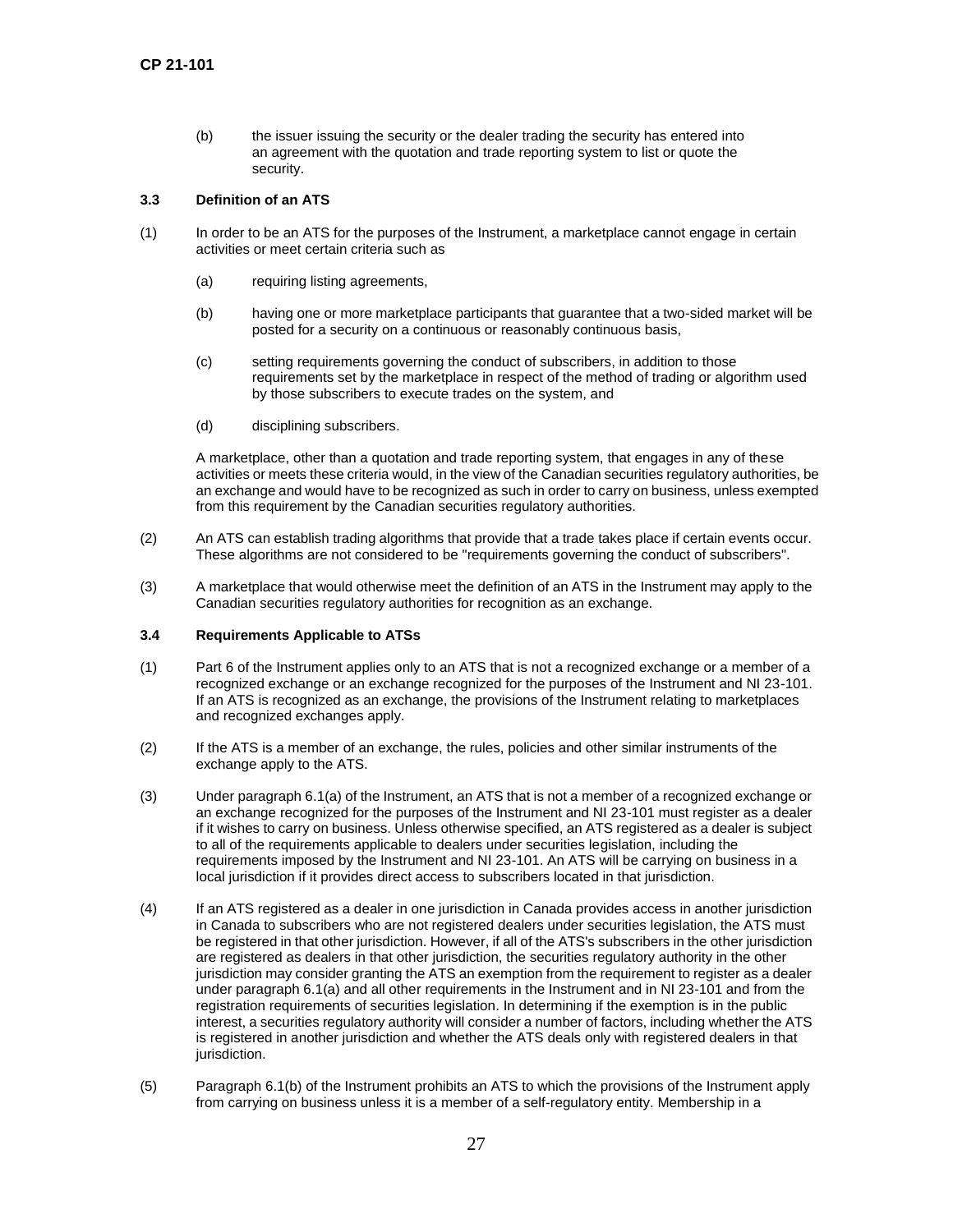(b) the issuer issuing the security or the dealer trading the security has entered into an agreement with the quotation and trade reporting system to list or quote the security.

### 3.3 Definition of an ATS

(1) In order to be an ATS for the purposes of the Instrument, a marketplace cannot engage in certain activities or meet certain criteria such as

(a) requiring listing agreements,

(b) having one or more marketplace participants that guarantee that a two-sided market will be posted for a security on a continuous or reasonably continuous basis,

(c) setting requirements governing the conduct of subscribers, in addition to those requirements set by the marketplace in respect of the method of trading or algorithm used by those subscribers to execute trades on the system, and

(d) disciplining subscribers.

A marketplace, other than a quotation and trade reporting system, that engages in any of these activities or meets these criteria would, in the view of the Canadian securities regulatory authorities, be an exchange and would have to be recognized as such in order to carry on business, unless exempted from this requirement by the Canadian securities regulatory authorities.

(2) An ATS can establish trading algorithms that provide that a trade takes place if certain events occur. These algorithms are not considered to be "requirements governing the conduct of subscribers".

(3) A marketplace that would otherwise meet the definition of an ATS in the Instrument may apply to the Canadian securities regulatory authorities for recognition as an exchange.

### 3.4 Requirements Applicable to ATSs

(1) Part 6 of the Instrument applies only to an ATS that is not a recognized exchange or a member of a recognized exchange or an exchange recognized for the purposes of the Instrument and NI 23-101. If an ATS is recognized as an exchange, the provisions of the Instrument relating to marketplaces and recognized exchanges apply.

(2) If the ATS is a member of an exchange, the rules, policies and other similar instruments of the exchange apply to the ATS.

(3) Under paragraph 6.1(a) of the Instrument, an ATS that is not a member of a recognized exchange or an exchange recognized for the purposes of the Instrument and NI 23-101 must register as a dealer if it wishes to carry on business. Unless otherwise specified, an ATS registered as a dealer is subject to all of the requirements applicable to dealers under securities legislation, including the requirements imposed by the Instrument and NI 23-101. An ATS will be carrying on business in a local jurisdiction if it provides direct access to subscribers located in that jurisdiction.

(4) If an ATS registered as a dealer in one jurisdiction in Canada provides access in another jurisdiction in Canada to subscribers who are not registered dealers under securities legislation, the ATS must be registered in that other jurisdiction. However, if all of the ATS's subscribers in the other jurisdiction are registered as dealers in that other jurisdiction, the securities regulatory authority in the other jurisdiction may consider granting the ATS an exemption from the requirement to register as a dealer under paragraph 6.1(a) and all other requirements in the Instrument and in NI 23-101 and from the registration requirements of securities legislation. In determining if the exemption is in the public interest, a securities regulatory authority will consider a number of factors, including whether the ATS is registered in another jurisdiction and whether the ATS deals only with registered dealers in that jurisdiction.

(5) Paragraph 6.1(b) of the Instrument prohibits an ATS to which the provisions of the Instrument apply from carrying on business unless it is a member of a self-regulatory entity. Membership in a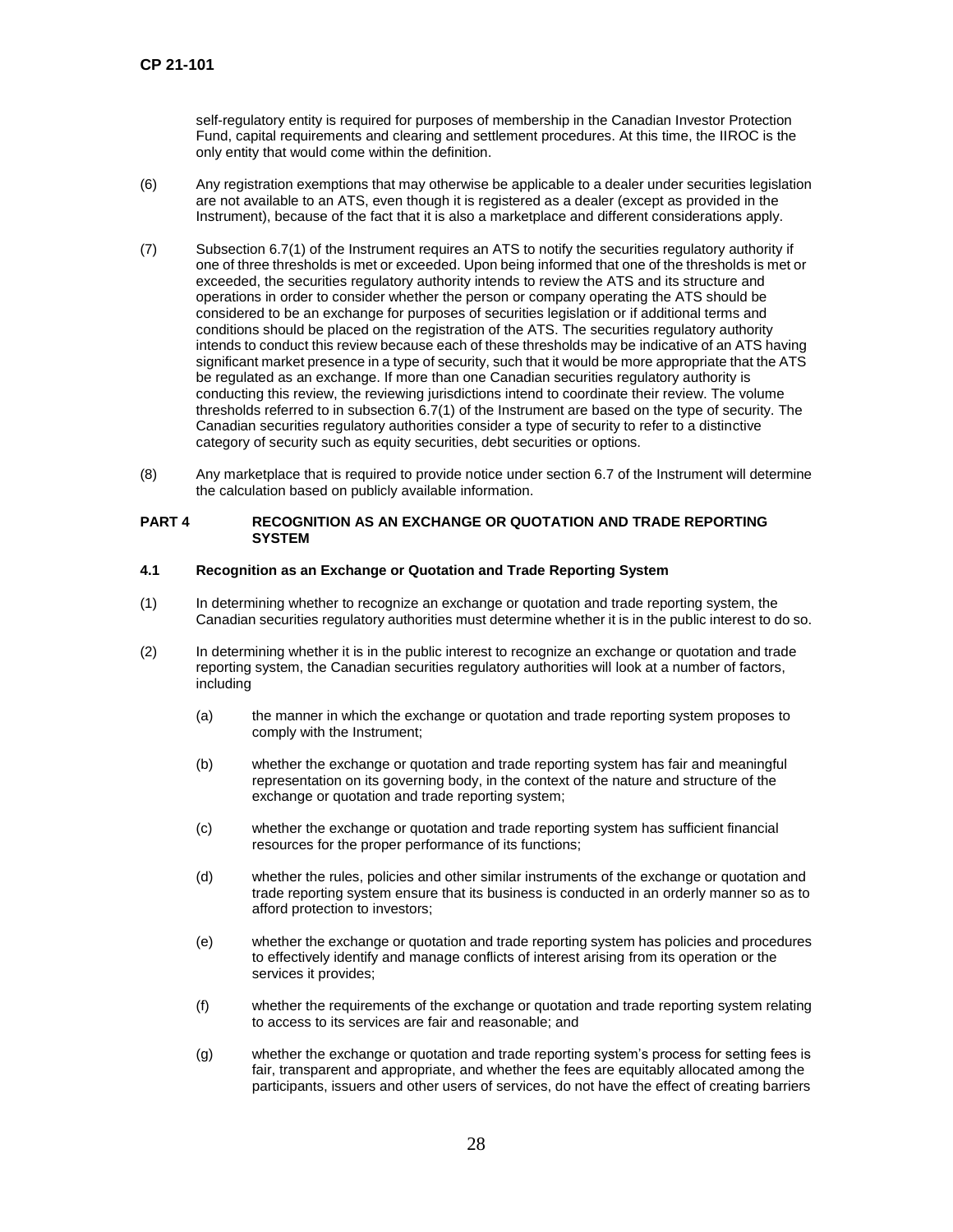self-regulatory entity is required for purposes of membership in the Canadian Investor Protection Fund, capital requirements and clearing and settlement procedures. At this time, the IIROC is the only entity that would come within the definition.

(6) Any registration exemptions that may otherwise be applicable to a dealer under securities legislation are not available to an ATS, even though it is registered as a dealer (except as provided in the Instrument), because of the fact that it is also a marketplace and different considerations apply.

(7) Subsection 6.7(1) of the Instrument requires an ATS to notify the securities regulatory authority if one of three thresholds is met or exceeded. Upon being informed that one of the thresholds is met or exceeded, the securities regulatory authority intends to review the ATS and its structure and operations in order to consider whether the person or company operating the ATS should be considered to be an exchange for purposes of securities legislation or if additional terms and conditions should be placed on the registration of the ATS. The securities regulatory authority intends to conduct this review because each of these thresholds may be indicative of an ATS having significant market presence in a type of security, such that it would be more appropriate that the ATS be regulated as an exchange. If more than one Canadian securities regulatory authority is conducting this review, the reviewing jurisdictions intend to coordinate their review. The volume thresholds referred to in subsection 6.7(1) of the Instrument are based on the type of security. The Canadian securities regulatory authorities consider a type of security to refer to a distinctive category of security such as equity securities, debt securities or options.

(8) Any marketplace that is required to provide notice under section 6.7 of the Instrument will determine the calculation based on publicly available information.

## PART 4 RECOGNITION AS AN EXCHANGE OR QUOTATION AND TRADE REPORTING SYSTEM

### 4.1 Recognition as an Exchange or Quotation and Trade Reporting System

(1) In determining whether to recognize an exchange or quotation and trade reporting system, the Canadian securities regulatory authorities must determine whether it is in the public interest to do so.

(2) In determining whether it is in the public interest to recognize an exchange or quotation and trade reporting system, the Canadian securities regulatory authorities will look at a number of factors, including

(a) the manner in which the exchange or quotation and trade reporting system proposes to comply with the Instrument;

(b) whether the exchange or quotation and trade reporting system has fair and meaningful representation on its governing body, in the context of the nature and structure of the exchange or quotation and trade reporting system;

(c) whether the exchange or quotation and trade reporting system has sufficient financial resources for the proper performance of its functions;

(d) whether the rules, policies and other similar instruments of the exchange or quotation and trade reporting system ensure that its business is conducted in an orderly manner so as to afford protection to investors;

(e) whether the exchange or quotation and trade reporting system has policies and procedures to effectively identify and manage conflicts of interest arising from its operation or the services it provides;

(f) whether the requirements of the exchange or quotation and trade reporting system relating to access to its services are fair and reasonable; and

(g) whether the exchange or quotation and trade reporting system's process for setting fees is fair, transparent and appropriate, and whether the fees are equitably allocated among the participants, issuers and other users of services, do not have the effect of creating barriers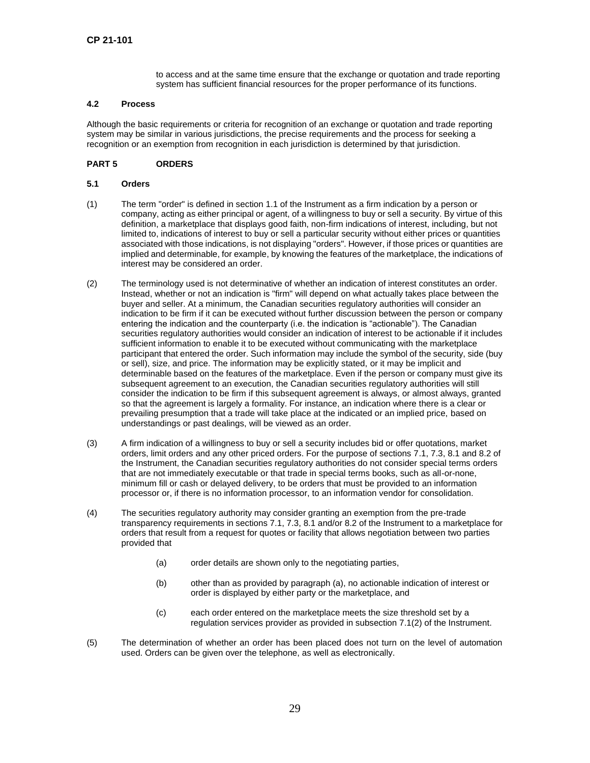to access and at the same time ensure that the exchange or quotation and trade reporting system has sufficient financial resources for the proper performance of its functions.

### 4.2 Process

Although the basic requirements or criteria for recognition of an exchange or quotation and trade reporting system may be similar in various jurisdictions, the precise requirements and the process for seeking a recognition or an exemption from recognition in each jurisdiction is determined by that jurisdiction.

## PART 5 ORDERS

### 5.1 Orders

(1) The term "order" is defined in section 1.1 of the Instrument as a firm indication by a person or company, acting as either principal or agent, of a willingness to buy or sell a security. By virtue of this definition, a marketplace that displays good faith, non-firm indications of interest, including, but not limited to, indications of interest to buy or sell a particular security without either prices or quantities associated with those indications, is not displaying "orders". However, if those prices or quantities are implied and determinable, for example, by knowing the features of the marketplace, the indications of interest may be considered an order.

(2) The terminology used is not determinative of whether an indication of interest constitutes an order. Instead, whether or not an indication is "firm" will depend on what actually takes place between the buyer and seller. At a minimum, the Canadian securities regulatory authorities will consider an indication to be firm if it can be executed without further discussion between the person or company entering the indication and the counterparty (i.e. the indication is "actionable"). The Canadian securities regulatory authorities would consider an indication of interest to be actionable if it includes sufficient information to enable it to be executed without communicating with the marketplace participant that entered the order. Such information may include the symbol of the security, side (buy or sell), size, and price. The information may be explicitly stated, or it may be implicit and determinable based on the features of the marketplace. Even if the person or company must give its subsequent agreement to an execution, the Canadian securities regulatory authorities will still consider the indication to be firm if this subsequent agreement is always, or almost always, granted so that the agreement is largely a formality. For instance, an indication where there is a clear or prevailing presumption that a trade will take place at the indicated or an implied price, based on understandings or past dealings, will be viewed as an order.

(3) A firm indication of a willingness to buy or sell a security includes bid or offer quotations, market orders, limit orders and any other priced orders. For the purpose of sections 7.1, 7.3, 8.1 and 8.2 of the Instrument, the Canadian securities regulatory authorities do not consider special terms orders that are not immediately executable or that trade in special terms books, such as all-or-none, minimum fill or cash or delayed delivery, to be orders that must be provided to an information processor or, if there is no information processor, to an information vendor for consolidation.

(4) The securities regulatory authority may consider granting an exemption from the pre-trade transparency requirements in sections 7.1, 7.3, 8.1 and/or 8.2 of the Instrument to a marketplace for orders that result from a request for quotes or facility that allows negotiation between two parties provided that

  (a) order details are shown only to the negotiating parties,

  (b) other than as provided by paragraph (a), no actionable indication of interest or order is displayed by either party or the marketplace, and

  (c) each order entered on the marketplace meets the size threshold set by a regulation services provider as provided in subsection 7.1(2) of the Instrument.

(5) The determination of whether an order has been placed does not turn on the level of automation used. Orders can be given over the telephone, as well as electronically.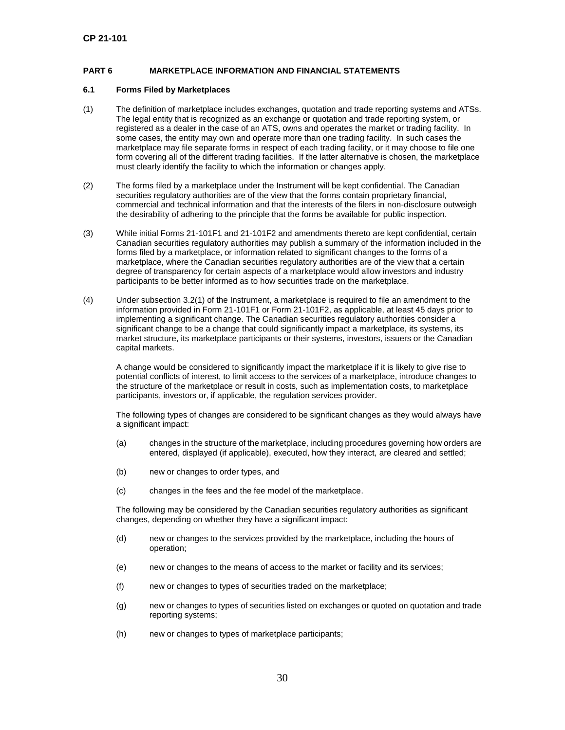## PART 6 MARKETPLACE INFORMATION AND FINANCIAL STATEMENTS

### 6.1 Forms Filed by Marketplaces

(1) The definition of marketplace includes exchanges, quotation and trade reporting systems and ATSs. The legal entity that is recognized as an exchange or quotation and trade reporting system, or registered as a dealer in the case of an ATS, owns and operates the market or trading facility. In some cases, the entity may own and operate more than one trading facility. In such cases the marketplace may file separate forms in respect of each trading facility, or it may choose to file one form covering all of the different trading facilities. If the latter alternative is chosen, the marketplace must clearly identify the facility to which the information or changes apply.

(2) The forms filed by a marketplace under the Instrument will be kept confidential. The Canadian securities regulatory authorities are of the view that the forms contain proprietary financial, commercial and technical information and that the interests of the filers in non-disclosure outweigh the desirability of adhering to the principle that the forms be available for public inspection.

(3) While initial Forms 21-101F1 and 21-101F2 and amendments thereto are kept confidential, certain Canadian securities regulatory authorities may publish a summary of the information included in the forms filed by a marketplace, or information related to significant changes to the forms of a marketplace, where the Canadian securities regulatory authorities are of the view that a certain degree of transparency for certain aspects of a marketplace would allow investors and industry participants to be better informed as to how securities trade on the marketplace.

(4) Under subsection 3.2(1) of the Instrument, a marketplace is required to file an amendment to the information provided in Form 21-101F1 or Form 21-101F2, as applicable, at least 45 days prior to implementing a significant change. The Canadian securities regulatory authorities consider a significant change to be a change that could significantly impact a marketplace, its systems, its market structure, its marketplace participants or their systems, investors, issuers or the Canadian capital markets.

A change would be considered to significantly impact the marketplace if it is likely to give rise to potential conflicts of interest, to limit access to the services of a marketplace, introduce changes to the structure of the marketplace or result in costs, such as implementation costs, to marketplace participants, investors or, if applicable, the regulation services provider.

The following types of changes are considered to be significant changes as they would always have a significant impact:

(a) changes in the structure of the marketplace, including procedures governing how orders are entered, displayed (if applicable), executed, how they interact, are cleared and settled;

(b) new or changes to order types, and

(c) changes in the fees and the fee model of the marketplace.

The following may be considered by the Canadian securities regulatory authorities as significant changes, depending on whether they have a significant impact:

(d) new or changes to the services provided by the marketplace, including the hours of operation;

(e) new or changes to the means of access to the market or facility and its services;

(f) new or changes to types of securities traded on the marketplace;

(g) new or changes to types of securities listed on exchanges or quoted on quotation and trade reporting systems;

(h) new or changes to types of marketplace participants;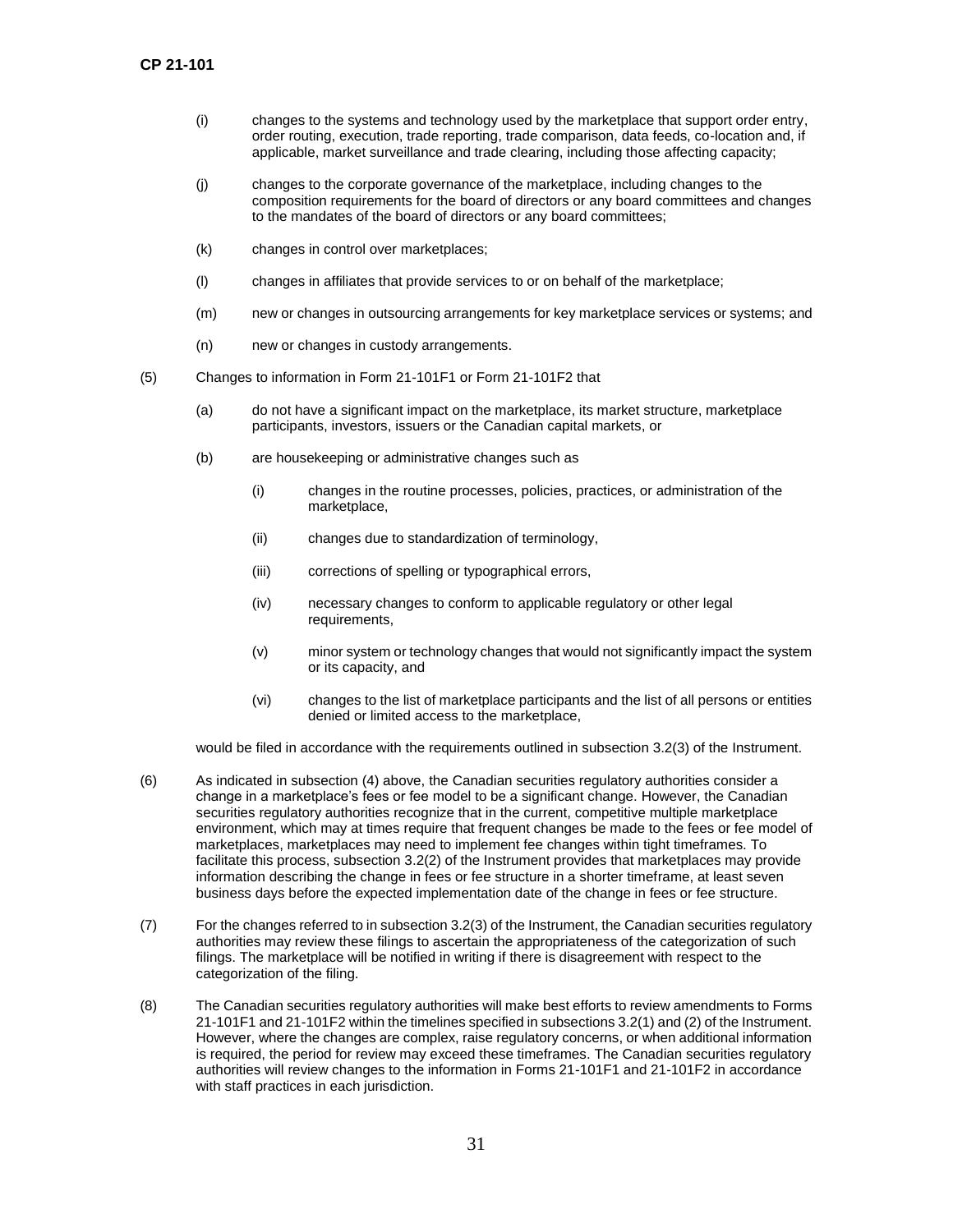(i) changes to the systems and technology used by the marketplace that support order entry, order routing, execution, trade reporting, trade comparison, data feeds, co-location and, if applicable, market surveillance and trade clearing, including those affecting capacity;

(j) changes to the corporate governance of the marketplace, including changes to the composition requirements for the board of directors or any board committees and changes to the mandates of the board of directors or any board committees;

(k) changes in control over marketplaces;

(l) changes in affiliates that provide services to or on behalf of the marketplace;

(m) new or changes in outsourcing arrangements for key marketplace services or systems; and

(n) new or changes in custody arrangements.

(5) Changes to information in Form 21-101F1 or Form 21-101F2 that

(a) do not have a significant impact on the marketplace, its market structure, marketplace participants, investors, issuers or the Canadian capital markets, or

(b) are housekeeping or administrative changes such as

(i) changes in the routine processes, policies, practices, or administration of the marketplace,

(ii) changes due to standardization of terminology,

(iii) corrections of spelling or typographical errors,

(iv) necessary changes to conform to applicable regulatory or other legal requirements,

(v) minor system or technology changes that would not significantly impact the system or its capacity, and

(vi) changes to the list of marketplace participants and the list of all persons or entities denied or limited access to the marketplace,

would be filed in accordance with the requirements outlined in subsection 3.2(3) of the Instrument.

(6) As indicated in subsection (4) above, the Canadian securities regulatory authorities consider a change in a marketplace's fees or fee model to be a significant change. However, the Canadian securities regulatory authorities recognize that in the current, competitive multiple marketplace environment, which may at times require that frequent changes be made to the fees or fee model of marketplaces, marketplaces may need to implement fee changes within tight timeframes. To facilitate this process, subsection 3.2(2) of the Instrument provides that marketplaces may provide information describing the change in fees or fee structure in a shorter timeframe, at least seven business days before the expected implementation date of the change in fees or fee structure.

(7) For the changes referred to in subsection 3.2(3) of the Instrument, the Canadian securities regulatory authorities may review these filings to ascertain the appropriateness of the categorization of such filings. The marketplace will be notified in writing if there is disagreement with respect to the categorization of the filing.

(8) The Canadian securities regulatory authorities will make best efforts to review amendments to Forms 21-101F1 and 21-101F2 within the timelines specified in subsections 3.2(1) and (2) of the Instrument. However, where the changes are complex, raise regulatory concerns, or when additional information is required, the period for review may exceed these timeframes. The Canadian securities regulatory authorities will review changes to the information in Forms 21-101F1 and 21-101F2 in accordance with staff practices in each jurisdiction.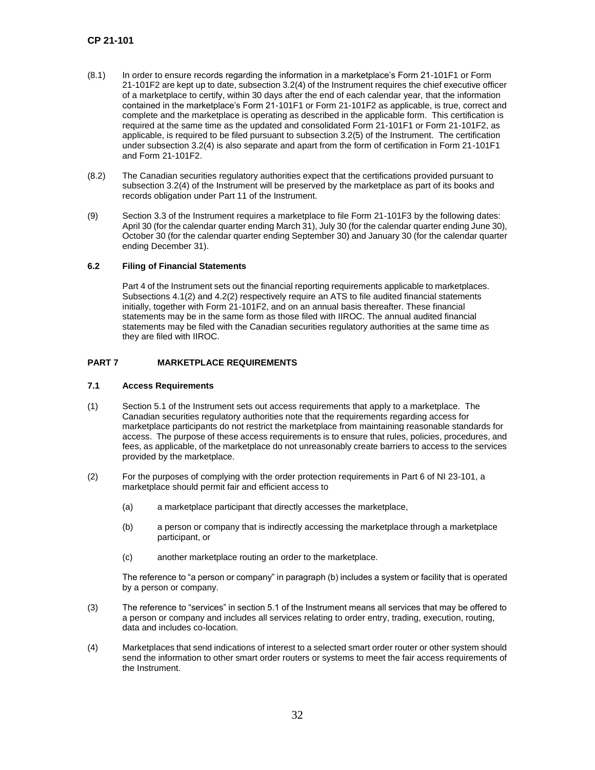(8.1) In order to ensure records regarding the information in a marketplace's Form 21-101F1 or Form 21-101F2 are kept up to date, subsection 3.2(4) of the Instrument requires the chief executive officer of a marketplace to certify, within 30 days after the end of each calendar year, that the information contained in the marketplace's Form 21-101F1 or Form 21-101F2 as applicable, is true, correct and complete and the marketplace is operating as described in the applicable form. This certification is required at the same time as the updated and consolidated Form 21-101F1 or Form 21-101F2, as applicable, is required to be filed pursuant to subsection 3.2(5) of the Instrument. The certification under subsection 3.2(4) is also separate and apart from the form of certification in Form 21-101F1 and Form 21-101F2.

(8.2) The Canadian securities regulatory authorities expect that the certifications provided pursuant to subsection 3.2(4) of the Instrument will be preserved by the marketplace as part of its books and records obligation under Part 11 of the Instrument.

(9) Section 3.3 of the Instrument requires a marketplace to file Form 21-101F3 by the following dates: April 30 (for the calendar quarter ending March 31), July 30 (for the calendar quarter ending June 30), October 30 (for the calendar quarter ending September 30) and January 30 (for the calendar quarter ending December 31).

### 6.2 Filing of Financial Statements

Part 4 of the Instrument sets out the financial reporting requirements applicable to marketplaces. Subsections 4.1(2) and 4.2(2) respectively require an ATS to file audited financial statements initially, together with Form 21-101F2, and on an annual basis thereafter. These financial statements may be in the same form as those filed with IIROC. The annual audited financial statements may be filed with the Canadian securities regulatory authorities at the same time as they are filed with IIROC.

## PART 7 MARKETPLACE REQUIREMENTS

### 7.1 Access Requirements

(1) Section 5.1 of the Instrument sets out access requirements that apply to a marketplace. The Canadian securities regulatory authorities note that the requirements regarding access for marketplace participants do not restrict the marketplace from maintaining reasonable standards for access. The purpose of these access requirements is to ensure that rules, policies, procedures, and fees, as applicable, of the marketplace do not unreasonably create barriers to access to the services provided by the marketplace.

(2) For the purposes of complying with the order protection requirements in Part 6 of NI 23-101, a marketplace should permit fair and efficient access to

(a) a marketplace participant that directly accesses the marketplace,

(b) a person or company that is indirectly accessing the marketplace through a marketplace participant, or

(c) another marketplace routing an order to the marketplace.

The reference to "a person or company" in paragraph (b) includes a system or facility that is operated by a person or company.

(3) The reference to "services" in section 5.1 of the Instrument means all services that may be offered to a person or company and includes all services relating to order entry, trading, execution, routing, data and includes co-location.

(4) Marketplaces that send indications of interest to a selected smart order router or other system should send the information to other smart order routers or systems to meet the fair access requirements of the Instrument.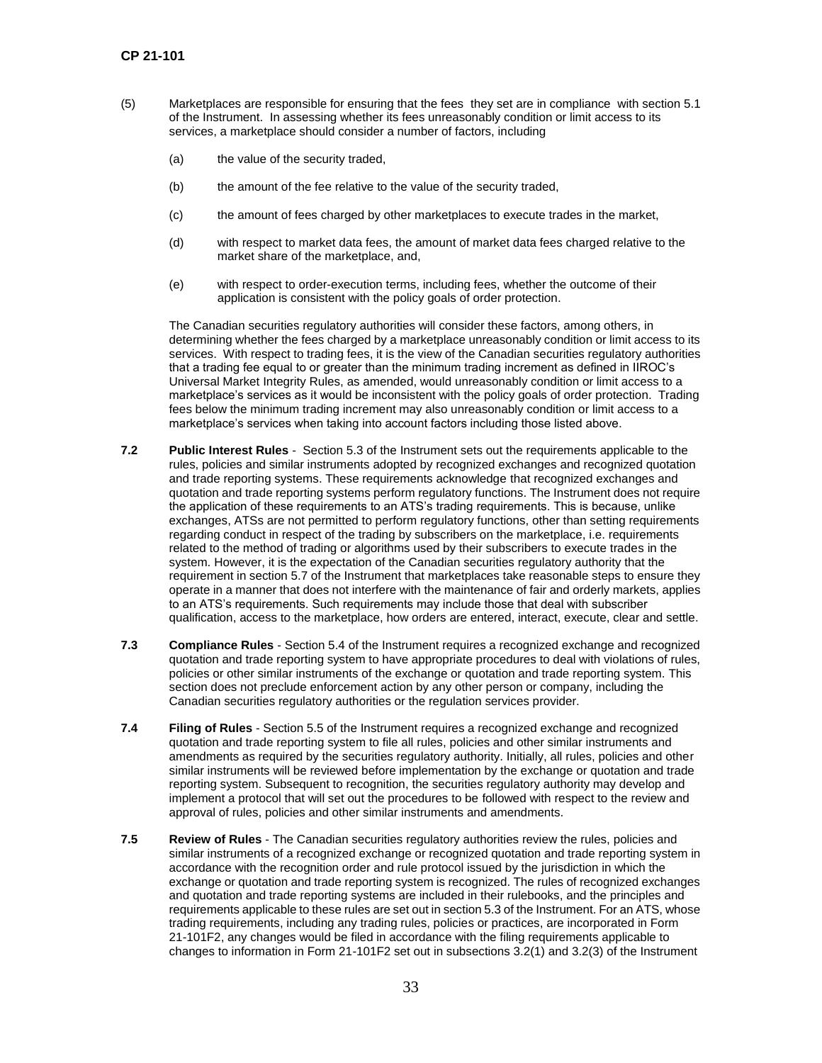(5) Marketplaces are responsible for ensuring that the fees they set are in compliance with section 5.1 of the Instrument. In assessing whether its fees unreasonably condition or limit access to its services, a marketplace should consider a number of factors, including

(a) the value of the security traded,

(b) the amount of the fee relative to the value of the security traded,

(c) the amount of fees charged by other marketplaces to execute trades in the market,

(d) with respect to market data fees, the amount of market data fees charged relative to the market share of the marketplace, and,

(e) with respect to order-execution terms, including fees, whether the outcome of their application is consistent with the policy goals of order protection.

The Canadian securities regulatory authorities will consider these factors, among others, in determining whether the fees charged by a marketplace unreasonably condition or limit access to its services. With respect to trading fees, it is the view of the Canadian securities regulatory authorities that a trading fee equal to or greater than the minimum trading increment as defined in IIROC's Universal Market Integrity Rules, as amended, would unreasonably condition or limit access to a marketplace's services as it would be inconsistent with the policy goals of order protection. Trading fees below the minimum trading increment may also unreasonably condition or limit access to a marketplace's services when taking into account factors including those listed above.

**7.2 Public Interest Rules** - Section 5.3 of the Instrument sets out the requirements applicable to the rules, policies and similar instruments adopted by recognized exchanges and recognized quotation and trade reporting systems. These requirements acknowledge that recognized exchanges and quotation and trade reporting systems perform regulatory functions. The Instrument does not require the application of these requirements to an ATS's trading requirements. This is because, unlike exchanges, ATSs are not permitted to perform regulatory functions, other than setting requirements regarding conduct in respect of the trading by subscribers on the marketplace, i.e. requirements related to the method of trading or algorithms used by their subscribers to execute trades in the system. However, it is the expectation of the Canadian securities regulatory authority that the requirement in section 5.7 of the Instrument that marketplaces take reasonable steps to ensure they operate in a manner that does not interfere with the maintenance of fair and orderly markets, applies to an ATS's requirements. Such requirements may include those that deal with subscriber qualification, access to the marketplace, how orders are entered, interact, execute, clear and settle.

**7.3 Compliance Rules** - Section 5.4 of the Instrument requires a recognized exchange and recognized quotation and trade reporting system to have appropriate procedures to deal with violations of rules, policies or other similar instruments of the exchange or quotation and trade reporting system. This section does not preclude enforcement action by any other person or company, including the Canadian securities regulatory authorities or the regulation services provider.

**7.4 Filing of Rules** - Section 5.5 of the Instrument requires a recognized exchange and recognized quotation and trade reporting system to file all rules, policies and other similar instruments and amendments as required by the securities regulatory authority. Initially, all rules, policies and other similar instruments will be reviewed before implementation by the exchange or quotation and trade reporting system. Subsequent to recognition, the securities regulatory authority may develop and implement a protocol that will set out the procedures to be followed with respect to the review and approval of rules, policies and other similar instruments and amendments.

**7.5 Review of Rules** - The Canadian securities regulatory authorities review the rules, policies and similar instruments of a recognized exchange or recognized quotation and trade reporting system in accordance with the recognition order and rule protocol issued by the jurisdiction in which the exchange or quotation and trade reporting system is recognized. The rules of recognized exchanges and quotation and trade reporting systems are included in their rulebooks, and the principles and requirements applicable to these rules are set out in section 5.3 of the Instrument. For an ATS, whose trading requirements, including any trading rules, policies or practices, are incorporated in Form 21-101F2, any changes would be filed in accordance with the filing requirements applicable to changes to information in Form 21-101F2 set out in subsections 3.2(1) and 3.2(3) of the Instrument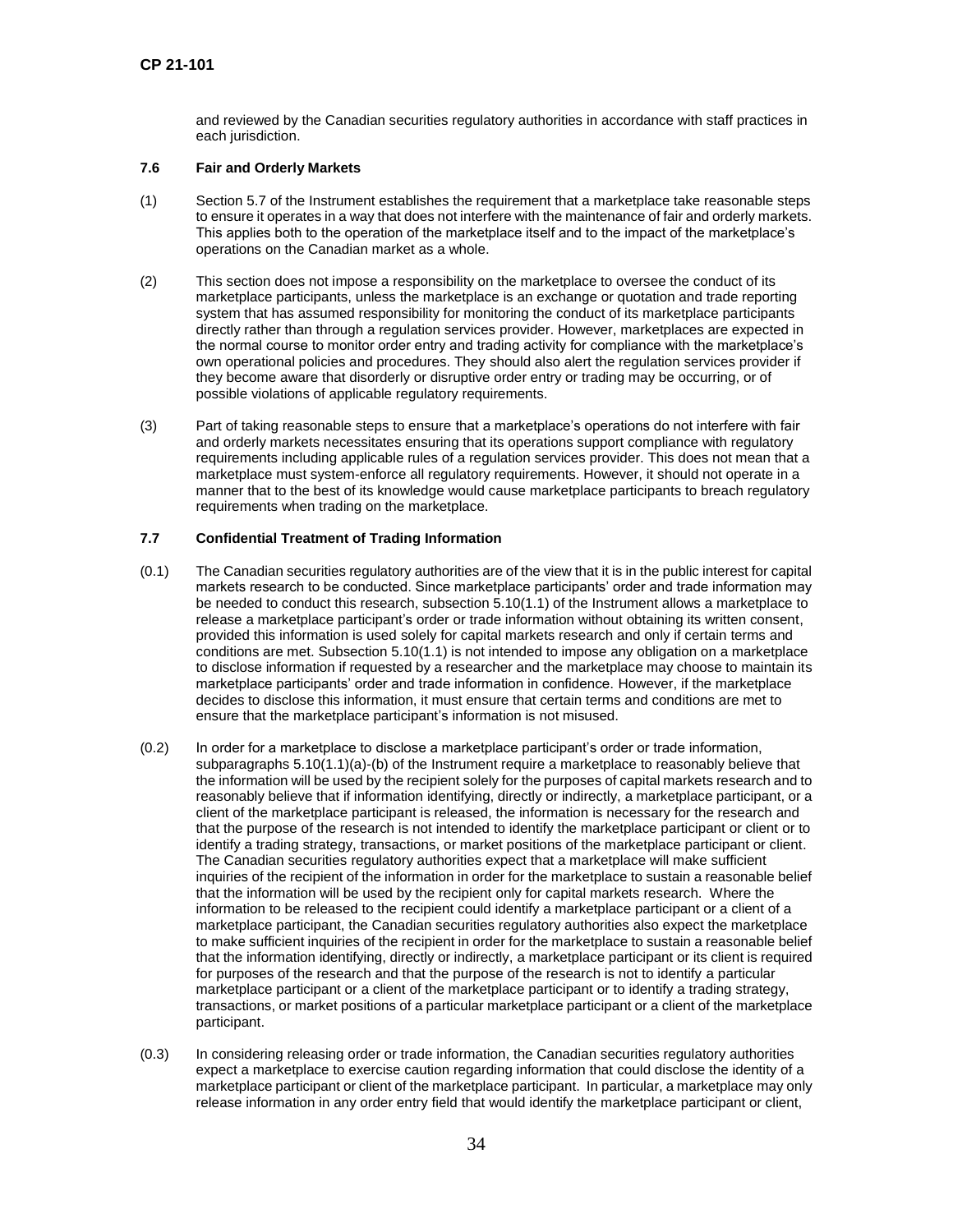and reviewed by the Canadian securities regulatory authorities in accordance with staff practices in each jurisdiction.

### 7.6 Fair and Orderly Markets

(1) Section 5.7 of the Instrument establishes the requirement that a marketplace take reasonable steps to ensure it operates in a way that does not interfere with the maintenance of fair and orderly markets. This applies both to the operation of the marketplace itself and to the impact of the marketplace's operations on the Canadian market as a whole.

(2) This section does not impose a responsibility on the marketplace to oversee the conduct of its marketplace participants, unless the marketplace is an exchange or quotation and trade reporting system that has assumed responsibility for monitoring the conduct of its marketplace participants directly rather than through a regulation services provider. However, marketplaces are expected in the normal course to monitor order entry and trading activity for compliance with the marketplace's own operational policies and procedures. They should also alert the regulation services provider if they become aware that disorderly or disruptive order entry or trading may be occurring, or of possible violations of applicable regulatory requirements.

(3) Part of taking reasonable steps to ensure that a marketplace's operations do not interfere with fair and orderly markets necessitates ensuring that its operations support compliance with regulatory requirements including applicable rules of a regulation services provider. This does not mean that a marketplace must system-enforce all regulatory requirements. However, it should not operate in a manner that to the best of its knowledge would cause marketplace participants to breach regulatory requirements when trading on the marketplace.

### 7.7 Confidential Treatment of Trading Information

(0.1) The Canadian securities regulatory authorities are of the view that it is in the public interest for capital markets research to be conducted. Since marketplace participants' order and trade information may be needed to conduct this research, subsection 5.10(1.1) of the Instrument allows a marketplace to release a marketplace participant's order or trade information without obtaining its written consent, provided this information is used solely for capital markets research and only if certain terms and conditions are met. Subsection 5.10(1.1) is not intended to impose any obligation on a marketplace to disclose information if requested by a researcher and the marketplace may choose to maintain its marketplace participants' order and trade information in confidence. However, if the marketplace decides to disclose this information, it must ensure that certain terms and conditions are met to ensure that the marketplace participant's information is not misused.

(0.2) In order for a marketplace to disclose a marketplace participant's order or trade information, subparagraphs 5.10(1.1)(a)-(b) of the Instrument require a marketplace to reasonably believe that the information will be used by the recipient solely for the purposes of capital markets research and to reasonably believe that if information identifying, directly or indirectly, a marketplace participant, or a client of the marketplace participant is released, the information is necessary for the research and that the purpose of the research is not intended to identify the marketplace participant or client or to identify a trading strategy, transactions, or market positions of the marketplace participant or client. The Canadian securities regulatory authorities expect that a marketplace will make sufficient inquiries of the recipient of the information in order for the marketplace to sustain a reasonable belief that the information will be used by the recipient only for capital markets research. Where the information to be released to the recipient could identify a marketplace participant or a client of a marketplace participant, the Canadian securities regulatory authorities also expect the marketplace to make sufficient inquiries of the recipient in order for the marketplace to sustain a reasonable belief that the information identifying, directly or indirectly, a marketplace participant or its client is required for purposes of the research and that the purpose of the research is not to identify a particular marketplace participant or a client of the marketplace participant or to identify a trading strategy, transactions, or market positions of a particular marketplace participant or a client of the marketplace participant.

(0.3) In considering releasing order or trade information, the Canadian securities regulatory authorities expect a marketplace to exercise caution regarding information that could disclose the identity of a marketplace participant or client of the marketplace participant. In particular, a marketplace may only release information in any order entry field that would identify the marketplace participant or client,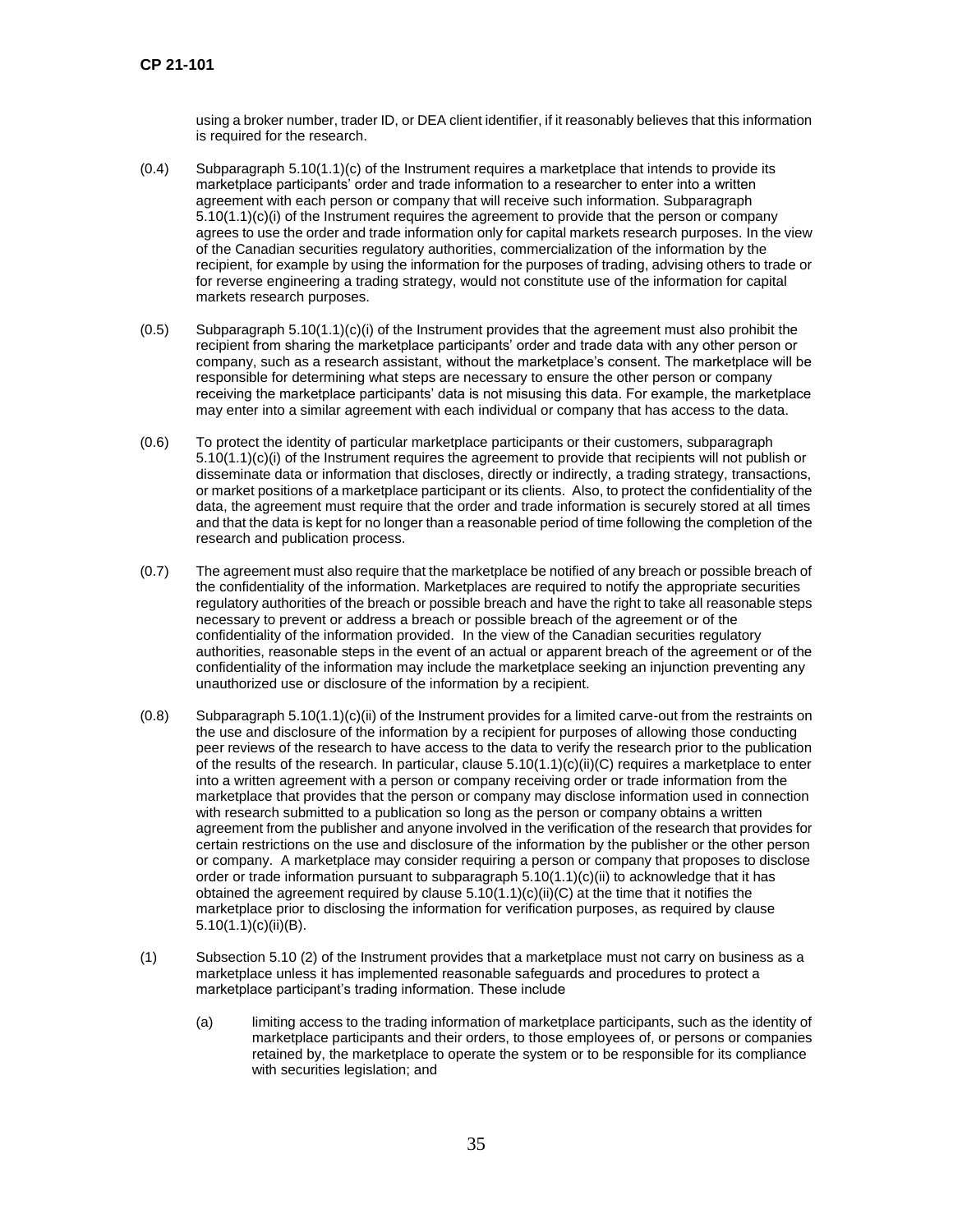using a broker number, trader ID, or DEA client identifier, if it reasonably believes that this information is required for the research.

(0.4) Subparagraph 5.10(1.1)(c) of the Instrument requires a marketplace that intends to provide its marketplace participants' order and trade information to a researcher to enter into a written agreement with each person or company that will receive such information. Subparagraph 5.10(1.1)(c)(i) of the Instrument requires the agreement to provide that the person or company agrees to use the order and trade information only for capital markets research purposes. In the view of the Canadian securities regulatory authorities, commercialization of the information by the recipient, for example by using the information for the purposes of trading, advising others to trade or for reverse engineering a trading strategy, would not constitute use of the information for capital markets research purposes.

(0.5) Subparagraph 5.10(1.1)(c)(i) of the Instrument provides that the agreement must also prohibit the recipient from sharing the marketplace participants' order and trade data with any other person or company, such as a research assistant, without the marketplace's consent. The marketplace will be responsible for determining what steps are necessary to ensure the other person or company receiving the marketplace participants' data is not misusing this data. For example, the marketplace may enter into a similar agreement with each individual or company that has access to the data.

(0.6) To protect the identity of particular marketplace participants or their customers, subparagraph 5.10(1.1)(c)(i) of the Instrument requires the agreement to provide that recipients will not publish or disseminate data or information that discloses, directly or indirectly, a trading strategy, transactions, or market positions of a marketplace participant or its clients. Also, to protect the confidentiality of the data, the agreement must require that the order and trade information is securely stored at all times and that the data is kept for no longer than a reasonable period of time following the completion of the research and publication process.

(0.7) The agreement must also require that the marketplace be notified of any breach or possible breach of the confidentiality of the information. Marketplaces are required to notify the appropriate securities regulatory authorities of the breach or possible breach and have the right to take all reasonable steps necessary to prevent or address a breach or possible breach of the agreement or of the confidentiality of the information provided. In the view of the Canadian securities regulatory authorities, reasonable steps in the event of an actual or apparent breach of the agreement or of the confidentiality of the information may include the marketplace seeking an injunction preventing any unauthorized use or disclosure of the information by a recipient.

(0.8) Subparagraph 5.10(1.1)(c)(ii) of the Instrument provides for a limited carve-out from the restraints on the use and disclosure of the information by a recipient for purposes of allowing those conducting peer reviews of the research to have access to the data to verify the research prior to the publication of the results of the research. In particular, clause 5.10(1.1)(c)(ii)(C) requires a marketplace to enter into a written agreement with a person or company receiving order or trade information from the marketplace that provides that the person or company may disclose information used in connection with research submitted to a publication so long as the person or company obtains a written agreement from the publisher and anyone involved in the verification of the research that provides for certain restrictions on the use and disclosure of the information by the publisher or the other person or company. A marketplace may consider requiring a person or company that proposes to disclose order or trade information pursuant to subparagraph 5.10(1.1)(c)(ii) to acknowledge that it has obtained the agreement required by clause 5.10(1.1)(c)(ii)(C) at the time that it notifies the marketplace prior to disclosing the information for verification purposes, as required by clause 5.10(1.1)(c)(ii)(B).

(1) Subsection 5.10 (2) of the Instrument provides that a marketplace must not carry on business as a marketplace unless it has implemented reasonable safeguards and procedures to protect a marketplace participant's trading information. These include

(a) limiting access to the trading information of marketplace participants, such as the identity of marketplace participants and their orders, to those employees of, or persons or companies retained by, the marketplace to operate the system or to be responsible for its compliance with securities legislation; and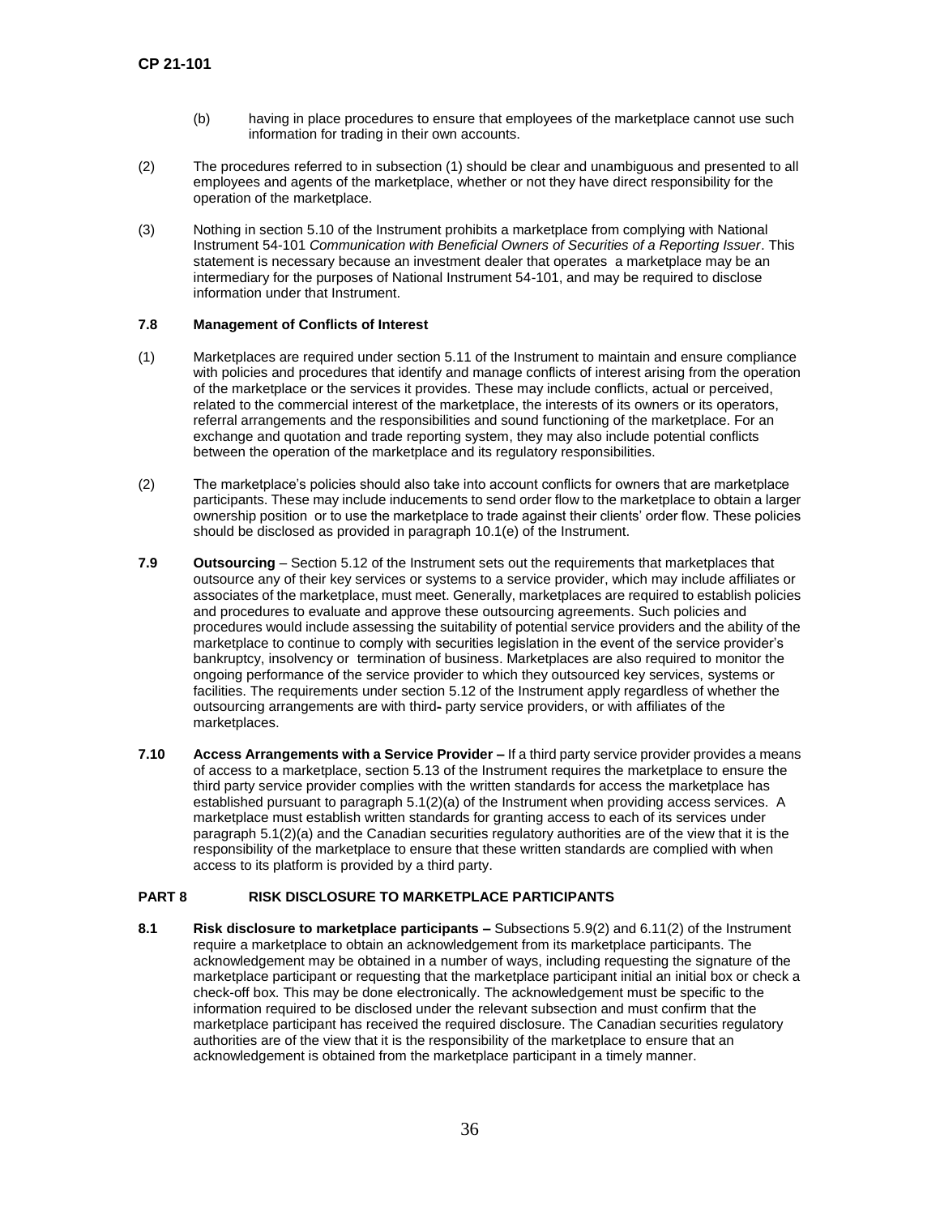(b) having in place procedures to ensure that employees of the marketplace cannot use such information for trading in their own accounts.

(2) The procedures referred to in subsection (1) should be clear and unambiguous and presented to all employees and agents of the marketplace, whether or not they have direct responsibility for the operation of the marketplace.

(3) Nothing in section 5.10 of the Instrument prohibits a marketplace from complying with National Instrument 54-101 *Communication with Beneficial Owners of Securities of a Reporting Issuer*. This statement is necessary because an investment dealer that operates a marketplace may be an intermediary for the purposes of National Instrument 54-101, and may be required to disclose information under that Instrument.

**7.8 Management of Conflicts of Interest**

(1) Marketplaces are required under section 5.11 of the Instrument to maintain and ensure compliance with policies and procedures that identify and manage conflicts of interest arising from the operation of the marketplace or the services it provides. These may include conflicts, actual or perceived, related to the commercial interest of the marketplace, the interests of its owners or its operators, referral arrangements and the responsibilities and sound functioning of the marketplace. For an exchange and quotation and trade reporting system, they may also include potential conflicts between the operation of the marketplace and its regulatory responsibilities.

(2) The marketplace's policies should also take into account conflicts for owners that are marketplace participants. These may include inducements to send order flow to the marketplace to obtain a larger ownership position or to use the marketplace to trade against their clients' order flow. These policies should be disclosed as provided in paragraph 10.1(e) of the Instrument.

**7.9 Outsourcing** – Section 5.12 of the Instrument sets out the requirements that marketplaces that outsource any of their key services or systems to a service provider, which may include affiliates or associates of the marketplace, must meet. Generally, marketplaces are required to establish policies and procedures to evaluate and approve these outsourcing agreements. Such policies and procedures would include assessing the suitability of potential service providers and the ability of the marketplace to continue to comply with securities legislation in the event of the service provider's bankruptcy, insolvency or termination of business. Marketplaces are also required to monitor the ongoing performance of the service provider to which they outsourced key services, systems or facilities. The requirements under section 5.12 of the Instrument apply regardless of whether the outsourcing arrangements are with third- party service providers, or with affiliates of the marketplaces.

**7.10 Access Arrangements with a Service Provider –** If a third party service provider provides a means of access to a marketplace, section 5.13 of the Instrument requires the marketplace to ensure the third party service provider complies with the written standards for access the marketplace has established pursuant to paragraph 5.1(2)(a) of the Instrument when providing access services. A marketplace must establish written standards for granting access to each of its services under paragraph 5.1(2)(a) and the Canadian securities regulatory authorities are of the view that it is the responsibility of the marketplace to ensure that these written standards are complied with when access to its platform is provided by a third party.

## PART 8 RISK DISCLOSURE TO MARKETPLACE PARTICIPANTS

**8.1 Risk disclosure to marketplace participants –** Subsections 5.9(2) and 6.11(2) of the Instrument require a marketplace to obtain an acknowledgement from its marketplace participants. The acknowledgement may be obtained in a number of ways, including requesting the signature of the marketplace participant or requesting that the marketplace participant initial an initial box or check a check-off box. This may be done electronically. The acknowledgement must be specific to the information required to be disclosed under the relevant subsection and must confirm that the marketplace participant has received the required disclosure. The Canadian securities regulatory authorities are of the view that it is the responsibility of the marketplace to ensure that an acknowledgement is obtained from the marketplace participant in a timely manner.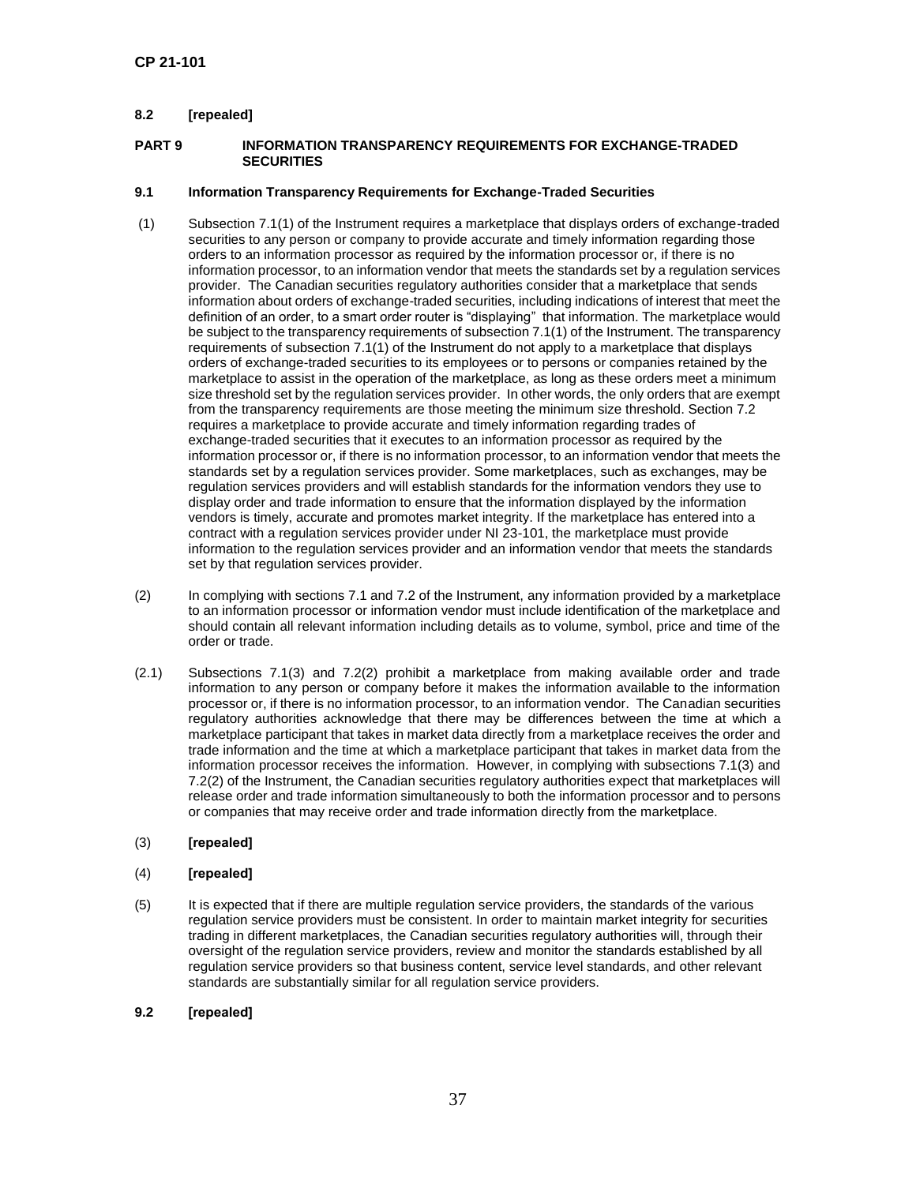**8.2 [repealed]**

## PART 9 INFORMATION TRANSPARENCY REQUIREMENTS FOR EXCHANGE-TRADED SECURITIES

### 9.1 Information Transparency Requirements for Exchange-Traded Securities

(1) Subsection 7.1(1) of the Instrument requires a marketplace that displays orders of exchange-traded securities to any person or company to provide accurate and timely information regarding those orders to an information processor as required by the information processor or, if there is no information processor, to an information vendor that meets the standards set by a regulation services provider. The Canadian securities regulatory authorities consider that a marketplace that sends information about orders of exchange-traded securities, including indications of interest that meet the definition of an order, to a smart order router is "displaying" that information. The marketplace would be subject to the transparency requirements of subsection 7.1(1) of the Instrument. The transparency requirements of subsection 7.1(1) of the Instrument do not apply to a marketplace that displays orders of exchange-traded securities to its employees or to persons or companies retained by the marketplace to assist in the operation of the marketplace, as long as these orders meet a minimum size threshold set by the regulation services provider. In other words, the only orders that are exempt from the transparency requirements are those meeting the minimum size threshold. Section 7.2 requires a marketplace to provide accurate and timely information regarding trades of exchange-traded securities that it executes to an information processor as required by the information processor or, if there is no information processor, to an information vendor that meets the standards set by a regulation services provider. Some marketplaces, such as exchanges, may be regulation services providers and will establish standards for the information vendors they use to display order and trade information to ensure that the information displayed by the information vendors is timely, accurate and promotes market integrity. If the marketplace has entered into a contract with a regulation services provider under NI 23-101, the marketplace must provide information to the regulation services provider and an information vendor that meets the standards set by that regulation services provider.

(2) In complying with sections 7.1 and 7.2 of the Instrument, any information provided by a marketplace to an information processor or information vendor must include identification of the marketplace and should contain all relevant information including details as to volume, symbol, price and time of the order or trade.

(2.1) Subsections 7.1(3) and 7.2(2) prohibit a marketplace from making available order and trade information to any person or company before it makes the information available to the information processor or, if there is no information processor, to an information vendor. The Canadian securities regulatory authorities acknowledge that there may be differences between the time at which a marketplace participant that takes in market data directly from a marketplace receives the order and trade information and the time at which a marketplace participant that takes in market data from the information processor receives the information. However, in complying with subsections 7.1(3) and 7.2(2) of the Instrument, the Canadian securities regulatory authorities expect that marketplaces will release order and trade information simultaneously to both the information processor and to persons or companies that may receive order and trade information directly from the marketplace.

(3) **[repealed]**

(4) **[repealed]**

(5) It is expected that if there are multiple regulation service providers, the standards of the various regulation service providers must be consistent. In order to maintain market integrity for securities trading in different marketplaces, the Canadian securities regulatory authorities will, through their oversight of the regulation service providers, review and monitor the standards established by all regulation service providers so that business content, service level standards, and other relevant standards are substantially similar for all regulation service providers.

**9.2 [repealed]**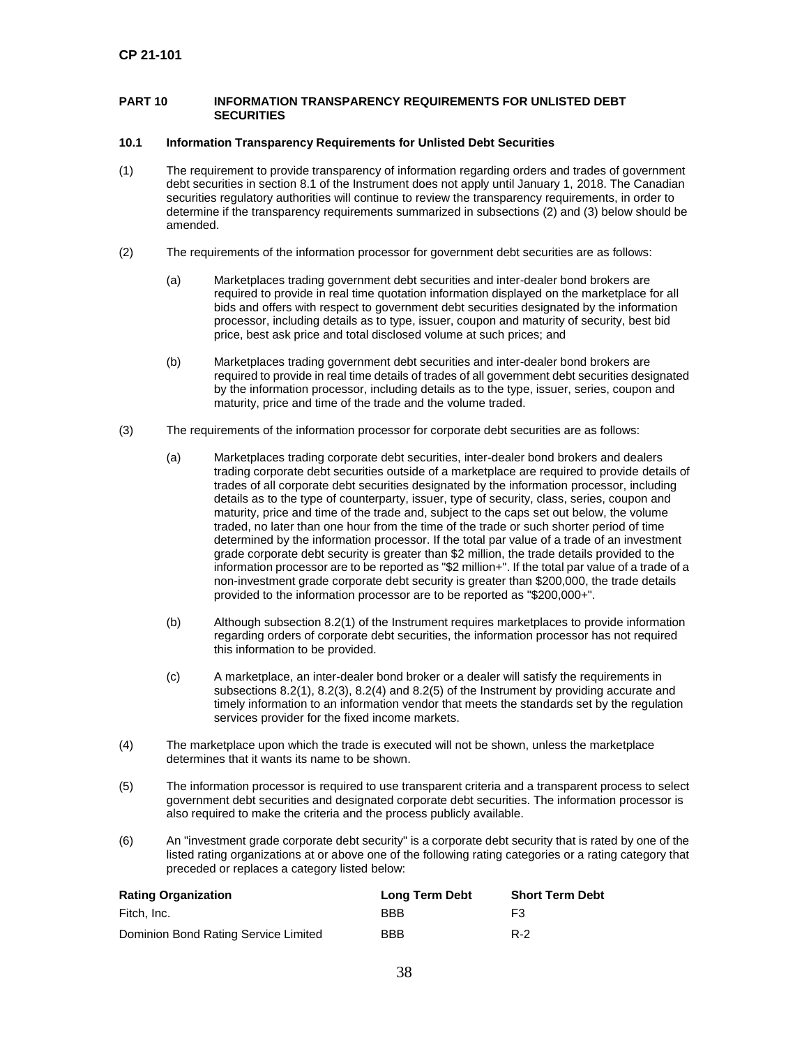## PART 10 INFORMATION TRANSPARENCY REQUIREMENTS FOR UNLISTED DEBT SECURITIES

### 10.1 Information Transparency Requirements for Unlisted Debt Securities

(1) The requirement to provide transparency of information regarding orders and trades of government debt securities in section 8.1 of the Instrument does not apply until January 1, 2018. The Canadian securities regulatory authorities will continue to review the transparency requirements, in order to determine if the transparency requirements summarized in subsections (2) and (3) below should be amended.

(2) The requirements of the information processor for government debt securities are as follows:

(a) Marketplaces trading government debt securities and inter-dealer bond brokers are required to provide in real time quotation information displayed on the marketplace for all bids and offers with respect to government debt securities designated by the information processor, including details as to type, issuer, coupon and maturity of security, best bid price, best ask price and total disclosed volume at such prices; and

(b) Marketplaces trading government debt securities and inter-dealer bond brokers are required to provide in real time details of trades of all government debt securities designated by the information processor, including details as to the type, issuer, series, coupon and maturity, price and time of the trade and the volume traded.

(3) The requirements of the information processor for corporate debt securities are as follows:

(a) Marketplaces trading corporate debt securities, inter-dealer bond brokers and dealers trading corporate debt securities outside of a marketplace are required to provide details of trades of all corporate debt securities designated by the information processor, including details as to the type of counterparty, issuer, type of security, class, series, coupon and maturity, price and time of the trade and, subject to the caps set out below, the volume traded, no later than one hour from the time of the trade or such shorter period of time determined by the information processor. If the total par value of a trade of an investment grade corporate debt security is greater than $2 million, the trade details provided to the information processor are to be reported as "$2 million+". If the total par value of a trade of a non-investment grade corporate debt security is greater than $200,000, the trade details provided to the information processor are to be reported as "$200,000+".

(b) Although subsection 8.2(1) of the Instrument requires marketplaces to provide information regarding orders of corporate debt securities, the information processor has not required this information to be provided.

(c) A marketplace, an inter-dealer bond broker or a dealer will satisfy the requirements in subsections 8.2(1), 8.2(3), 8.2(4) and 8.2(5) of the Instrument by providing accurate and timely information to an information vendor that meets the standards set by the regulation services provider for the fixed income markets.

(4) The marketplace upon which the trade is executed will not be shown, unless the marketplace determines that it wants its name to be shown.

(5) The information processor is required to use transparent criteria and a transparent process to select government debt securities and designated corporate debt securities. The information processor is also required to make the criteria and the process publicly available.

(6) An "investment grade corporate debt security" is a corporate debt security that is rated by one of the listed rating organizations at or above one of the following rating categories or a rating category that preceded or replaces a category listed below:

| Rating Organization | Long Term Debt | Short Term Debt |
|---|---|---|
| Fitch, Inc. | BBB | F3 |
| Dominion Bond Rating Service Limited | BBB | R-2 |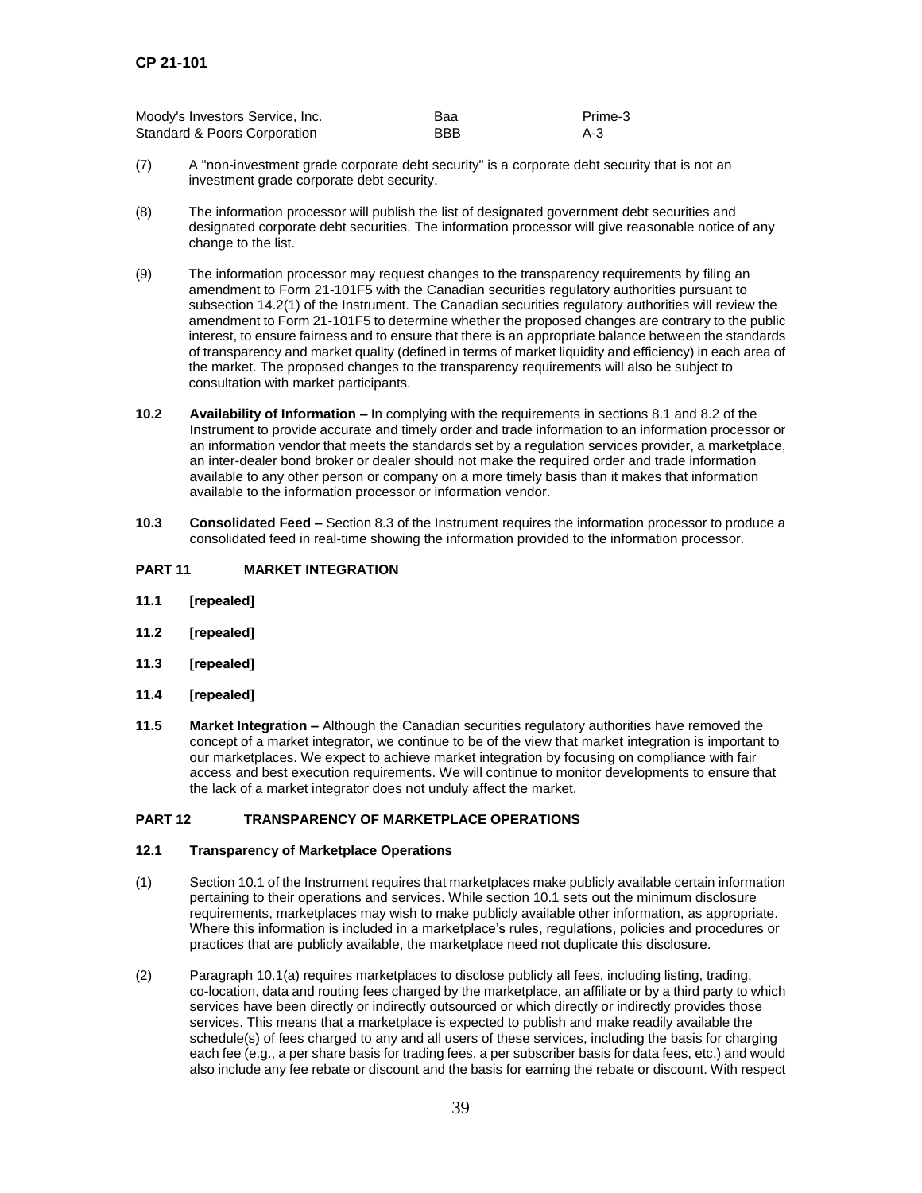| | | |
|---|---|---|
| Moody's Investors Service, Inc. | Baa | Prime-3 |
| Standard & Poors Corporation | BBB | A-3 |

(7) A "non-investment grade corporate debt security" is a corporate debt security that is not an investment grade corporate debt security.

(8) The information processor will publish the list of designated government debt securities and designated corporate debt securities. The information processor will give reasonable notice of any change to the list.

(9) The information processor may request changes to the transparency requirements by filing an amendment to Form 21-101F5 with the Canadian securities regulatory authorities pursuant to subsection 14.2(1) of the Instrument. The Canadian securities regulatory authorities will review the amendment to Form 21-101F5 to determine whether the proposed changes are contrary to the public interest, to ensure fairness and to ensure that there is an appropriate balance between the standards of transparency and market quality (defined in terms of market liquidity and efficiency) in each area of the market. The proposed changes to the transparency requirements will also be subject to consultation with market participants.

**10.2 Availability of Information –** In complying with the requirements in sections 8.1 and 8.2 of the Instrument to provide accurate and timely order and trade information to an information processor or an information vendor that meets the standards set by a regulation services provider, a marketplace, an inter-dealer bond broker or dealer should not make the required order and trade information available to any other person or company on a more timely basis than it makes that information available to the information processor or information vendor.

**10.3 Consolidated Feed –** Section 8.3 of the Instrument requires the information processor to produce a consolidated feed in real-time showing the information provided to the information processor.

## PART 11 MARKET INTEGRATION

**11.1 [repealed]**

**11.2 [repealed]**

**11.3 [repealed]**

**11.4 [repealed]**

**11.5 Market Integration –** Although the Canadian securities regulatory authorities have removed the concept of a market integrator, we continue to be of the view that market integration is important to our marketplaces. We expect to achieve market integration by focusing on compliance with fair access and best execution requirements. We will continue to monitor developments to ensure that the lack of a market integrator does not unduly affect the market.

## PART 12 TRANSPARENCY OF MARKETPLACE OPERATIONS

### 12.1 Transparency of Marketplace Operations

(1) Section 10.1 of the Instrument requires that marketplaces make publicly available certain information pertaining to their operations and services. While section 10.1 sets out the minimum disclosure requirements, marketplaces may wish to make publicly available other information, as appropriate. Where this information is included in a marketplace's rules, regulations, policies and procedures or practices that are publicly available, the marketplace need not duplicate this disclosure.

(2) Paragraph 10.1(a) requires marketplaces to disclose publicly all fees, including listing, trading, co-location, data and routing fees charged by the marketplace, an affiliate or by a third party to which services have been directly or indirectly outsourced or which directly or indirectly provides those services. This means that a marketplace is expected to publish and make readily available the schedule(s) of fees charged to any and all users of these services, including the basis for charging each fee (e.g., a per share basis for trading fees, a per subscriber basis for data fees, etc.) and would also include any fee rebate or discount and the basis for earning the rebate or discount. With respect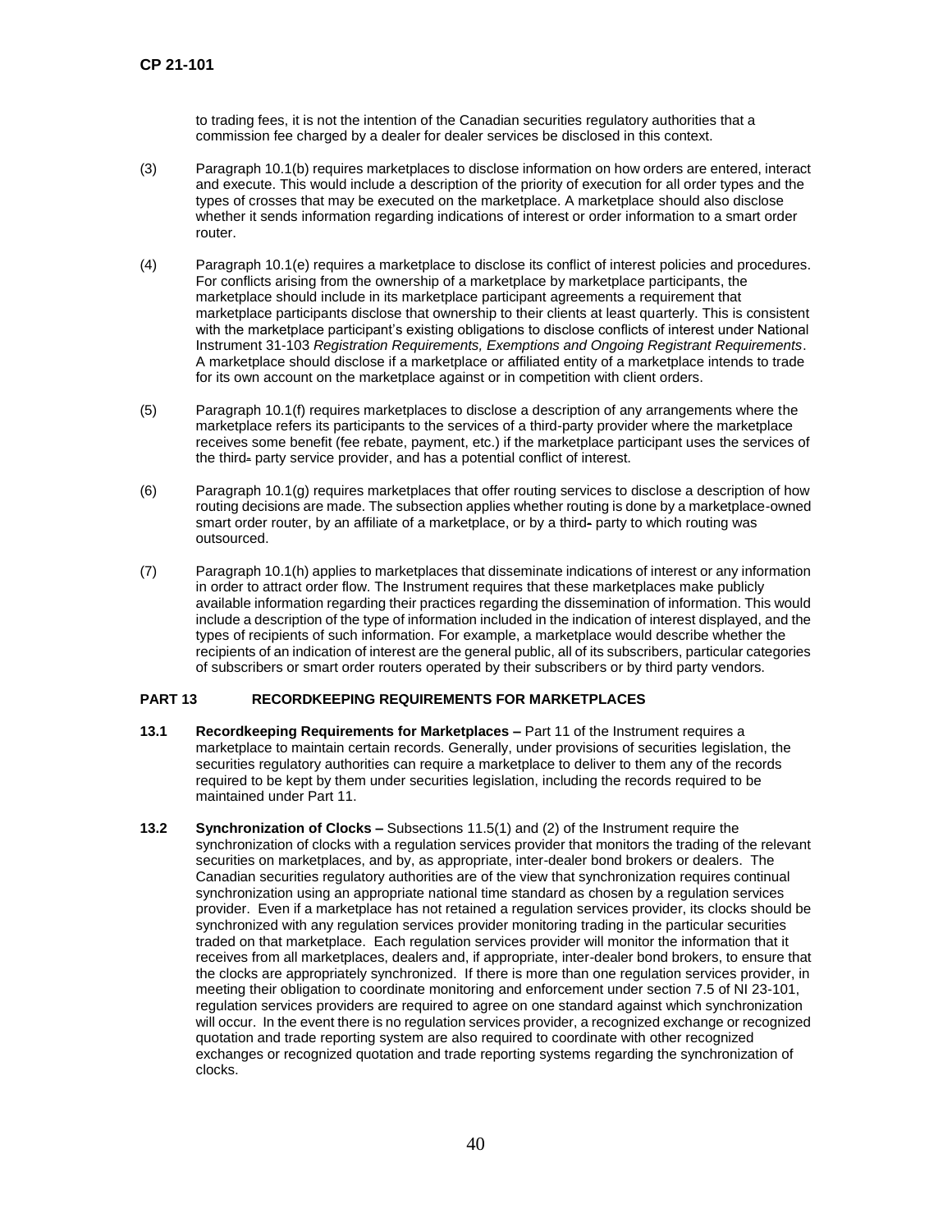to trading fees, it is not the intention of the Canadian securities regulatory authorities that a commission fee charged by a dealer for dealer services be disclosed in this context.

(3) Paragraph 10.1(b) requires marketplaces to disclose information on how orders are entered, interact and execute. This would include a description of the priority of execution for all order types and the types of crosses that may be executed on the marketplace. A marketplace should also disclose whether it sends information regarding indications of interest or order information to a smart order router.

(4) Paragraph 10.1(e) requires a marketplace to disclose its conflict of interest policies and procedures. For conflicts arising from the ownership of a marketplace by marketplace participants, the marketplace should include in its marketplace participant agreements a requirement that marketplace participants disclose that ownership to their clients at least quarterly. This is consistent with the marketplace participant's existing obligations to disclose conflicts of interest under National Instrument 31-103 *Registration Requirements, Exemptions and Ongoing Registrant Requirements*. A marketplace should disclose if a marketplace or affiliated entity of a marketplace intends to trade for its own account on the marketplace against or in competition with client orders.

(5) Paragraph 10.1(f) requires marketplaces to disclose a description of any arrangements where the marketplace refers its participants to the services of a third-party provider where the marketplace receives some benefit (fee rebate, payment, etc.) if the marketplace participant uses the services of the third- party service provider, and has a potential conflict of interest.

(6) Paragraph 10.1(g) requires marketplaces that offer routing services to disclose a description of how routing decisions are made. The subsection applies whether routing is done by a marketplace-owned smart order router, by an affiliate of a marketplace, or by a third- party to which routing was outsourced.

(7) Paragraph 10.1(h) applies to marketplaces that disseminate indications of interest or any information in order to attract order flow. The Instrument requires that these marketplaces make publicly available information regarding their practices regarding the dissemination of information. This would include a description of the type of information included in the indication of interest displayed, and the types of recipients of such information. For example, a marketplace would describe whether the recipients of an indication of interest are the general public, all of its subscribers, particular categories of subscribers or smart order routers operated by their subscribers or by third party vendors.

## PART 13 RECORDKEEPING REQUIREMENTS FOR MARKETPLACES

**13.1 Recordkeeping Requirements for Marketplaces –** Part 11 of the Instrument requires a marketplace to maintain certain records. Generally, under provisions of securities legislation, the securities regulatory authorities can require a marketplace to deliver to them any of the records required to be kept by them under securities legislation, including the records required to be maintained under Part 11.

**13.2 Synchronization of Clocks –** Subsections 11.5(1) and (2) of the Instrument require the synchronization of clocks with a regulation services provider that monitors the trading of the relevant securities on marketplaces, and by, as appropriate, inter-dealer bond brokers or dealers. The Canadian securities regulatory authorities are of the view that synchronization requires continual synchronization using an appropriate national time standard as chosen by a regulation services provider. Even if a marketplace has not retained a regulation services provider, its clocks should be synchronized with any regulation services provider monitoring trading in the particular securities traded on that marketplace. Each regulation services provider will monitor the information that it receives from all marketplaces, dealers and, if appropriate, inter-dealer bond brokers, to ensure that the clocks are appropriately synchronized. If there is more than one regulation services provider, in meeting their obligation to coordinate monitoring and enforcement under section 7.5 of NI 23-101, regulation services providers are required to agree on one standard against which synchronization will occur. In the event there is no regulation services provider, a recognized exchange or recognized quotation and trade reporting system are also required to coordinate with other recognized exchanges or recognized quotation and trade reporting systems regarding the synchronization of clocks.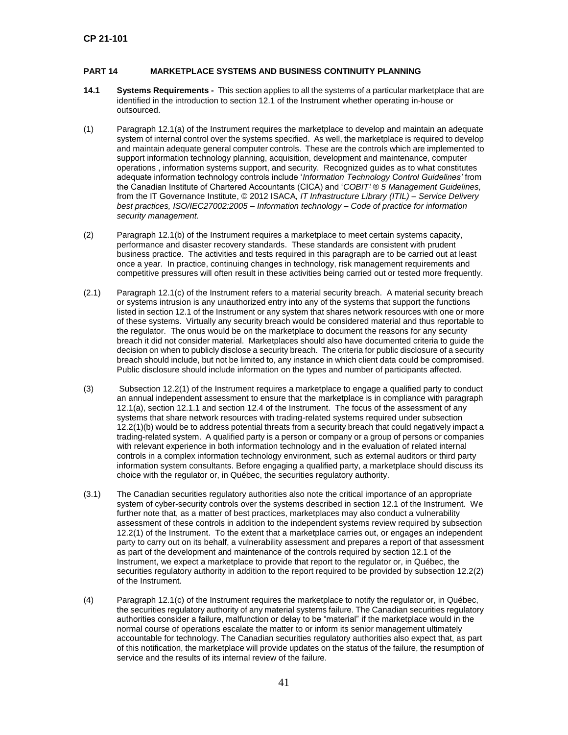## PART 14 MARKETPLACE SYSTEMS AND BUSINESS CONTINUITY PLANNING

**14.1 Systems Requirements -** This section applies to all the systems of a particular marketplace that are identified in the introduction to section 12.1 of the Instrument whether operating in-house or outsourced.

(1) Paragraph 12.1(a) of the Instrument requires the marketplace to develop and maintain an adequate system of internal control over the systems specified. As well, the marketplace is required to develop and maintain adequate general computer controls. These are the controls which are implemented to support information technology planning, acquisition, development and maintenance, computer operations , information systems support, and security. Recognized guides as to what constitutes adequate information technology controls include '*Information Technology Control Guidelines'* from the Canadian Institute of Chartered Accountants (CICA) and '*COBIT*' *® 5 Management Guidelines,* from the IT Governance Institute, © 2012 ISACA*, IT Infrastructure Library (ITIL) – Service Delivery best practices, ISO/IEC27002:2005 – Information technology – Code of practice for information security management.*

(2) Paragraph 12.1(b) of the Instrument requires a marketplace to meet certain systems capacity, performance and disaster recovery standards. These standards are consistent with prudent business practice. The activities and tests required in this paragraph are to be carried out at least once a year. In practice, continuing changes in technology, risk management requirements and competitive pressures will often result in these activities being carried out or tested more frequently.

(2.1) Paragraph 12.1(c) of the Instrument refers to a material security breach. A material security breach or systems intrusion is any unauthorized entry into any of the systems that support the functions listed in section 12.1 of the Instrument or any system that shares network resources with one or more of these systems. Virtually any security breach would be considered material and thus reportable to the regulator. The onus would be on the marketplace to document the reasons for any security breach it did not consider material. Marketplaces should also have documented criteria to guide the decision on when to publicly disclose a security breach. The criteria for public disclosure of a security breach should include, but not be limited to, any instance in which client data could be compromised. Public disclosure should include information on the types and number of participants affected.

(3) Subsection 12.2(1) of the Instrument requires a marketplace to engage a qualified party to conduct an annual independent assessment to ensure that the marketplace is in compliance with paragraph 12.1(a), section 12.1.1 and section 12.4 of the Instrument. The focus of the assessment of any systems that share network resources with trading-related systems required under subsection 12.2(1)(b) would be to address potential threats from a security breach that could negatively impact a trading-related system. A qualified party is a person or company or a group of persons or companies with relevant experience in both information technology and in the evaluation of related internal controls in a complex information technology environment, such as external auditors or third party information system consultants. Before engaging a qualified party, a marketplace should discuss its choice with the regulator or, in Québec, the securities regulatory authority.

(3.1) The Canadian securities regulatory authorities also note the critical importance of an appropriate system of cyber-security controls over the systems described in section 12.1 of the Instrument. We further note that, as a matter of best practices, marketplaces may also conduct a vulnerability assessment of these controls in addition to the independent systems review required by subsection 12.2(1) of the Instrument. To the extent that a marketplace carries out, or engages an independent party to carry out on its behalf, a vulnerability assessment and prepares a report of that assessment as part of the development and maintenance of the controls required by section 12.1 of the Instrument, we expect a marketplace to provide that report to the regulator or, in Québec, the securities regulatory authority in addition to the report required to be provided by subsection 12.2(2) of the Instrument.

(4) Paragraph 12.1(c) of the Instrument requires the marketplace to notify the regulator or, in Québec, the securities regulatory authority of any material systems failure. The Canadian securities regulatory authorities consider a failure, malfunction or delay to be "material" if the marketplace would in the normal course of operations escalate the matter to or inform its senior management ultimately accountable for technology. The Canadian securities regulatory authorities also expect that, as part of this notification, the marketplace will provide updates on the status of the failure, the resumption of service and the results of its internal review of the failure.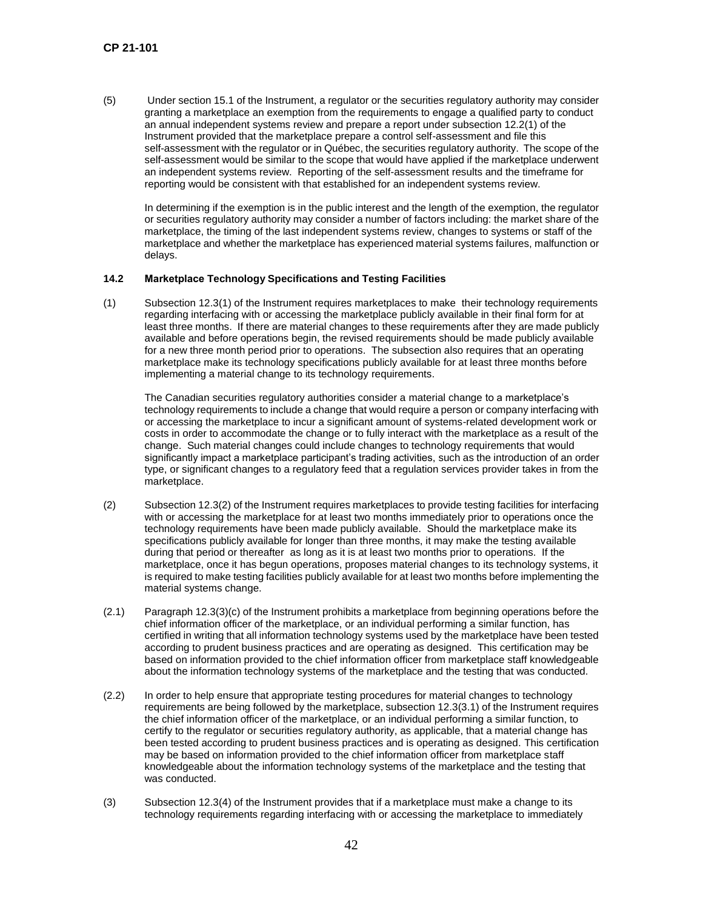(5) Under section 15.1 of the Instrument, a regulator or the securities regulatory authority may consider granting a marketplace an exemption from the requirements to engage a qualified party to conduct an annual independent systems review and prepare a report under subsection 12.2(1) of the Instrument provided that the marketplace prepare a control self-assessment and file this self-assessment with the regulator or in Québec, the securities regulatory authority. The scope of the self-assessment would be similar to the scope that would have applied if the marketplace underwent an independent systems review. Reporting of the self-assessment results and the timeframe for reporting would be consistent with that established for an independent systems review.

In determining if the exemption is in the public interest and the length of the exemption, the regulator or securities regulatory authority may consider a number of factors including: the market share of the marketplace, the timing of the last independent systems review, changes to systems or staff of the marketplace and whether the marketplace has experienced material systems failures, malfunction or delays.

### 14.2 Marketplace Technology Specifications and Testing Facilities

(1) Subsection 12.3(1) of the Instrument requires marketplaces to make their technology requirements regarding interfacing with or accessing the marketplace publicly available in their final form for at least three months. If there are material changes to these requirements after they are made publicly available and before operations begin, the revised requirements should be made publicly available for a new three month period prior to operations. The subsection also requires that an operating marketplace make its technology specifications publicly available for at least three months before implementing a material change to its technology requirements.

The Canadian securities regulatory authorities consider a material change to a marketplace's technology requirements to include a change that would require a person or company interfacing with or accessing the marketplace to incur a significant amount of systems-related development work or costs in order to accommodate the change or to fully interact with the marketplace as a result of the change. Such material changes could include changes to technology requirements that would significantly impact a marketplace participant's trading activities, such as the introduction of an order type, or significant changes to a regulatory feed that a regulation services provider takes in from the marketplace.

(2) Subsection 12.3(2) of the Instrument requires marketplaces to provide testing facilities for interfacing with or accessing the marketplace for at least two months immediately prior to operations once the technology requirements have been made publicly available. Should the marketplace make its specifications publicly available for longer than three months, it may make the testing available during that period or thereafter as long as it is at least two months prior to operations. If the marketplace, once it has begun operations, proposes material changes to its technology systems, it is required to make testing facilities publicly available for at least two months before implementing the material systems change.

(2.1) Paragraph 12.3(3)(c) of the Instrument prohibits a marketplace from beginning operations before the chief information officer of the marketplace, or an individual performing a similar function, has certified in writing that all information technology systems used by the marketplace have been tested according to prudent business practices and are operating as designed. This certification may be based on information provided to the chief information officer from marketplace staff knowledgeable about the information technology systems of the marketplace and the testing that was conducted.

(2.2) In order to help ensure that appropriate testing procedures for material changes to technology requirements are being followed by the marketplace, subsection 12.3(3.1) of the Instrument requires the chief information officer of the marketplace, or an individual performing a similar function, to certify to the regulator or securities regulatory authority, as applicable, that a material change has been tested according to prudent business practices and is operating as designed. This certification may be based on information provided to the chief information officer from marketplace staff knowledgeable about the information technology systems of the marketplace and the testing that was conducted.

(3) Subsection 12.3(4) of the Instrument provides that if a marketplace must make a change to its technology requirements regarding interfacing with or accessing the marketplace to immediately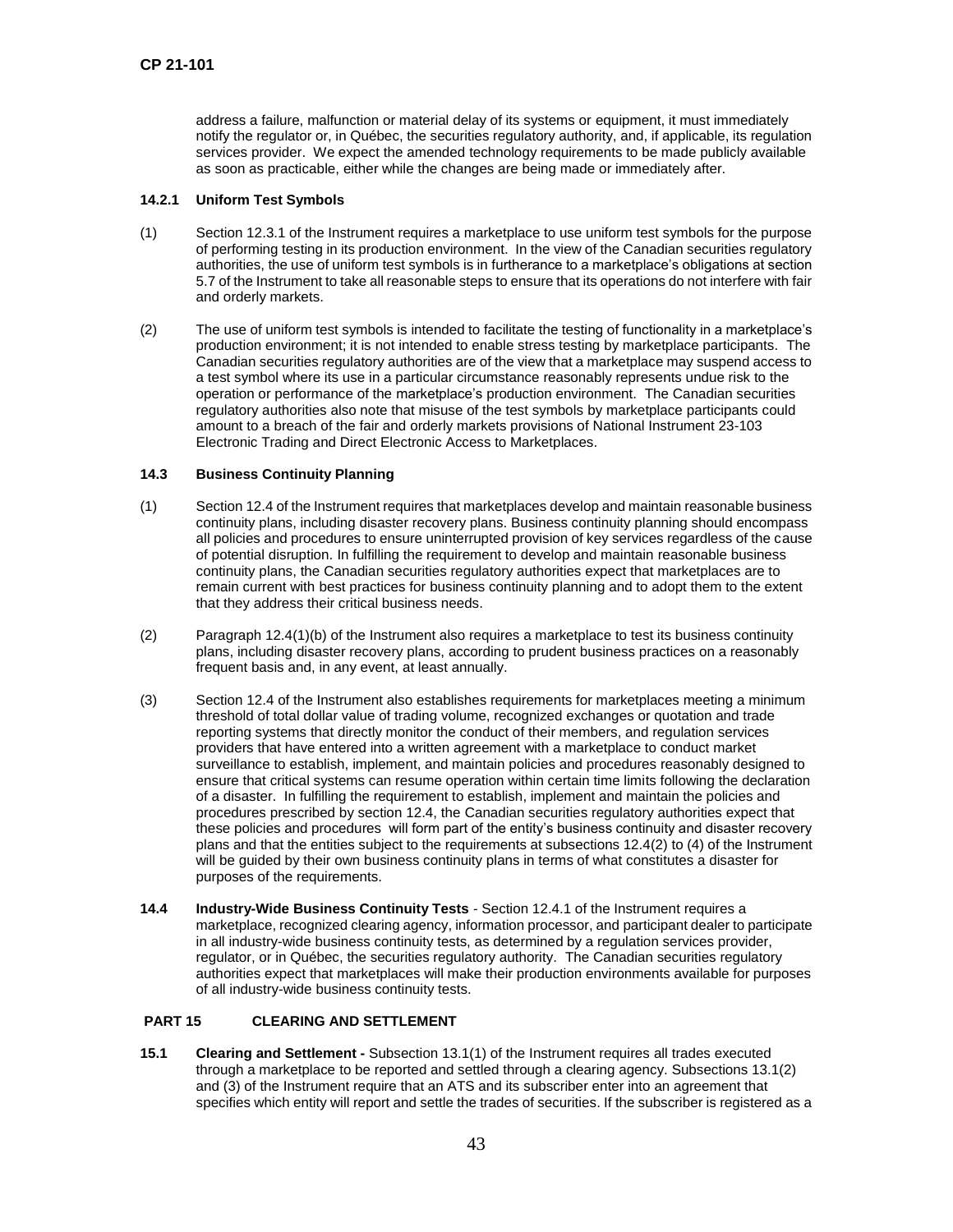address a failure, malfunction or material delay of its systems or equipment, it must immediately notify the regulator or, in Québec, the securities regulatory authority, and, if applicable, its regulation services provider. We expect the amended technology requirements to be made publicly available as soon as practicable, either while the changes are being made or immediately after.

**14.2.1 Uniform Test Symbols**

(1) Section 12.3.1 of the Instrument requires a marketplace to use uniform test symbols for the purpose of performing testing in its production environment. In the view of the Canadian securities regulatory authorities, the use of uniform test symbols is in furtherance to a marketplace's obligations at section 5.7 of the Instrument to take all reasonable steps to ensure that its operations do not interfere with fair and orderly markets.

(2) The use of uniform test symbols is intended to facilitate the testing of functionality in a marketplace's production environment; it is not intended to enable stress testing by marketplace participants. The Canadian securities regulatory authorities are of the view that a marketplace may suspend access to a test symbol where its use in a particular circumstance reasonably represents undue risk to the operation or performance of the marketplace's production environment. The Canadian securities regulatory authorities also note that misuse of the test symbols by marketplace participants could amount to a breach of the fair and orderly markets provisions of National Instrument 23-103 Electronic Trading and Direct Electronic Access to Marketplaces.

**14.3 Business Continuity Planning**

(1) Section 12.4 of the Instrument requires that marketplaces develop and maintain reasonable business continuity plans, including disaster recovery plans. Business continuity planning should encompass all policies and procedures to ensure uninterrupted provision of key services regardless of the cause of potential disruption. In fulfilling the requirement to develop and maintain reasonable business continuity plans, the Canadian securities regulatory authorities expect that marketplaces are to remain current with best practices for business continuity planning and to adopt them to the extent that they address their critical business needs.

(2) Paragraph 12.4(1)(b) of the Instrument also requires a marketplace to test its business continuity plans, including disaster recovery plans, according to prudent business practices on a reasonably frequent basis and, in any event, at least annually.

(3) Section 12.4 of the Instrument also establishes requirements for marketplaces meeting a minimum threshold of total dollar value of trading volume, recognized exchanges or quotation and trade reporting systems that directly monitor the conduct of their members, and regulation services providers that have entered into a written agreement with a marketplace to conduct market surveillance to establish, implement, and maintain policies and procedures reasonably designed to ensure that critical systems can resume operation within certain time limits following the declaration of a disaster. In fulfilling the requirement to establish, implement and maintain the policies and procedures prescribed by section 12.4, the Canadian securities regulatory authorities expect that these policies and procedures will form part of the entity's business continuity and disaster recovery plans and that the entities subject to the requirements at subsections 12.4(2) to (4) of the Instrument will be guided by their own business continuity plans in terms of what constitutes a disaster for purposes of the requirements.

**14.4 Industry-Wide Business Continuity Tests** - Section 12.4.1 of the Instrument requires a marketplace, recognized clearing agency, information processor, and participant dealer to participate in all industry-wide business continuity tests, as determined by a regulation services provider, regulator, or in Québec, the securities regulatory authority. The Canadian securities regulatory authorities expect that marketplaces will make their production environments available for purposes of all industry-wide business continuity tests.

## PART 15 CLEARING AND SETTLEMENT

**15.1 Clearing and Settlement -** Subsection 13.1(1) of the Instrument requires all trades executed through a marketplace to be reported and settled through a clearing agency. Subsections 13.1(2) and (3) of the Instrument require that an ATS and its subscriber enter into an agreement that specifies which entity will report and settle the trades of securities. If the subscriber is registered as a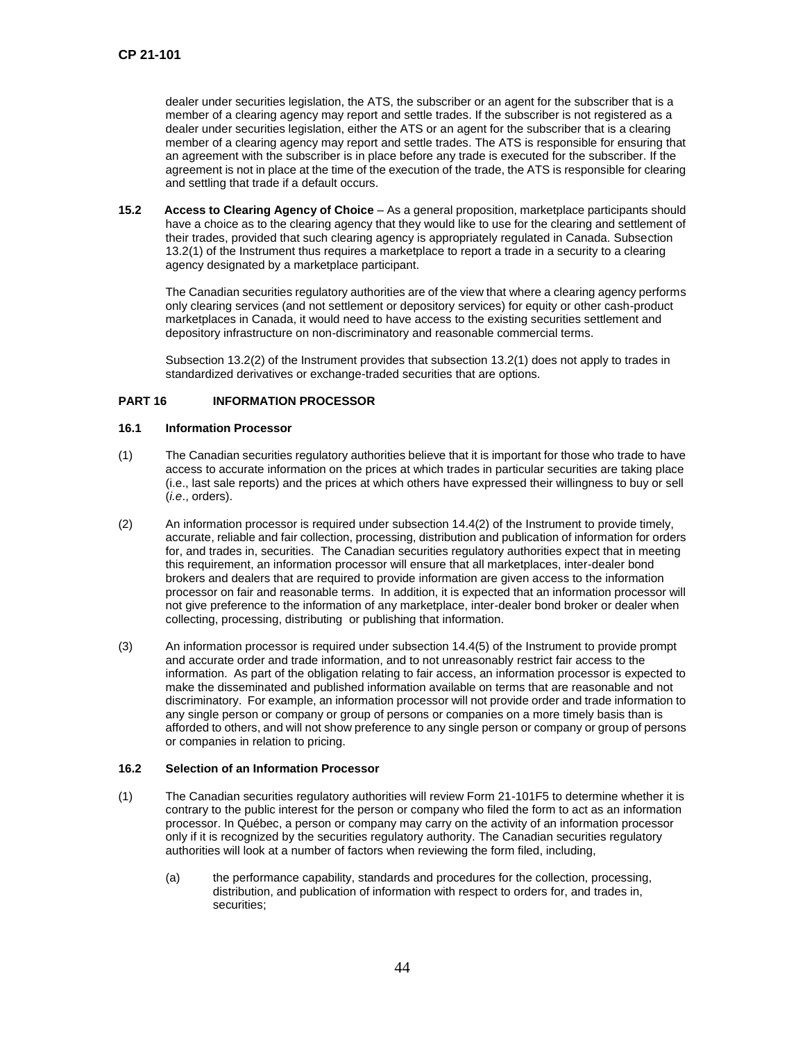dealer under securities legislation, the ATS, the subscriber or an agent for the subscriber that is a member of a clearing agency may report and settle trades. If the subscriber is not registered as a dealer under securities legislation, either the ATS or an agent for the subscriber that is a clearing member of a clearing agency may report and settle trades. The ATS is responsible for ensuring that an agreement with the subscriber is in place before any trade is executed for the subscriber. If the agreement is not in place at the time of the execution of the trade, the ATS is responsible for clearing and settling that trade if a default occurs.

**15.2 Access to Clearing Agency of Choice** – As a general proposition, marketplace participants should have a choice as to the clearing agency that they would like to use for the clearing and settlement of their trades, provided that such clearing agency is appropriately regulated in Canada. Subsection 13.2(1) of the Instrument thus requires a marketplace to report a trade in a security to a clearing agency designated by a marketplace participant.

The Canadian securities regulatory authorities are of the view that where a clearing agency performs only clearing services (and not settlement or depository services) for equity or other cash-product marketplaces in Canada, it would need to have access to the existing securities settlement and depository infrastructure on non-discriminatory and reasonable commercial terms.

Subsection 13.2(2) of the Instrument provides that subsection 13.2(1) does not apply to trades in standardized derivatives or exchange-traded securities that are options.

## PART 16 INFORMATION PROCESSOR

### 16.1 Information Processor

(1) The Canadian securities regulatory authorities believe that it is important for those who trade to have access to accurate information on the prices at which trades in particular securities are taking place (i.e., last sale reports) and the prices at which others have expressed their willingness to buy or sell (*i.e*., orders).

(2) An information processor is required under subsection 14.4(2) of the Instrument to provide timely, accurate, reliable and fair collection, processing, distribution and publication of information for orders for, and trades in, securities. The Canadian securities regulatory authorities expect that in meeting this requirement, an information processor will ensure that all marketplaces, inter-dealer bond brokers and dealers that are required to provide information are given access to the information processor on fair and reasonable terms. In addition, it is expected that an information processor will not give preference to the information of any marketplace, inter-dealer bond broker or dealer when collecting, processing, distributing or publishing that information.

(3) An information processor is required under subsection 14.4(5) of the Instrument to provide prompt and accurate order and trade information, and to not unreasonably restrict fair access to the information. As part of the obligation relating to fair access, an information processor is expected to make the disseminated and published information available on terms that are reasonable and not discriminatory. For example, an information processor will not provide order and trade information to any single person or company or group of persons or companies on a more timely basis than is afforded to others, and will not show preference to any single person or company or group of persons or companies in relation to pricing.

### 16.2 Selection of an Information Processor

(1) The Canadian securities regulatory authorities will review Form 21-101F5 to determine whether it is contrary to the public interest for the person or company who filed the form to act as an information processor. In Québec, a person or company may carry on the activity of an information processor only if it is recognized by the securities regulatory authority. The Canadian securities regulatory authorities will look at a number of factors when reviewing the form filed, including,

(a) the performance capability, standards and procedures for the collection, processing, distribution, and publication of information with respect to orders for, and trades in, securities;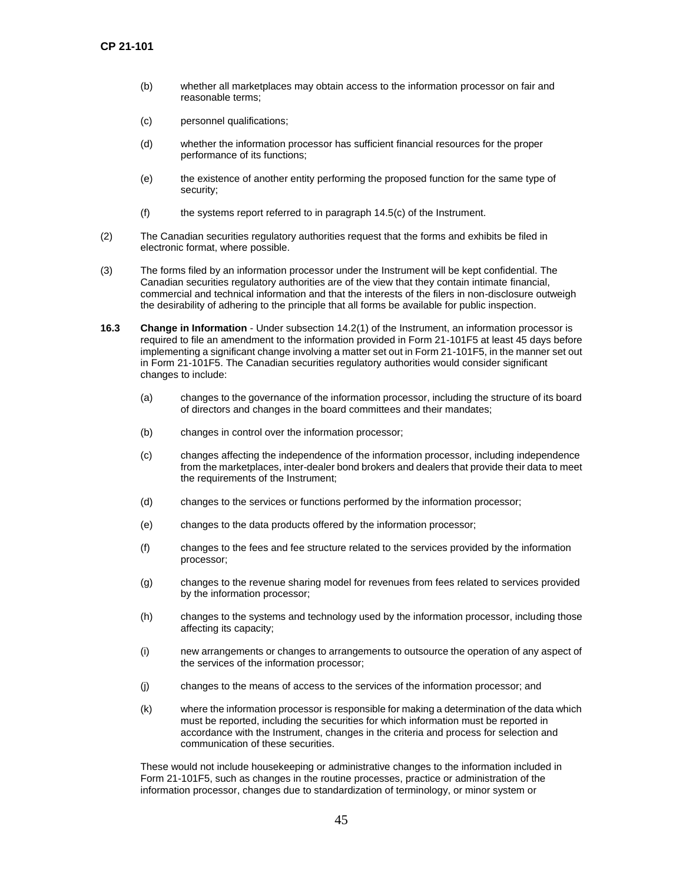(b) whether all marketplaces may obtain access to the information processor on fair and reasonable terms;

(c) personnel qualifications;

(d) whether the information processor has sufficient financial resources for the proper performance of its functions;

(e) the existence of another entity performing the proposed function for the same type of security;

(f) the systems report referred to in paragraph 14.5(c) of the Instrument.

(2) The Canadian securities regulatory authorities request that the forms and exhibits be filed in electronic format, where possible.

(3) The forms filed by an information processor under the Instrument will be kept confidential. The Canadian securities regulatory authorities are of the view that they contain intimate financial, commercial and technical information and that the interests of the filers in non-disclosure outweigh the desirability of adhering to the principle that all forms be available for public inspection.

**16.3 Change in Information** - Under subsection 14.2(1) of the Instrument, an information processor is required to file an amendment to the information provided in Form 21-101F5 at least 45 days before implementing a significant change involving a matter set out in Form 21-101F5, in the manner set out in Form 21-101F5. The Canadian securities regulatory authorities would consider significant changes to include:

(a) changes to the governance of the information processor, including the structure of its board of directors and changes in the board committees and their mandates;

(b) changes in control over the information processor;

(c) changes affecting the independence of the information processor, including independence from the marketplaces, inter-dealer bond brokers and dealers that provide their data to meet the requirements of the Instrument;

(d) changes to the services or functions performed by the information processor;

(e) changes to the data products offered by the information processor;

(f) changes to the fees and fee structure related to the services provided by the information processor;

(g) changes to the revenue sharing model for revenues from fees related to services provided by the information processor;

(h) changes to the systems and technology used by the information processor, including those affecting its capacity;

(i) new arrangements or changes to arrangements to outsource the operation of any aspect of the services of the information processor;

(j) changes to the means of access to the services of the information processor; and

(k) where the information processor is responsible for making a determination of the data which must be reported, including the securities for which information must be reported in accordance with the Instrument, changes in the criteria and process for selection and communication of these securities.

These would not include housekeeping or administrative changes to the information included in Form 21-101F5, such as changes in the routine processes, practice or administration of the information processor, changes due to standardization of terminology, or minor system or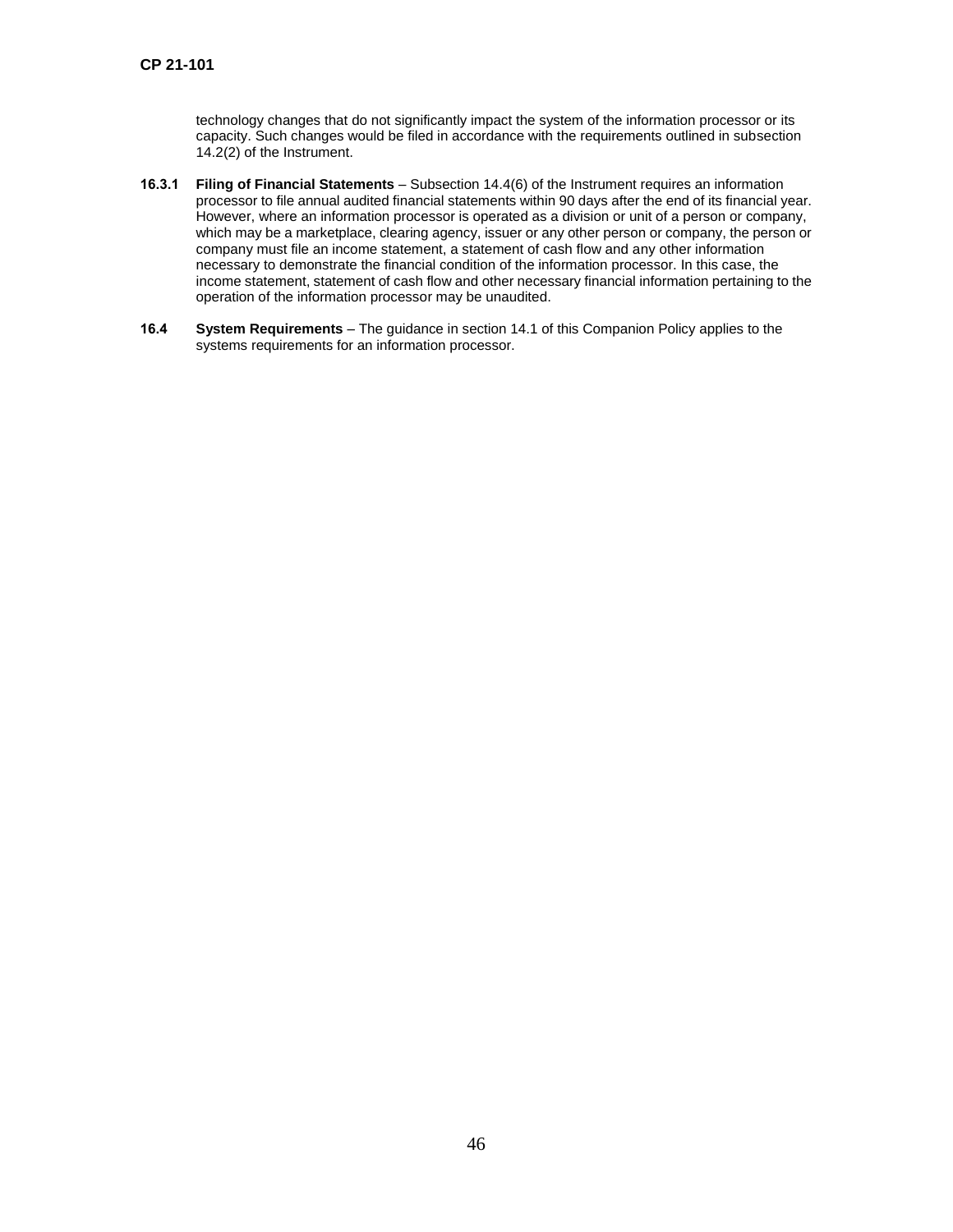technology changes that do not significantly impact the system of the information processor or its capacity. Such changes would be filed in accordance with the requirements outlined in subsection 14.2(2) of the Instrument.

**16.3.1 Filing of Financial Statements** – Subsection 14.4(6) of the Instrument requires an information processor to file annual audited financial statements within 90 days after the end of its financial year. However, where an information processor is operated as a division or unit of a person or company, which may be a marketplace, clearing agency, issuer or any other person or company, the person or company must file an income statement, a statement of cash flow and any other information necessary to demonstrate the financial condition of the information processor. In this case, the income statement, statement of cash flow and other necessary financial information pertaining to the operation of the information processor may be unaudited.

**16.4 System Requirements** – The guidance in section 14.1 of this Companion Policy applies to the systems requirements for an information processor.